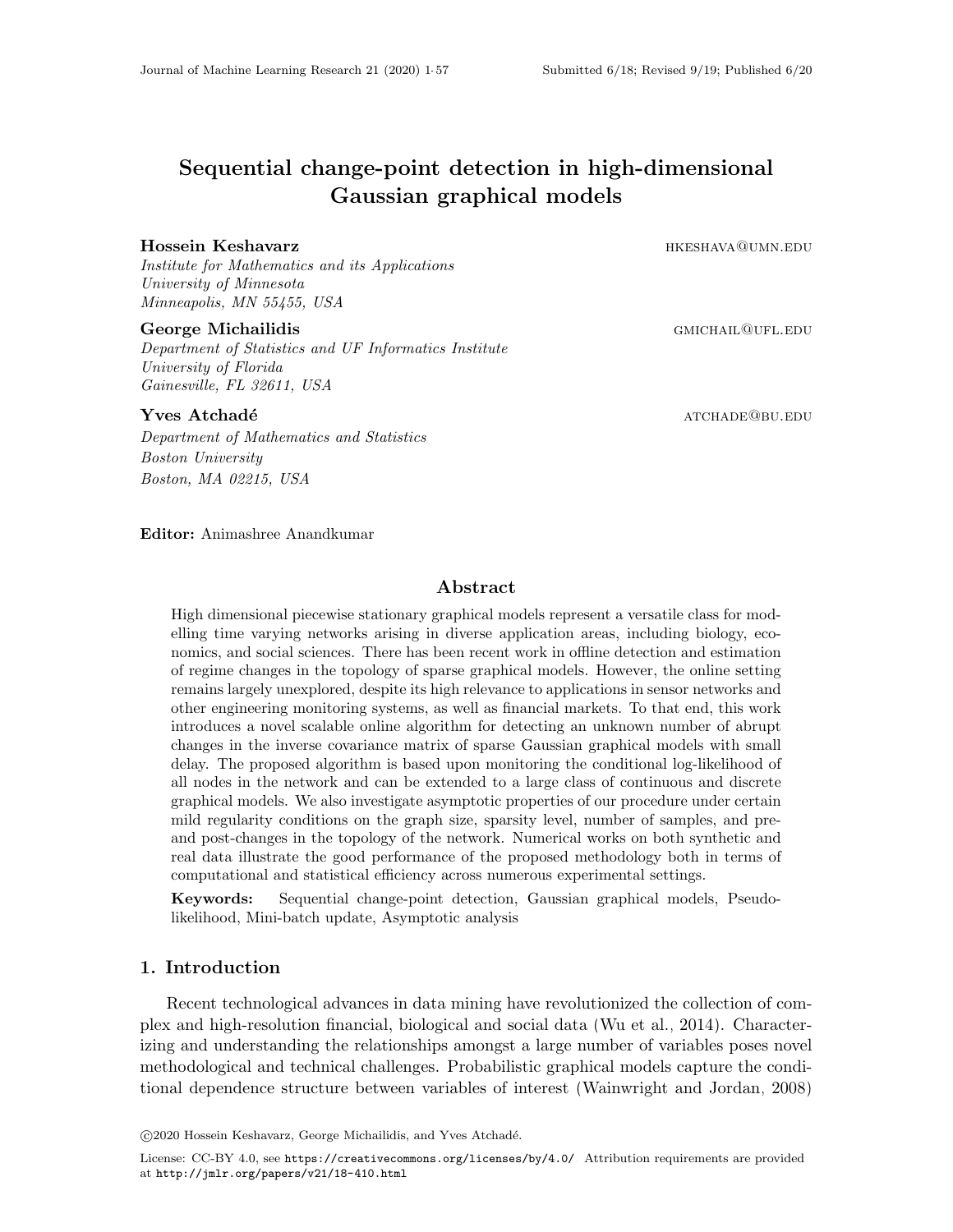# Sequential change-point detection in high-dimensional Gaussian graphical models

**Hossein Keshavarz** HKESHAVA@UMN.EDU
*Institute for Mathematics and its Applications*
*University of Minnesota*
*Minneapolis, MN 55455, USA*

**George Michailidis** GMICHAIL@UFL.EDU
*Department of Statistics and UF Informatics Institute*
*University of Florida*
*Gainesville, FL 32611, USA*

**Yves Atchadé** ATCHADE@BU.EDU
*Department of Mathematics and Statistics*
*Boston University*
*Boston, MA 02215, USA*

**Editor:** Animashree Anandkumar

## Abstract

High dimensional piecewise stationary graphical models represent a versatile class for modelling time varying networks arising in diverse application areas, including biology, economics, and social sciences. There has been recent work in offline detection and estimation of regime changes in the topology of sparse graphical models. However, the online setting remains largely unexplored, despite its high relevance to applications in sensor networks and other engineering monitoring systems, as well as financial markets. To that end, this work introduces a novel scalable online algorithm for detecting an unknown number of abrupt changes in the inverse covariance matrix of sparse Gaussian graphical models with small delay. The proposed algorithm is based upon monitoring the conditional log-likelihood of all nodes in the network and can be extended to a large class of continuous and discrete graphical models. We also investigate asymptotic properties of our procedure under certain mild regularity conditions on the graph size, sparsity level, number of samples, and pre- and post-changes in the topology of the network. Numerical works on both synthetic and real data illustrate the good performance of the proposed methodology both in terms of computational and statistical efficiency across numerous experimental settings.

**Keywords:** Sequential change-point detection, Gaussian graphical models, Pseudo-likelihood, Mini-batch update, Asymptotic analysis

## 1. Introduction

Recent technological advances in data mining have revolutionized the collection of complex and high-resolution financial, biological and social data (Wu et al., 2014). Characterizing and understanding the relationships amongst a large number of variables poses novel methodological and technical challenges. Probabilistic graphical models capture the conditional dependence structure between variables of interest (Wainwright and Jordan, 2008)

©2020 Hossein Keshavarz, George Michailidis, and Yves Atchadé.

License: CC-BY 4.0, see https://creativecommons.org/licenses/by/4.0/. Attribution requirements are provided at http://jmlr.org/papers/v21/18-410.html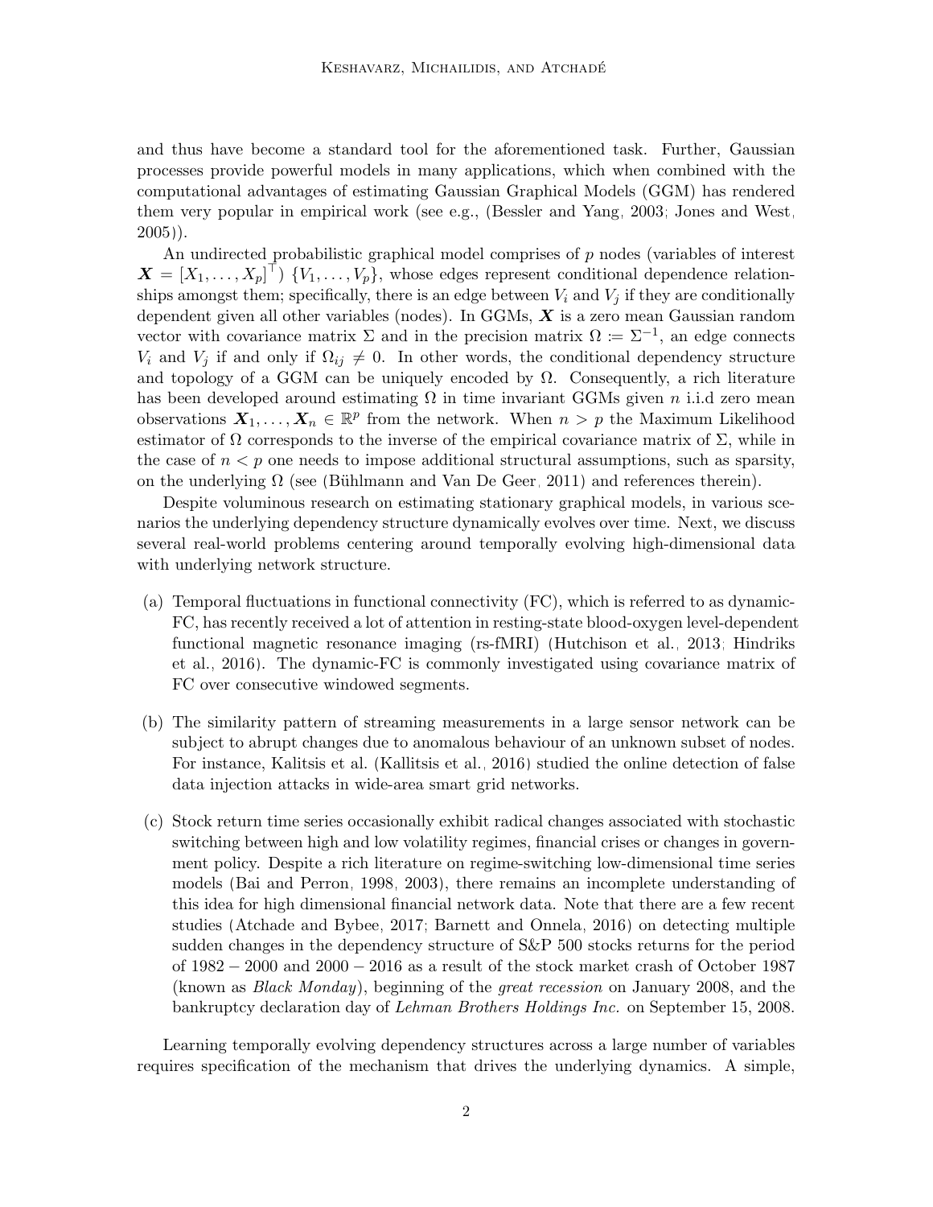and thus have become a standard tool for the aforementioned task. Further, Gaussian processes provide powerful models in many applications, which when combined with the computational advantages of estimating Gaussian Graphical Models (GGM) has rendered them very popular in empirical work (see e.g., (Bessler and Yang, 2003; Jones and West, 2005)).

An undirected probabilistic graphical model comprises of $p$ nodes (variables of interest $\boldsymbol{X} = [X_1, \ldots, X_p]^\top$) $\{V_1, \ldots, V_p\}$, whose edges represent conditional dependence relationships amongst them; specifically, there is an edge between $V_i$ and $V_j$ if they are conditionally dependent given all other variables (nodes). In GGMs, $\boldsymbol{X}$ is a zero mean Gaussian random vector with covariance matrix $\Sigma$ and in the precision matrix $\Omega \coloneqq \Sigma^{-1}$, an edge connects $V_i$ and $V_j$ if and only if $\Omega_{ij} \neq 0$. In other words, the conditional dependency structure and topology of a GGM can be uniquely encoded by $\Omega$. Consequently, a rich literature has been developed around estimating $\Omega$ in time invariant GGMs given $n$ i.i.d zero mean observations $\boldsymbol{X}_1, \ldots, \boldsymbol{X}_n \in \mathbb{R}^p$ from the network. When $n > p$ the Maximum Likelihood estimator of $\Omega$ corresponds to the inverse of the empirical covariance matrix of $\Sigma$, while in the case of $n < p$ one needs to impose additional structural assumptions, such as sparsity, on the underlying $\Omega$ (see (Bühlmann and Van De Geer, 2011) and references therein).

Despite voluminous research on estimating stationary graphical models, in various scenarios the underlying dependency structure dynamically evolves over time. Next, we discuss several real-world problems centering around temporally evolving high-dimensional data with underlying network structure.

(a) Temporal fluctuations in functional connectivity (FC), which is referred to as dynamic-FC, has recently received a lot of attention in resting-state blood-oxygen level-dependent functional magnetic resonance imaging (rs-fMRI) (Hutchison et al., 2013; Hindriks et al., 2016). The dynamic-FC is commonly investigated using covariance matrix of FC over consecutive windowed segments.

(b) The similarity pattern of streaming measurements in a large sensor network can be subject to abrupt changes due to anomalous behaviour of an unknown subset of nodes. For instance, Kalitsis et al. (Kallitsis et al., 2016) studied the online detection of false data injection attacks in wide-area smart grid networks.

(c) Stock return time series occasionally exhibit radical changes associated with stochastic switching between high and low volatility regimes, financial crises or changes in government policy. Despite a rich literature on regime-switching low-dimensional time series models (Bai and Perron, 1998, 2003), there remains an incomplete understanding of this idea for high dimensional financial network data. Note that there are a few recent studies (Atchade and Bybee, 2017; Barnett and Onnela, 2016) on detecting multiple sudden changes in the dependency structure of S&P 500 stocks returns for the period of $1982 - 2000$ and $2000 - 2016$ as a result of the stock market crash of October 1987 (known as *Black Monday*), beginning of the *great recession* on January 2008, and the bankruptcy declaration day of *Lehman Brothers Holdings Inc.* on September 15, 2008.

Learning temporally evolving dependency structures across a large number of variables requires specification of the mechanism that drives the underlying dynamics. A simple,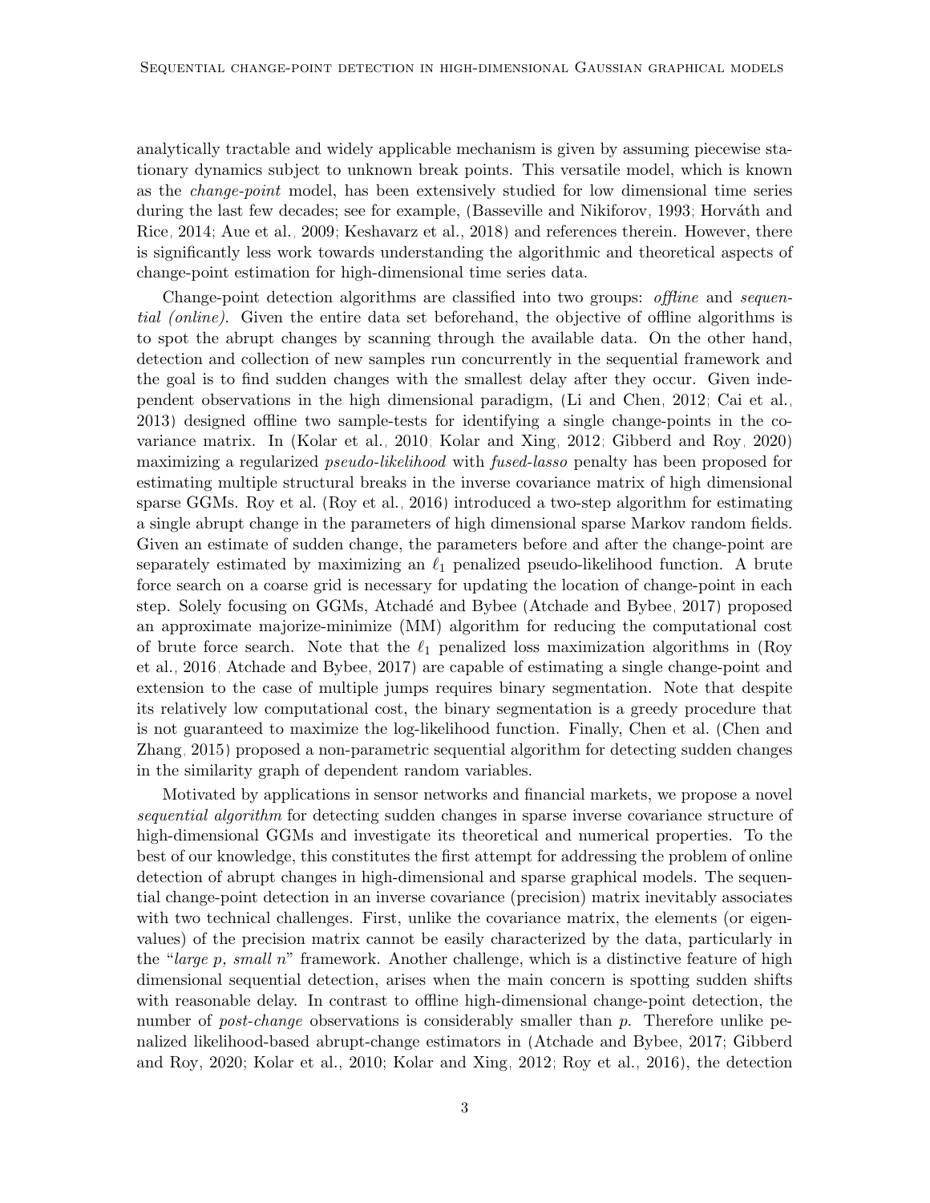analytically tractable and widely applicable mechanism is given by assuming piecewise stationary dynamics subject to unknown break points. This versatile model, which is known as the *change-point* model, has been extensively studied for low dimensional time series during the last few decades; see for example, (Basseville and Nikiforov, 1993; Horváth and Rice, 2014; Aue et al., 2009; Keshavarz et al., 2018) and references therein. However, there is significantly less work towards understanding the algorithmic and theoretical aspects of change-point estimation for high-dimensional time series data.

Change-point detection algorithms are classified into two groups: *offline* and *sequential (online)*. Given the entire data set beforehand, the objective of offline algorithms is to spot the abrupt changes by scanning through the available data. On the other hand, detection and collection of new samples run concurrently in the sequential framework and the goal is to find sudden changes with the smallest delay after they occur. Given independent observations in the high dimensional paradigm, (Li and Chen, 2012; Cai et al., 2013) designed offline two sample-tests for identifying a single change-points in the covariance matrix. In (Kolar et al., 2010; Kolar and Xing, 2012; Gibberd and Roy, 2020) maximizing a regularized *pseudo-likelihood* with *fused-lasso* penalty has been proposed for estimating multiple structural breaks in the inverse covariance matrix of high dimensional sparse GGMs. Roy et al. (Roy et al., 2016) introduced a two-step algorithm for estimating a single abrupt change in the parameters of high dimensional sparse Markov random fields. Given an estimate of sudden change, the parameters before and after the change-point are separately estimated by maximizing an $\ell_1$ penalized pseudo-likelihood function. A brute force search on a coarse grid is necessary for updating the location of change-point in each step. Solely focusing on GGMs, Atchadé and Bybee (Atchade and Bybee, 2017) proposed an approximate majorize-minimize (MM) algorithm for reducing the computational cost of brute force search. Note that the $\ell_1$ penalized loss maximization algorithms in (Roy et al., 2016; Atchade and Bybee, 2017) are capable of estimating a single change-point and extension to the case of multiple jumps requires binary segmentation. Note that despite its relatively low computational cost, the binary segmentation is a greedy procedure that is not guaranteed to maximize the log-likelihood function. Finally, Chen et al. (Chen and Zhang, 2015) proposed a non-parametric sequential algorithm for detecting sudden changes in the similarity graph of dependent random variables.

Motivated by applications in sensor networks and financial markets, we propose a novel *sequential algorithm* for detecting sudden changes in sparse inverse covariance structure of high-dimensional GGMs and investigate its theoretical and numerical properties. To the best of our knowledge, this constitutes the first attempt for addressing the problem of online detection of abrupt changes in high-dimensional and sparse graphical models. The sequential change-point detection in an inverse covariance (precision) matrix inevitably associates with two technical challenges. First, unlike the covariance matrix, the elements (or eigenvalues) of the precision matrix cannot be easily characterized by the data, particularly in the "*large p, small n*" framework. Another challenge, which is a distinctive feature of high dimensional sequential detection, arises when the main concern is spotting sudden shifts with reasonable delay. In contrast to offline high-dimensional change-point detection, the number of *post-change* observations is considerably smaller than $p$. Therefore unlike penalized likelihood-based abrupt-change estimators in (Atchade and Bybee, 2017; Gibberd and Roy, 2020; Kolar et al., 2010; Kolar and Xing, 2012; Roy et al., 2016), the detection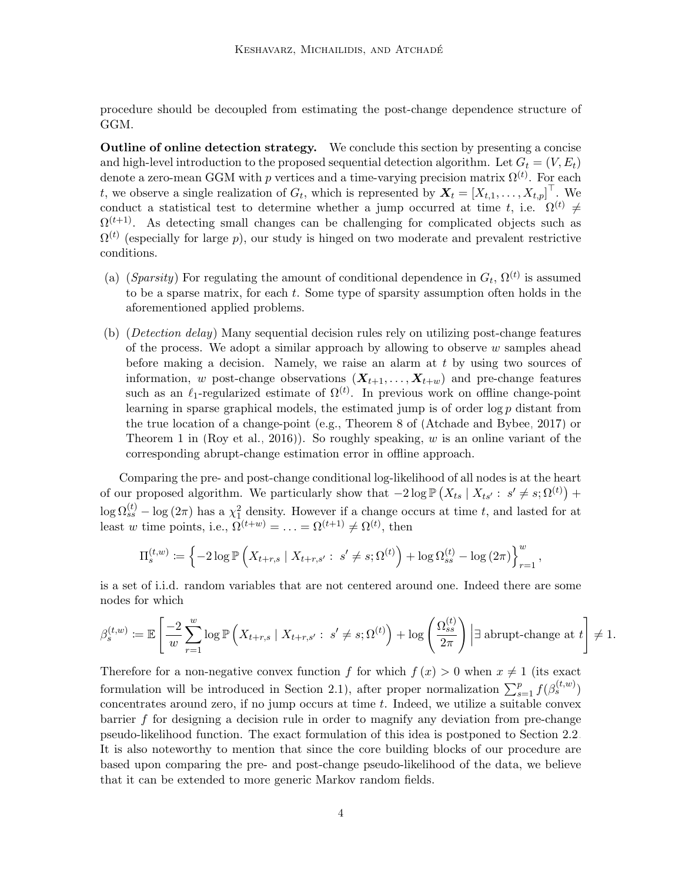procedure should be decoupled from estimating the post-change dependence structure of GGM.

**Outline of online detection strategy.** We conclude this section by presenting a concise and high-level introduction to the proposed sequential detection algorithm. Let $G_t = (V, E_t)$ denote a zero-mean GGM with $p$ vertices and a time-varying precision matrix $\Omega^{(t)}$. For each $t$, we observe a single realization of $G_t$, which is represented by $\boldsymbol{X}_t = [X_{t,1}, \ldots, X_{t,p}]^\top$. We conduct a statistical test to determine whether a jump occurred at time $t$, i.e. $\Omega^{(t)} \neq \Omega^{(t+1)}$. As detecting small changes can be challenging for complicated objects such as $\Omega^{(t)}$ (especially for large $p$), our study is hinged on two moderate and prevalent restrictive conditions.

(a) (*Sparsity*) For regulating the amount of conditional dependence in $G_t$, $\Omega^{(t)}$ is assumed to be a sparse matrix, for each $t$. Some type of sparsity assumption often holds in the aforementioned applied problems.

(b) (*Detection delay*) Many sequential decision rules rely on utilizing post-change features of the process. We adopt a similar approach by allowing to observe $w$ samples ahead before making a decision. Namely, we raise an alarm at $t$ by using two sources of information, $w$ post-change observations $(\boldsymbol{X}_{t+1}, \ldots, \boldsymbol{X}_{t+w})$ and pre-change features such as an $\ell_1$-regularized estimate of $\Omega^{(t)}$. In previous work on offline change-point learning in sparse graphical models, the estimated jump is of order $\log p$ distant from the true location of a change-point (e.g., Theorem 8 of (Atchade and Bybee, 2017) or Theorem 1 in (Roy et al., 2016)). So roughly speaking, $w$ is an online variant of the corresponding abrupt-change estimation error in offline approach.

Comparing the pre- and post-change conditional log-likelihood of all nodes is at the heart of our proposed algorithm. We particularly show that $-2 \log \mathbb{P}\left(X_{ts} \mid X_{ts'} : \ s' \neq s; \Omega^{(t)}\right) + \log \Omega_{ss}^{(t)} - \log(2\pi)$ has a $\chi_1^2$ density. However if a change occurs at time $t$, and lasted for at least $w$ time points, i.e., $\Omega^{(t+w)} = \ldots = \Omega^{(t+1)} \neq \Omega^{(t)}$, then

$$\Pi_s^{(t,w)} := \left\{ -2 \log \mathbb{P}\left(X_{t+r,s} \mid X_{t+r,s'} : \ s' \neq s; \Omega^{(t)}\right) + \log \Omega_{ss}^{(t)} - \log(2\pi) \right\}_{r=1}^{w},$$

is a set of i.i.d. random variables that are not centered around one. Indeed there are some nodes for which

$$\beta_s^{(t,w)} := \mathbb{E}\left[ \frac{-2}{w} \sum_{r=1}^{w} \log \mathbb{P}\left(X_{t+r,s} \mid X_{t+r,s'} : \ s' \neq s; \Omega^{(t)}\right) + \log\left(\frac{\Omega_{ss}^{(t)}}{2\pi}\right) \Big| \exists \text{ abrupt-change at } t \right] \neq 1.$$

Therefore for a non-negative convex function $f$ for which $f(x) > 0$ when $x \neq 1$ (its exact formulation will be introduced in Section 2.1), after proper normalization $\sum_{s=1}^{p} f(\beta_s^{(t,w)})$ concentrates around zero, if no jump occurs at time $t$. Indeed, we utilize a suitable convex barrier $f$ for designing a decision rule in order to magnify any deviation from pre-change pseudo-likelihood function. The exact formulation of this idea is postponed to Section 2.2. It is also noteworthy to mention that since the core building blocks of our procedure are based upon comparing the pre- and post-change pseudo-likelihood of the data, we believe that it can be extended to more generic Markov random fields.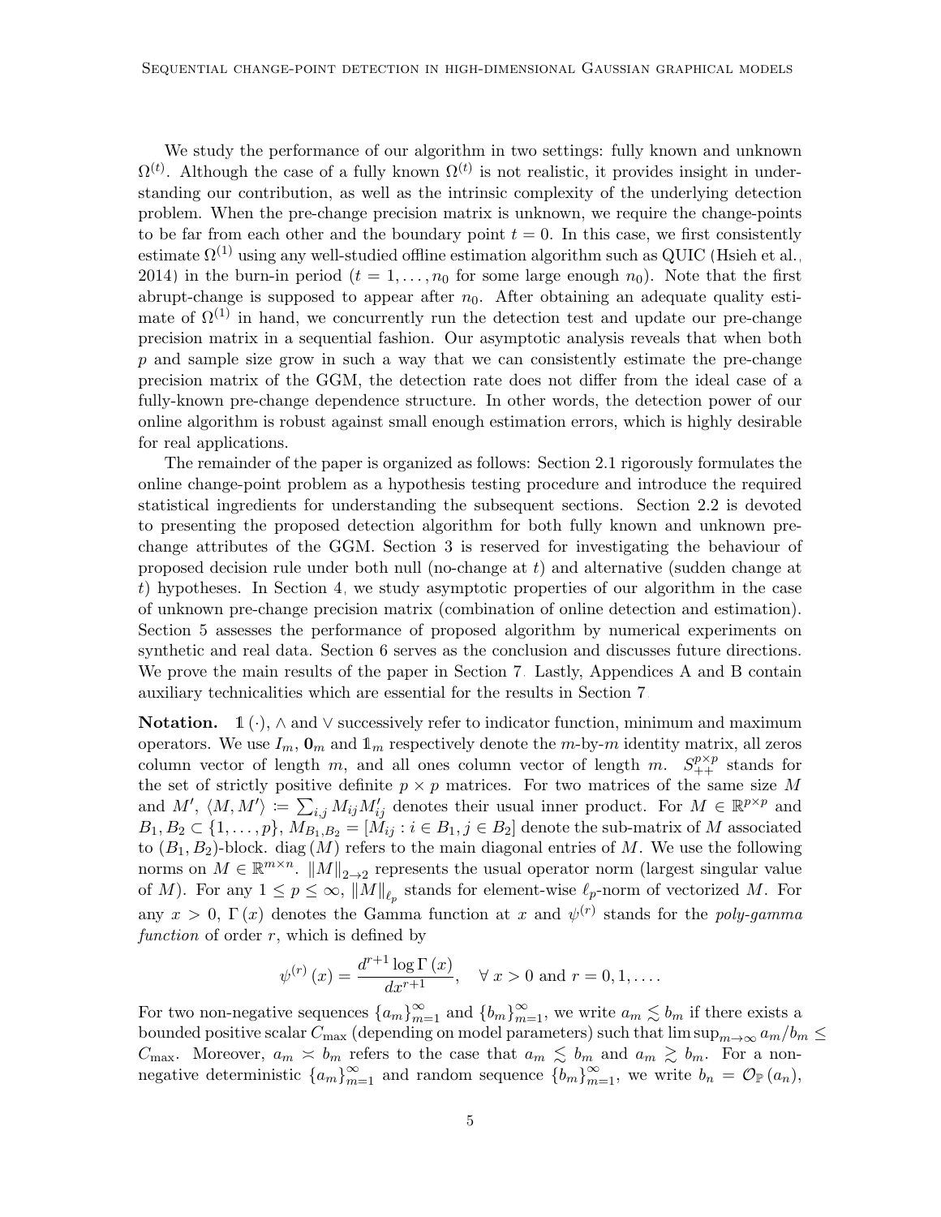We study the performance of our algorithm in two settings: fully known and unknown $\Omega^{(t)}$. Although the case of a fully known $\Omega^{(t)}$ is not realistic, it provides insight in understanding our contribution, as well as the intrinsic complexity of the underlying detection problem. When the pre-change precision matrix is unknown, we require the change-points to be far from each other and the boundary point $t = 0$. In this case, we first consistently estimate $\Omega^{(1)}$ using any well-studied offline estimation algorithm such as QUIC (Hsieh et al., 2014) in the burn-in period ($t = 1, \ldots, n_0$ for some large enough $n_0$). Note that the first abrupt-change is supposed to appear after $n_0$. After obtaining an adequate quality estimate of $\Omega^{(1)}$ in hand, we concurrently run the detection test and update our pre-change precision matrix in a sequential fashion. Our asymptotic analysis reveals that when both $p$ and sample size grow in such a way that we can consistently estimate the pre-change precision matrix of the GGM, the detection rate does not differ from the ideal case of a fully-known pre-change dependence structure. In other words, the detection power of our online algorithm is robust against small enough estimation errors, which is highly desirable for real applications.

The remainder of the paper is organized as follows: Section 2.1 rigorously formulates the online change-point problem as a hypothesis testing procedure and introduce the required statistical ingredients for understanding the subsequent sections. Section 2.2 is devoted to presenting the proposed detection algorithm for both fully known and unknown pre-change attributes of the GGM. Section 3 is reserved for investigating the behaviour of proposed decision rule under both null (no-change at $t$) and alternative (sudden change at $t$) hypotheses. In Section 4, we study asymptotic properties of our algorithm in the case of unknown pre-change precision matrix (combination of online detection and estimation). Section 5 assesses the performance of proposed algorithm by numerical experiments on synthetic and real data. Section 6 serves as the conclusion and discusses future directions. We prove the main results of the paper in Section 7. Lastly, Appendices A and B contain auxiliary technicalities which are essential for the results in Section 7.

**Notation.** $\mathbb{1}(\cdot)$, $\wedge$ and $\vee$ successively refer to indicator function, minimum and maximum operators. We use $I_m$, $\mathbf{0}_m$ and $\mathbb{1}_m$ respectively denote the $m$-by-$m$ identity matrix, all zeros column vector of length $m$, and all ones column vector of length $m$. $S_{++}^{p\times p}$ stands for the set of strictly positive definite $p \times p$ matrices. For two matrices of the same size $M$ and $M'$, $\langle M, M' \rangle \coloneqq \sum_{i,j} M_{ij} M'_{ij}$ denotes their usual inner product. For $M \in \mathbb{R}^{p\times p}$ and $B_1, B_2 \subset \{1, \ldots, p\}$, $M_{B_1,B_2} = [M_{ij} : i \in B_1, j \in B_2]$ denote the sub-matrix of $M$ associated to $(B_1, B_2)$-block. $\operatorname{diag}(M)$ refers to the main diagonal entries of $M$. We use the following norms on $M \in \mathbb{R}^{m\times n}$. $\|M\|_{2\to 2}$ represents the usual operator norm (largest singular value of $M$). For any $1 \le p \le \infty$, $\|M\|_{\ell_p}$ stands for element-wise $\ell_p$-norm of vectorized $M$. For any $x > 0$, $\Gamma(x)$ denotes the Gamma function at $x$ and $\psi^{(r)}$ stands for the *poly-gamma function* of order $r$, which is defined by

$$\psi^{(r)}(x) = \frac{d^{r+1} \log \Gamma(x)}{dx^{r+1}}, \quad \forall\ x > 0 \text{ and } r = 0, 1, \ldots .$$

For two non-negative sequences $\{a_m\}_{m=1}^{\infty}$ and $\{b_m\}_{m=1}^{\infty}$, we write $a_m \lesssim b_m$ if there exists a bounded positive scalar $C_{\max}$ (depending on model parameters) such that $\limsup_{m\to\infty} a_m/b_m \le C_{\max}$. Moreover, $a_m \asymp b_m$ refers to the case that $a_m \lesssim b_m$ and $a_m \gtrsim b_m$. For a non-negative deterministic $\{a_m\}_{m=1}^{\infty}$ and random sequence $\{b_m\}_{m=1}^{\infty}$, we write $b_n = \mathcal{O}_{\mathbb{P}}(a_n)$,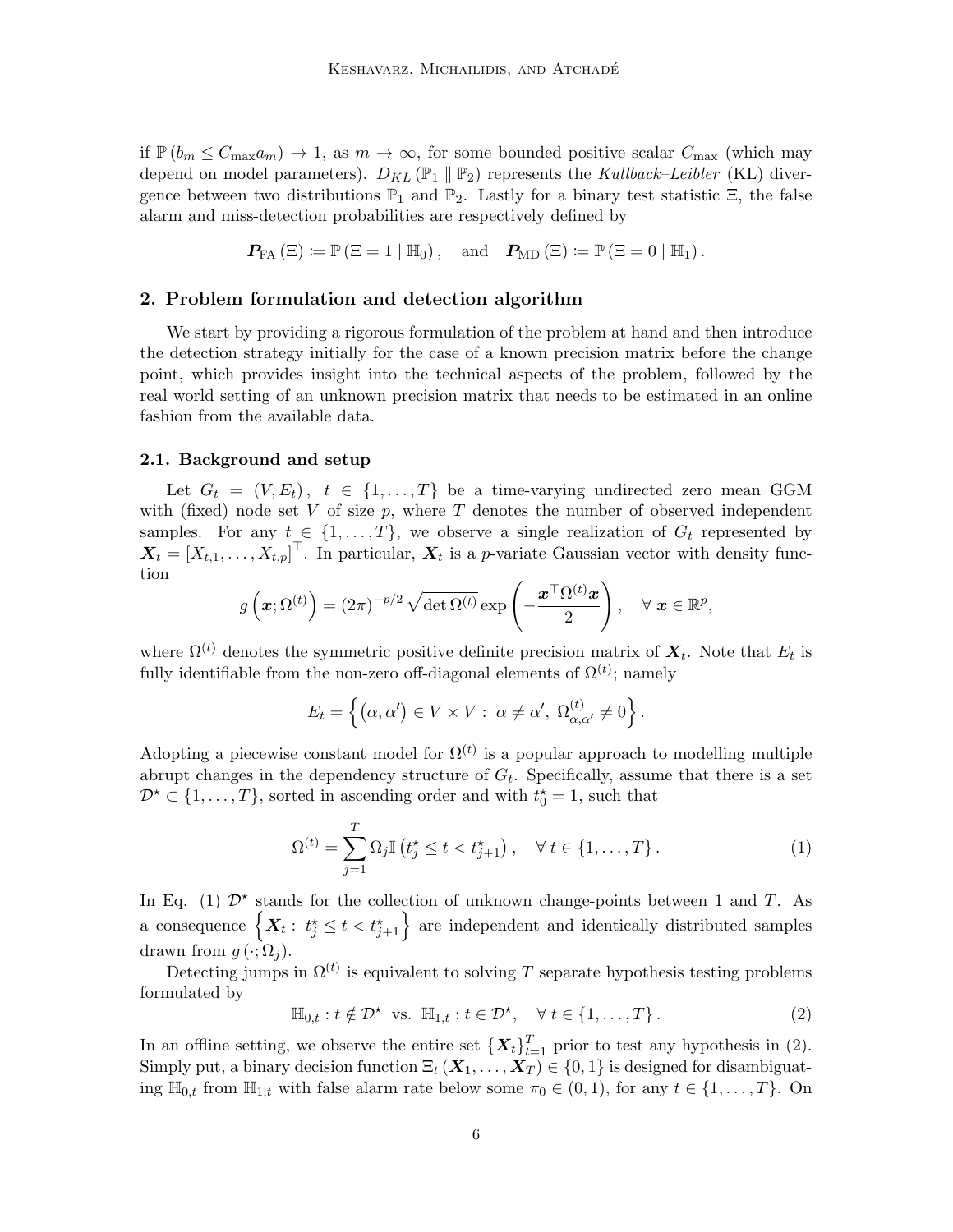if $\mathbb{P}(b_m \leq C_{\max} a_m) \to 1$, as $m \to \infty$, for some bounded positive scalar $C_{\max}$ (which may depend on model parameters). $D_{KL}(\mathbb{P}_1 \parallel \mathbb{P}_2)$ represents the *Kullback–Leibler* (KL) divergence between two distributions $\mathbb{P}_1$ and $\mathbb{P}_2$. Lastly for a binary test statistic $\Xi$, the false alarm and miss-detection probabilities are respectively defined by

$$\boldsymbol{P}_{\text{FA}}(\Xi) \coloneqq \mathbb{P}(\Xi = 1 \mid \mathbb{H}_0), \quad \text{and} \quad \boldsymbol{P}_{\text{MD}}(\Xi) \coloneqq \mathbb{P}(\Xi = 0 \mid \mathbb{H}_1).$$

## 2. Problem formulation and detection algorithm

We start by providing a rigorous formulation of the problem at hand and then introduce the detection strategy initially for the case of a known precision matrix before the change point, which provides insight into the technical aspects of the problem, followed by the real world setting of an unknown precision matrix that needs to be estimated in an online fashion from the available data.

### 2.1. Background and setup

Let $G_t = (V, E_t), \ t \in \{1, \ldots, T\}$ be a time-varying undirected zero mean GGM with (fixed) node set $V$ of size $p$, where $T$ denotes the number of observed independent samples. For any $t \in \{1, \ldots, T\}$, we observe a single realization of $G_t$ represented by $\boldsymbol{X}_t = [X_{t,1}, \ldots, X_{t,p}]^\top$. In particular, $\boldsymbol{X}_t$ is a $p$-variate Gaussian vector with density function

$$g\left(\boldsymbol{x}; \Omega^{(t)}\right) = (2\pi)^{-p/2} \sqrt{\det \Omega^{(t)}} \exp\left(-\frac{\boldsymbol{x}^\top \Omega^{(t)} \boldsymbol{x}}{2}\right), \quad \forall\, \boldsymbol{x} \in \mathbb{R}^p,$$

where $\Omega^{(t)}$ denotes the symmetric positive definite precision matrix of $\boldsymbol{X}_t$. Note that $E_t$ is fully identifiable from the non-zero off-diagonal elements of $\Omega^{(t)}$; namely

$$E_t = \left\{(\alpha, \alpha') \in V \times V : \ \alpha \neq \alpha', \ \Omega^{(t)}_{\alpha,\alpha'} \neq 0\right\}.$$

Adopting a piecewise constant model for $\Omega^{(t)}$ is a popular approach to modelling multiple abrupt changes in the dependency structure of $G_t$. Specifically, assume that there is a set $\mathcal{D}^\star \subset \{1, \ldots, T\}$, sorted in ascending order and with $t^\star_0 = 1$, such that

$$\Omega^{(t)} = \sum_{j=1}^{T} \Omega_j \mathbb{I}\left(t^\star_j \leq t < t^\star_{j+1}\right), \quad \forall\, t \in \{1, \ldots, T\}. \tag{1}$$

In Eq. (1) $\mathcal{D}^\star$ stands for the collection of unknown change-points between 1 and $T$. As a consequence $\left\{\boldsymbol{X}_t : \ t^\star_j \leq t < t^\star_{j+1}\right\}$ are independent and identically distributed samples drawn from $g(\cdot; \Omega_j)$.

Detecting jumps in $\Omega^{(t)}$ is equivalent to solving $T$ separate hypothesis testing problems formulated by

$$\mathbb{H}_{0,t} : t \notin \mathcal{D}^\star \ \text{ vs. } \ \mathbb{H}_{1,t} : t \in \mathcal{D}^\star, \quad \forall\, t \in \{1, \ldots, T\}. \tag{2}$$

In an offline setting, we observe the entire set $\{\boldsymbol{X}_t\}_{t=1}^T$ prior to test any hypothesis in (2). Simply put, a binary decision function $\Xi_t(\boldsymbol{X}_1, \ldots, \boldsymbol{X}_T) \in \{0, 1\}$ is designed for disambiguating $\mathbb{H}_{0,t}$ from $\mathbb{H}_{1,t}$ with false alarm rate below some $\pi_0 \in (0, 1)$, for any $t \in \{1, \ldots, T\}$. On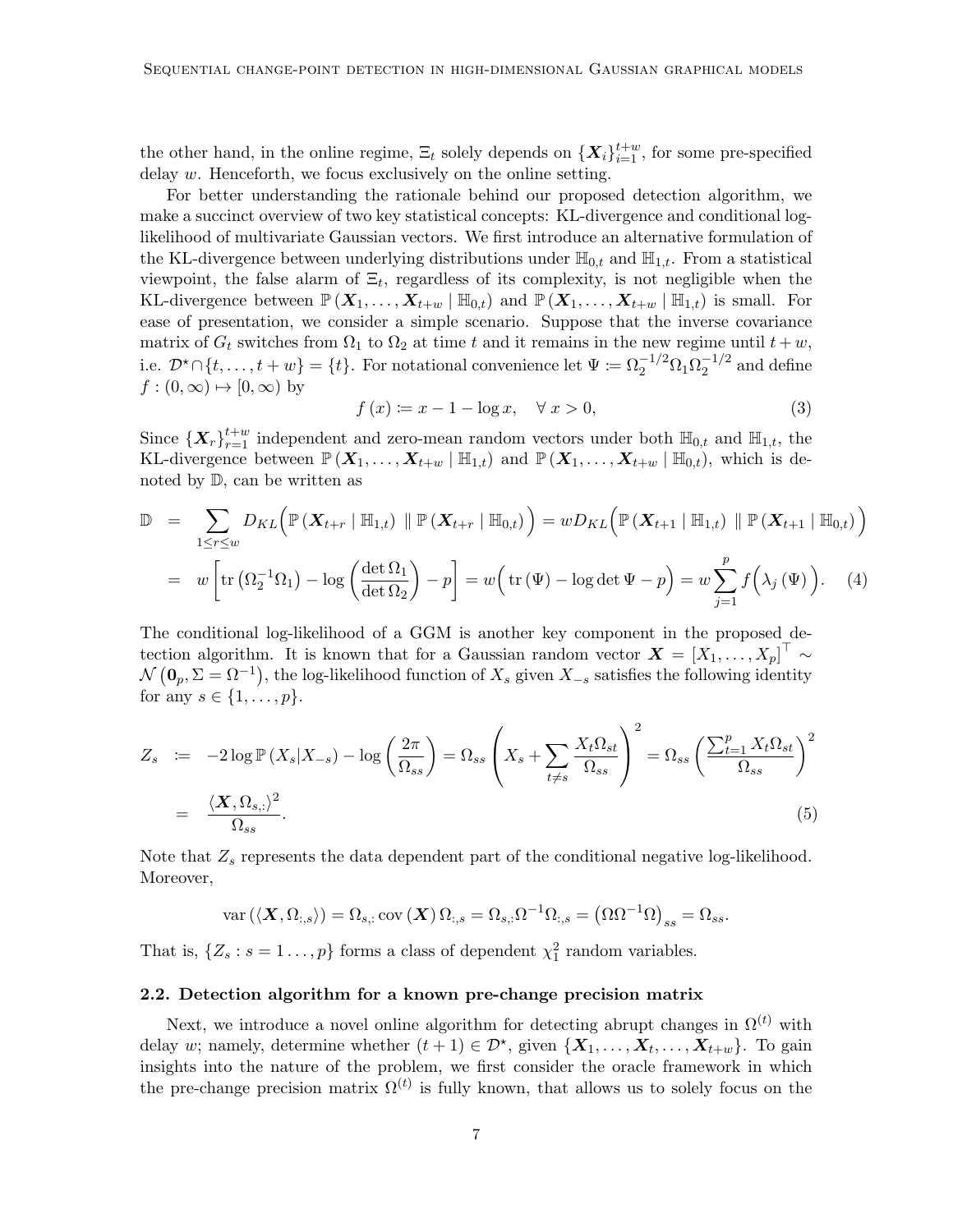the other hand, in the online regime, $\Xi_t$ solely depends on $\{\boldsymbol{X}_i\}_{i=1}^{t+w}$, for some pre-specified delay $w$. Henceforth, we focus exclusively on the online setting.

For better understanding the rationale behind our proposed detection algorithm, we make a succinct overview of two key statistical concepts: KL-divergence and conditional log-likelihood of multivariate Gaussian vectors. We first introduce an alternative formulation of the KL-divergence between underlying distributions under $\mathbb{H}_{0,t}$ and $\mathbb{H}_{1,t}$. From a statistical viewpoint, the false alarm of $\Xi_t$, regardless of its complexity, is not negligible when the KL-divergence between $\mathbb{P}(\boldsymbol{X}_1, \ldots, \boldsymbol{X}_{t+w} \mid \mathbb{H}_{0,t})$ and $\mathbb{P}(\boldsymbol{X}_1, \ldots, \boldsymbol{X}_{t+w} \mid \mathbb{H}_{1,t})$ is small. For ease of presentation, we consider a simple scenario. Suppose that the inverse covariance matrix of $G_t$ switches from $\Omega_1$ to $\Omega_2$ at time $t$ and it remains in the new regime until $t+w$, i.e. $\mathcal{D}^\star \cap \{t, \ldots, t+w\} = \{t\}$. For notational convenience let $\Psi \coloneqq \Omega_2^{-1/2} \Omega_1 \Omega_2^{-1/2}$ and define $f : (0, \infty) \mapsto [0, \infty)$ by

$$f(x) \coloneqq x - 1 - \log x, \quad \forall\, x > 0, \tag{3}$$

Since $\{\boldsymbol{X}_r\}_{r=1}^{t+w}$ independent and zero-mean random vectors under both $\mathbb{H}_{0,t}$ and $\mathbb{H}_{1,t}$, the KL-divergence between $\mathbb{P}(\boldsymbol{X}_1, \ldots, \boldsymbol{X}_{t+w} \mid \mathbb{H}_{1,t})$ and $\mathbb{P}(\boldsymbol{X}_1, \ldots, \boldsymbol{X}_{t+w} \mid \mathbb{H}_{0,t})$, which is denoted by $\mathbb{D}$, can be written as

$$\begin{aligned}
\mathbb{D} &= \sum_{1 \le r \le w} D_{KL}\Big(\mathbb{P}(\boldsymbol{X}_{t+r} \mid \mathbb{H}_{1,t}) \;\|\; \mathbb{P}(\boldsymbol{X}_{t+r} \mid \mathbb{H}_{0,t})\Big) = w D_{KL}\Big(\mathbb{P}(\boldsymbol{X}_{t+1} \mid \mathbb{H}_{1,t}) \;\|\; \mathbb{P}(\boldsymbol{X}_{t+1} \mid \mathbb{H}_{0,t})\Big) \\
&= w\left[\operatorname{tr}\left(\Omega_2^{-1}\Omega_1\right) - \log\left(\frac{\det \Omega_1}{\det \Omega_2}\right) - p\right] = w\Big(\operatorname{tr}(\Psi) - \log\det\Psi - p\Big) = w \sum_{j=1}^{p} f\Big(\lambda_j(\Psi)\Big).
\end{aligned} \tag{4}$$

The conditional log-likelihood of a GGM is another key component in the proposed detection algorithm. It is known that for a Gaussian random vector $\boldsymbol{X} = [X_1, \ldots, X_p]^\top \sim \mathcal{N}\left(\mathbf{0}_p, \Sigma = \Omega^{-1}\right)$, the log-likelihood function of $X_s$ given $X_{-s}$ satisfies the following identity for any $s \in \{1, \ldots, p\}$.

$$\begin{aligned}
Z_s &\coloneqq -2\log \mathbb{P}(X_s | X_{-s}) - \log\left(\frac{2\pi}{\Omega_{ss}}\right) = \Omega_{ss}\left(X_s + \sum_{t \ne s} \frac{X_t \Omega_{st}}{\Omega_{ss}}\right)^2 = \Omega_{ss}\left(\frac{\sum_{t=1}^{p} X_t \Omega_{st}}{\Omega_{ss}}\right)^2 \\
&= \frac{\langle \boldsymbol{X}, \Omega_{s,:}\rangle^2}{\Omega_{ss}}.
\end{aligned} \tag{5}$$

Note that $Z_s$ represents the data dependent part of the conditional negative log-likelihood. Moreover,

$$\operatorname{var}\left(\langle \boldsymbol{X}, \Omega_{:,s}\rangle\right) = \Omega_{s,:} \operatorname{cov}(\boldsymbol{X})\, \Omega_{:,s} = \Omega_{s,:}\Omega^{-1}\Omega_{:,s} = \left(\Omega\Omega^{-1}\Omega\right)_{ss} = \Omega_{ss}.$$

That is, $\{Z_s : s = 1 \ldots, p\}$ forms a class of dependent $\chi_1^2$ random variables.

### 2.2. Detection algorithm for a known pre-change precision matrix

Next, we introduce a novel online algorithm for detecting abrupt changes in $\Omega^{(t)}$ with delay $w$; namely, determine whether $(t+1) \in \mathcal{D}^\star$, given $\{\boldsymbol{X}_1, \ldots, \boldsymbol{X}_t, \ldots, \boldsymbol{X}_{t+w}\}$. To gain insights into the nature of the problem, we first consider the oracle framework in which the pre-change precision matrix $\Omega^{(t)}$ is fully known, that allows us to solely focus on the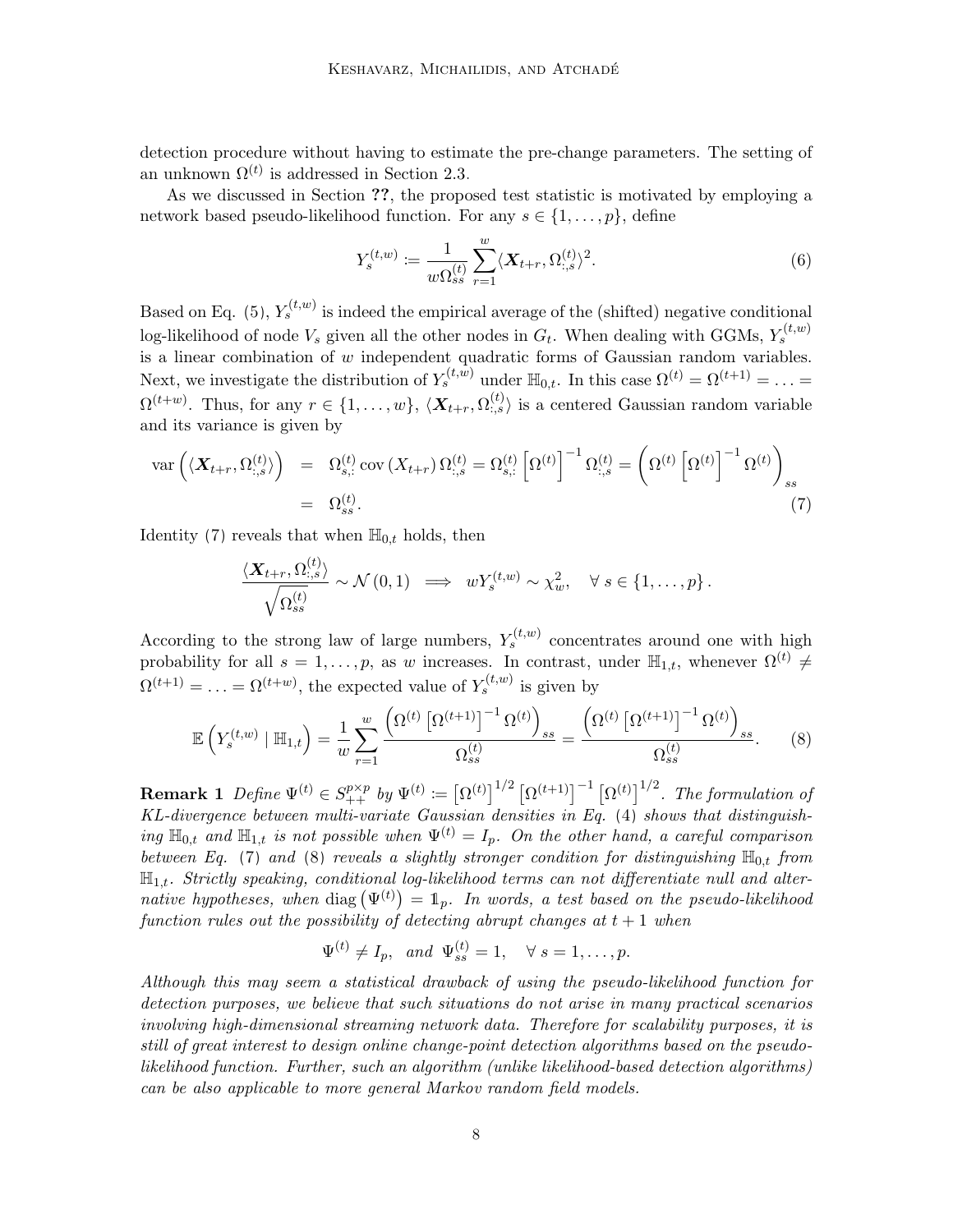detection procedure without having to estimate the pre-change parameters. The setting of an unknown $\Omega^{(t)}$ is addressed in Section 2.3.

As we discussed in Section **??**, the proposed test statistic is motivated by employing a network based pseudo-likelihood function. For any $s \in \{1, \dots, p\}$, define

$$Y_s^{(t,w)} := \frac{1}{w\Omega_{ss}^{(t)}} \sum_{r=1}^{w} \langle \boldsymbol{X}_{t+r}, \Omega_{:,s}^{(t)} \rangle^2. \tag{6}$$

Based on Eq. (5), $Y_s^{(t,w)}$ is indeed the empirical average of the (shifted) negative conditional log-likelihood of node $V_s$ given all the other nodes in $G_t$. When dealing with GGMs, $Y_s^{(t,w)}$ is a linear combination of $w$ independent quadratic forms of Gaussian random variables. Next, we investigate the distribution of $Y_s^{(t,w)}$ under $\mathbb{H}_{0,t}$. In this case $\Omega^{(t)} = \Omega^{(t+1)} = \dots = \Omega^{(t+w)}$. Thus, for any $r \in \{1, \dots, w\}$, $\langle \boldsymbol{X}_{t+r}, \Omega_{:,s}^{(t)} \rangle$ is a centered Gaussian random variable and its variance is given by

$$\begin{aligned}
\operatorname{var}\left(\langle \boldsymbol{X}_{t+r}, \Omega_{:,s}^{(t)} \rangle\right) &= \Omega_{s,:}^{(t)} \operatorname{cov}\left(X_{t+r}\right) \Omega_{:,s}^{(t)} = \Omega_{s,:}^{(t)} \left[\Omega^{(t)}\right]^{-1} \Omega_{:,s}^{(t)} = \left(\Omega^{(t)} \left[\Omega^{(t)}\right]^{-1} \Omega^{(t)}\right)_{ss} \\
&= \Omega_{ss}^{(t)}.
\end{aligned} \tag{7}$$

Identity (7) reveals that when $\mathbb{H}_{0,t}$ holds, then

$$\frac{\langle \boldsymbol{X}_{t+r}, \Omega_{:,s}^{(t)} \rangle}{\sqrt{\Omega_{ss}^{(t)}}} \sim \mathcal{N}(0,1) \implies wY_s^{(t,w)} \sim \chi_w^2, \quad \forall\, s \in \{1, \dots, p\}.$$

According to the strong law of large numbers, $Y_s^{(t,w)}$ concentrates around one with high probability for all $s = 1, \dots, p$, as $w$ increases. In contrast, under $\mathbb{H}_{1,t}$, whenever $\Omega^{(t)} \neq \Omega^{(t+1)} = \dots = \Omega^{(t+w)}$, the expected value of $Y_s^{(t,w)}$ is given by

$$\mathbb{E}\left(Y_s^{(t,w)} \mid \mathbb{H}_{1,t}\right) = \frac{1}{w} \sum_{r=1}^{w} \frac{\left(\Omega^{(t)} \left[\Omega^{(t+1)}\right]^{-1} \Omega^{(t)}\right)_{ss}}{\Omega_{ss}^{(t)}} = \frac{\left(\Omega^{(t)} \left[\Omega^{(t+1)}\right]^{-1} \Omega^{(t)}\right)_{ss}}{\Omega_{ss}^{(t)}}. \tag{8}$$

**Remark 1** *Define $\Psi^{(t)} \in S_{++}^{p \times p}$ by $\Psi^{(t)} := \left[\Omega^{(t)}\right]^{1/2} \left[\Omega^{(t+1)}\right]^{-1} \left[\Omega^{(t)}\right]^{1/2}$. The formulation of KL-divergence between multi-variate Gaussian densities in Eq. (4) shows that distinguishing $\mathbb{H}_{0,t}$ and $\mathbb{H}_{1,t}$ is not possible when $\Psi^{(t)} = I_p$. On the other hand, a careful comparison between Eq. (7) and (8) reveals a slightly stronger condition for distinguishing $\mathbb{H}_{0,t}$ from $\mathbb{H}_{1,t}$. Strictly speaking, conditional log-likelihood terms can not differentiate null and alternative hypotheses, when $\operatorname{diag}\left(\Psi^{(t)}\right) = \mathbb{1}_p$. In words, a test based on the pseudo-likelihood function rules out the possibility of detecting abrupt changes at $t+1$ when*

$$\Psi^{(t)} \neq I_p, \quad \text{and } \Psi_{ss}^{(t)} = 1, \quad \forall\, s = 1, \dots, p.$$

*Although this may seem a statistical drawback of using the pseudo-likelihood function for detection purposes, we believe that such situations do not arise in many practical scenarios involving high-dimensional streaming network data. Therefore for scalability purposes, it is still of great interest to design online change-point detection algorithms based on the pseudo-likelihood function. Further, such an algorithm (unlike likelihood-based detection algorithms) can be also applicable to more general Markov random field models.*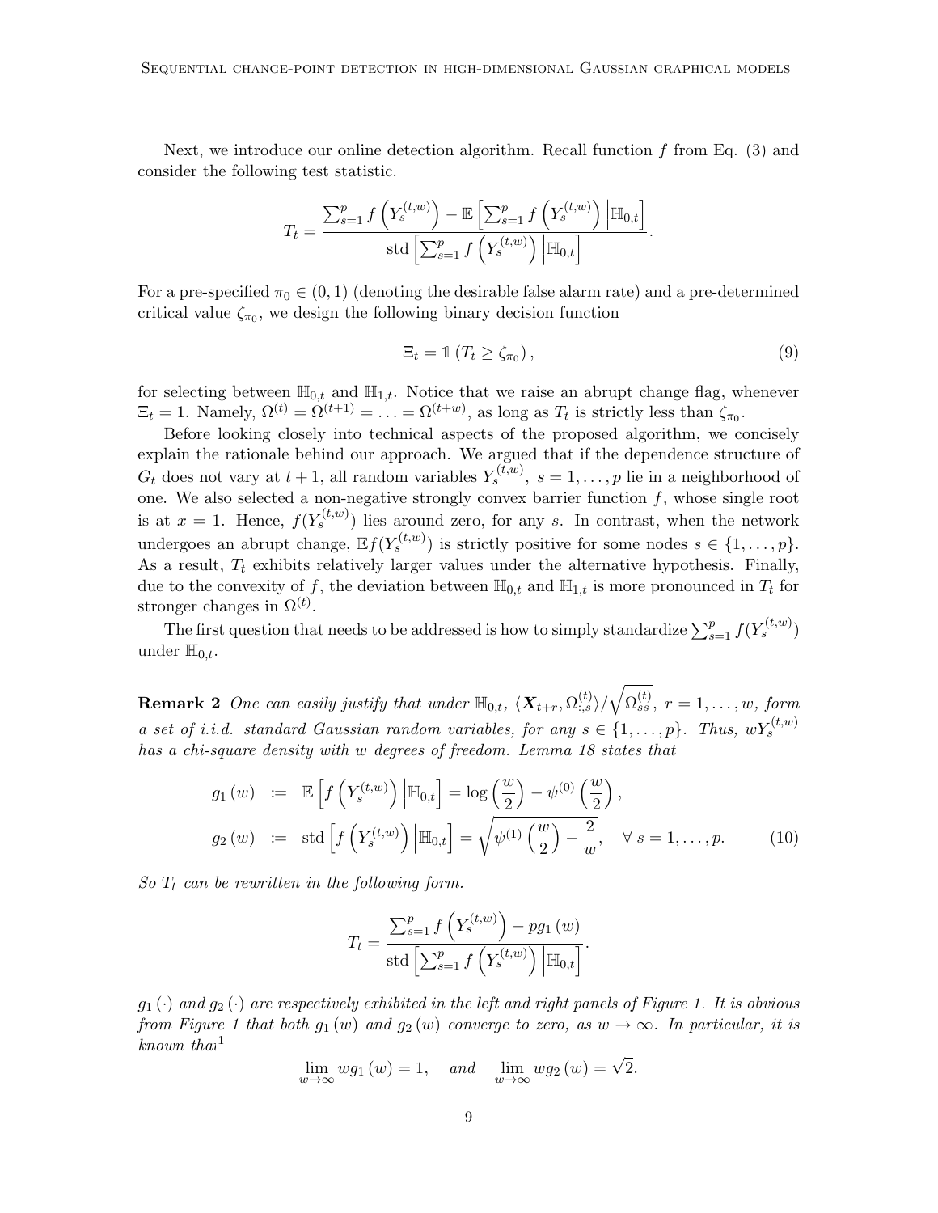Next, we introduce our online detection algorithm. Recall function $f$ from Eq. (3) and consider the following test statistic.

$$T_t = \frac{\sum_{s=1}^{p} f\left(Y_s^{(t,w)}\right) - \mathbb{E}\left[\sum_{s=1}^{p} f\left(Y_s^{(t,w)}\right) \Big| \mathbb{H}_{0,t}\right]}{\text{std}\left[\sum_{s=1}^{p} f\left(Y_s^{(t,w)}\right) \Big| \mathbb{H}_{0,t}\right]}.$$

For a pre-specified $\pi_0 \in (0,1)$ (denoting the desirable false alarm rate) and a pre-determined critical value $\zeta_{\pi_0}$, we design the following binary decision function

$$\Xi_t = \mathbb{1}\left(T_t \geq \zeta_{\pi_0}\right), \tag{9}$$

for selecting between $\mathbb{H}_{0,t}$ and $\mathbb{H}_{1,t}$. Notice that we raise an abrupt change flag, whenever $\Xi_t = 1$. Namely, $\Omega^{(t)} = \Omega^{(t+1)} = \ldots = \Omega^{(t+w)}$, as long as $T_t$ is strictly less than $\zeta_{\pi_0}$.

Before looking closely into technical aspects of the proposed algorithm, we concisely explain the rationale behind our approach. We argued that if the dependence structure of $G_t$ does not vary at $t+1$, all random variables $Y_s^{(t,w)},\ s = 1, \ldots, p$ lie in a neighborhood of one. We also selected a non-negative strongly convex barrier function $f$, whose single root is at $x = 1$. Hence, $f(Y_s^{(t,w)})$ lies around zero, for any $s$. In contrast, when the network undergoes an abrupt change, $\mathbb{E}f(Y_s^{(t,w)})$ is strictly positive for some nodes $s \in \{1, \ldots, p\}$. As a result, $T_t$ exhibits relatively larger values under the alternative hypothesis. Finally, due to the convexity of $f$, the deviation between $\mathbb{H}_{0,t}$ and $\mathbb{H}_{1,t}$ is more pronounced in $T_t$ for stronger changes in $\Omega^{(t)}$.

The first question that needs to be addressed is how to simply standardize $\sum_{s=1}^{p} f(Y_s^{(t,w)})$ under $\mathbb{H}_{0,t}$.

**Remark 2** *One can easily justify that under $\mathbb{H}_{0,t}$, $\langle \boldsymbol{X}_{t+r}, \Omega_{:,s}^{(t)} \rangle / \sqrt{\Omega_{ss}^{(t)}}$, $r = 1, \ldots, w$, form a set of i.i.d. standard Gaussian random variables, for any $s \in \{1, \ldots, p\}$. Thus, $wY_s^{(t,w)}$ has a chi-square density with $w$ degrees of freedom. Lemma 18 states that*

$$\begin{aligned} g_1(w) &:= \mathbb{E}\left[f\left(Y_s^{(t,w)}\right) \Big| \mathbb{H}_{0,t}\right] = \log\left(\frac{w}{2}\right) - \psi^{(0)}\left(\frac{w}{2}\right), \\ g_2(w) &:= \text{std}\left[f\left(Y_s^{(t,w)}\right) \Big| \mathbb{H}_{0,t}\right] = \sqrt{\psi^{(1)}\left(\frac{w}{2}\right) - \frac{2}{w}}, \quad \forall\ s = 1, \ldots, p. \end{aligned} \tag{10}$$

*So $T_t$ can be rewritten in the following form.*

$$T_t = \frac{\sum_{s=1}^{p} f\left(Y_s^{(t,w)}\right) - p g_1(w)}{\text{std}\left[\sum_{s=1}^{p} f\left(Y_s^{(t,w)}\right) \Big| \mathbb{H}_{0,t}\right]}.$$

*$g_1(\cdot)$ and $g_2(\cdot)$ are respectively exhibited in the left and right panels of Figure 1. It is obvious from Figure 1 that both $g_1(w)$ and $g_2(w)$ converge to zero, as $w \to \infty$. In particular, it is known that*[1]

$$\lim_{w \to \infty} w g_1(w) = 1, \quad \text{and} \quad \lim_{w \to \infty} w g_2(w) = \sqrt{2}.$$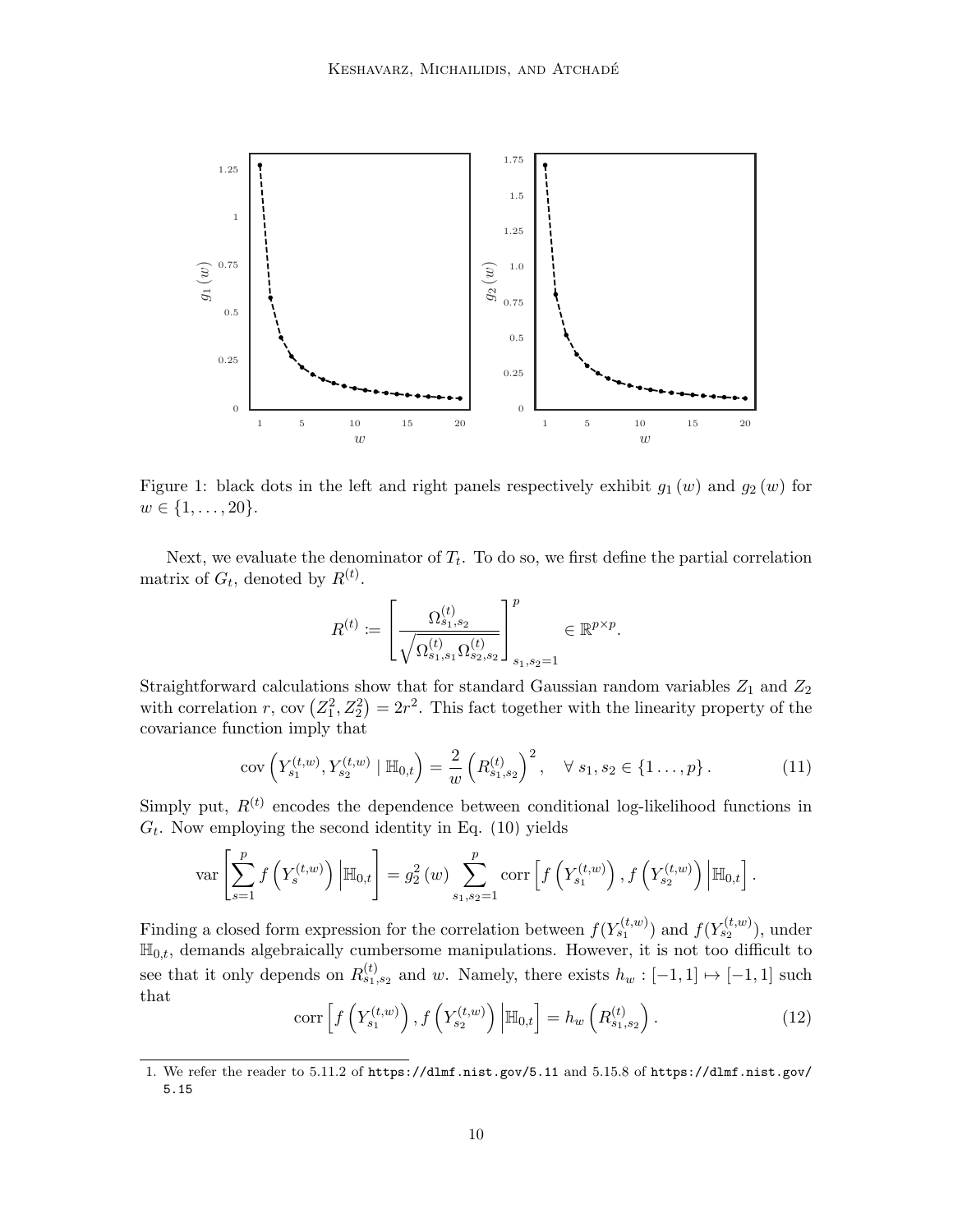Figure 1: black dots in the left and right panels respectively exhibit $g_1(w)$ and $g_2(w)$ for $w \in \{1, \ldots, 20\}$.

Next, we evaluate the denominator of $T_t$. To do so, we first define the partial correlation matrix of $G_t$, denoted by $R^{(t)}$.

$$
R^{(t)} := \left[ \frac{\Omega_{s_1,s_2}^{(t)}}{\sqrt{\Omega_{s_1,s_1}^{(t)} \Omega_{s_2,s_2}^{(t)}}} \right]_{s_1,s_2=1}^{p} \in \mathbb{R}^{p \times p}.
$$

Straightforward calculations show that for standard Gaussian random variables $Z_1$ and $Z_2$ with correlation $r$, $\text{cov}\left(Z_1^2, Z_2^2\right) = 2r^2$. This fact together with the linearity property of the covariance function imply that

$$
\text{cov}\left(Y_{s_1}^{(t,w)}, Y_{s_2}^{(t,w)} \mid \mathbb{H}_{0,t}\right) = \frac{2}{w} \left(R_{s_1,s_2}^{(t)}\right)^2, \quad \forall\, s_1, s_2 \in \{1 \ldots, p\}. \tag{11}
$$

Simply put, $R^{(t)}$ encodes the dependence between conditional log-likelihood functions in $G_t$. Now employing the second identity in Eq. (10) yields

$$
\text{var}\left[ \sum_{s=1}^{p} f\left(Y_s^{(t,w)}\right) \middle| \mathbb{H}_{0,t} \right] = g_2^2(w) \sum_{s_1,s_2=1}^{p} \text{corr}\left[ f\left(Y_{s_1}^{(t,w)}\right), f\left(Y_{s_2}^{(t,w)}\right) \middle| \mathbb{H}_{0,t} \right].
$$

Finding a closed form expression for the correlation between $f(Y_{s_1}^{(t,w)})$ and $f(Y_{s_2}^{(t,w)})$, under $\mathbb{H}_{0,t}$, demands algebraically cumbersome manipulations. However, it is not too difficult to see that it only depends on $R_{s_1,s_2}^{(t)}$ and $w$. Namely, there exists $h_w : [-1, 1] \mapsto [-1, 1]$ such that

$$
\text{corr}\left[ f\left(Y_{s_1}^{(t,w)}\right), f\left(Y_{s_2}^{(t,w)}\right) \middle| \mathbb{H}_{0,t} \right] = h_w\left(R_{s_1,s_2}^{(t)}\right). \tag{12}
$$

1. We refer the reader to 5.11.2 of https://dlmf.nist.gov/5.11 and 5.15.8 of https://dlmf.nist.gov/5.15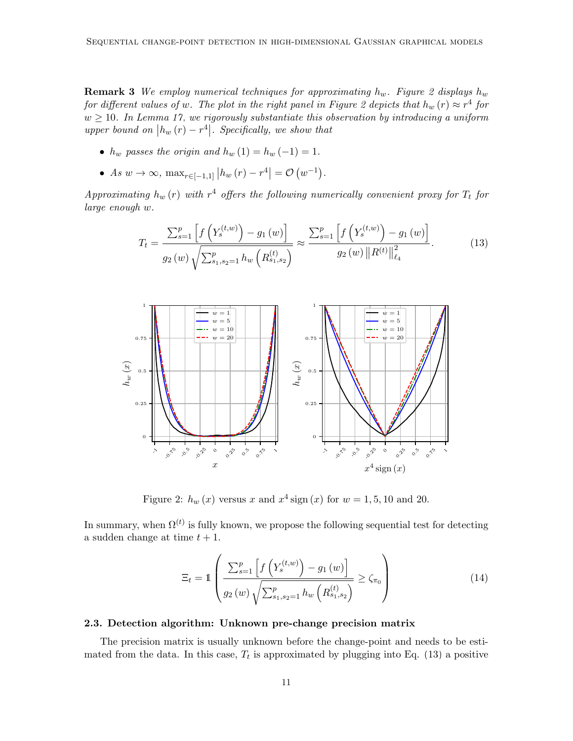**Remark 3** *We employ numerical techniques for approximating $h_w$. Figure 2 displays $h_w$ for different values of $w$. The plot in the right panel in Figure 2 depicts that $h_w(r) \approx r^4$ for $w \geq 10$. In Lemma 17, we rigorously substantiate this observation by introducing a uniform upper bound on $\left|h_w(r) - r^4\right|$. Specifically, we show that*

- *$h_w$ passes the origin and $h_w(1) = h_w(-1) = 1$.*
- *As $w \to \infty$, $\max_{r \in [-1,1]} \left|h_w(r) - r^4\right| = \mathcal{O}\left(w^{-1}\right)$.*

*Approximating $h_w(r)$ with $r^4$ offers the following numerically convenient proxy for $T_t$ for large enough $w$.*

$$T_t = \frac{\sum_{s=1}^{p} \left[f\left(Y_s^{(t,w)}\right) - g_1(w)\right]}{g_2(w)\sqrt{\sum_{s_1,s_2=1}^{p} h_w\left(R_{s_1,s_2}^{(t)}\right)}} \approx \frac{\sum_{s=1}^{p} \left[f\left(Y_s^{(t,w)}\right) - g_1(w)\right]}{g_2(w)\left\|R^{(t)}\right\|_{\ell_4}^2}. \tag{13}$$

Figure 2: $h_w(x)$ versus $x$ and $x^4 \operatorname{sign}(x)$ for $w = 1, 5, 10$ and $20$.

In summary, when $\Omega^{(t)}$ is fully known, we propose the following sequential test for detecting a sudden change at time $t+1$.

$$\Xi_t = \mathbb{1}\left(\frac{\sum_{s=1}^{p} \left[f\left(Y_s^{(t,w)}\right) - g_1(w)\right]}{g_2(w)\sqrt{\sum_{s_1,s_2=1}^{p} h_w\left(R_{s_1,s_2}^{(t)}\right)}} \geq \zeta_{\pi_0}\right) \tag{14}$$

### 2.3. Detection algorithm: Unknown pre-change precision matrix

The precision matrix is usually unknown before the change-point and needs to be estimated from the data. In this case, $T_t$ is approximated by plugging into Eq. (13) a positive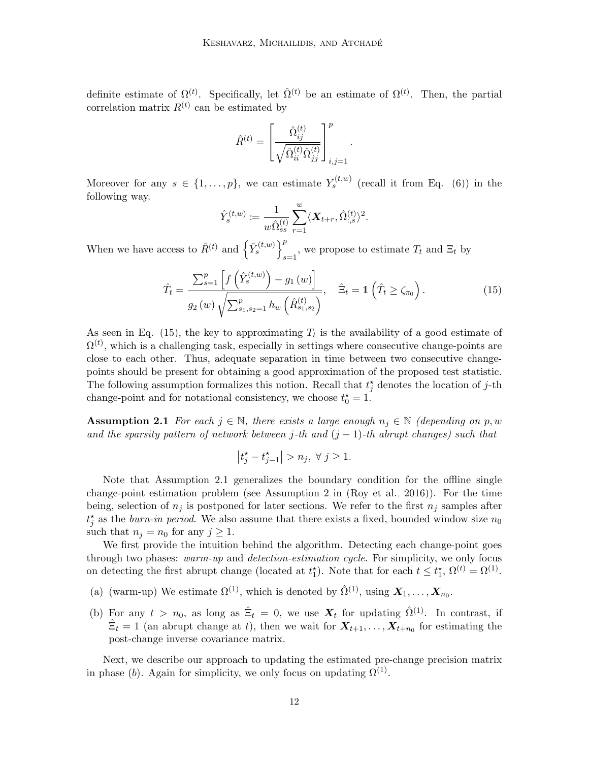definite estimate of $\Omega^{(t)}$. Specifically, let $\hat{\Omega}^{(t)}$ be an estimate of $\Omega^{(t)}$. Then, the partial correlation matrix $R^{(t)}$ can be estimated by

$$\hat{R}^{(t)} = \left[ \frac{\hat{\Omega}^{(t)}_{ij}}{\sqrt{\hat{\Omega}^{(t)}_{ii}\hat{\Omega}^{(t)}_{jj}}} \right]_{i,j=1}^{p}.$$

Moreover for any $s \in \{1, \ldots, p\}$, we can estimate $Y_s^{(t,w)}$ (recall it from Eq. (6)) in the following way.

$$\hat{Y}_s^{(t,w)} := \frac{1}{w\hat{\Omega}^{(t)}_{ss}} \sum_{r=1}^{w} \langle \boldsymbol{X}_{t+r}, \hat{\Omega}^{(t)}_{:,s} \rangle^2.$$

When we have access to $\hat{R}^{(t)}$ and $\left\{ \hat{Y}_s^{(t,w)} \right\}_{s=1}^{p}$, we propose to estimate $T_t$ and $\Xi_t$ by

$$\hat{T}_t = \frac{\sum_{s=1}^{p} \left[ f\left(\hat{Y}_s^{(t,w)}\right) - g_1(w) \right]}{g_2(w) \sqrt{\sum_{s_1,s_2=1}^{p} h_w\left(\hat{R}^{(t)}_{s_1,s_2}\right)}}, \quad \hat{\Xi}_t = \mathbb{1}\left(\hat{T}_t \geq \zeta_{\pi_0}\right). \tag{15}$$

As seen in Eq. (15), the key to approximating $T_t$ is the availability of a good estimate of $\Omega^{(t)}$, which is a challenging task, especially in settings where consecutive change-points are close to each other. Thus, adequate separation in time between two consecutive change-points should be present for obtaining a good approximation of the proposed test statistic. The following assumption formalizes this notion. Recall that $t_j^\star$ denotes the location of $j$-th change-point and for notational consistency, we choose $t_0^\star = 1$.

**Assumption 2.1** *For each $j \in \mathbb{N}$, there exists a large enough $n_j \in \mathbb{N}$ (depending on $p, w$ and the sparsity pattern of network between $j$-th and $(j-1)$-th abrupt changes) such that*

$$\left| t_j^\star - t_{j-1}^\star \right| > n_j, \ \forall \ j \geq 1.$$

Note that Assumption 2.1 generalizes the boundary condition for the offline single change-point estimation problem (see Assumption 2 in (Roy et al., 2016)). For the time being, selection of $n_j$ is postponed for later sections. We refer to the first $n_j$ samples after $t_j^\star$ as the *burn-in period*. We also assume that there exists a fixed, bounded window size $n_0$ such that $n_j = n_0$ for any $j \geq 1$.

We first provide the intuition behind the algorithm. Detecting each change-point goes through two phases: *warm-up* and *detection-estimation cycle*. For simplicity, we only focus on detecting the first abrupt change (located at $t_1^\star$). Note that for each $t \leq t_1^\star$, $\Omega^{(t)} = \Omega^{(1)}$.

(a) (warm-up) We estimate $\Omega^{(1)}$, which is denoted by $\hat{\Omega}^{(1)}$, using $\boldsymbol{X}_1, \ldots, \boldsymbol{X}_{n_0}$.

(b) For any $t > n_0$, as long as $\hat{\Xi}_t = 0$, we use $\boldsymbol{X}_t$ for updating $\hat{\Omega}^{(1)}$. In contrast, if $\hat{\Xi}_t = 1$ (an abrupt change at $t$), then we wait for $\boldsymbol{X}_{t+1}, \ldots, \boldsymbol{X}_{t+n_0}$ for estimating the post-change inverse covariance matrix.

Next, we describe our approach to updating the estimated pre-change precision matrix in phase $(b)$. Again for simplicity, we only focus on updating $\Omega^{(1)}$.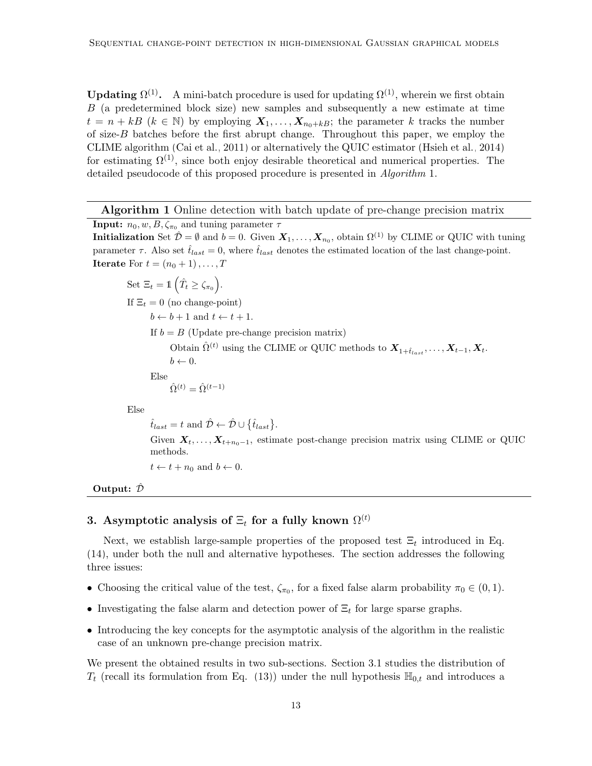**Updating $\Omega^{(1)}$.** A mini-batch procedure is used for updating $\Omega^{(1)}$, wherein we first obtain $B$ (a predetermined block size) new samples and subsequently a new estimate at time $t = n + kB$ ($k \in \mathbb{N}$) by employing $\boldsymbol{X}_1, \ldots, \boldsymbol{X}_{n_0+kB}$; the parameter $k$ tracks the number of size-$B$ batches before the first abrupt change. Throughout this paper, we employ the CLIME algorithm (Cai et al., 2011) or alternatively the QUIC estimator (Hsieh et al., 2014) for estimating $\Omega^{(1)}$, since both enjoy desirable theoretical and numerical properties. The detailed pseudocode of this proposed procedure is presented in *Algorithm* 1.

---

**Algorithm 1** Online detection with batch update of pre-change precision matrix

---

**Input:** $n_0, w, B, \zeta_{\pi_0}$ and tuning parameter $\tau$

**Initialization** Set $\hat{\mathcal{D}} = \emptyset$ and $b = 0$. Given $\boldsymbol{X}_1, \ldots, \boldsymbol{X}_{n_0}$, obtain $\Omega^{(1)}$ by CLIME or QUIC with tuning parameter $\tau$. Also set $\hat{t}_{last} = 0$, where $\hat{t}_{last}$ denotes the estimated location of the last change-point.

**Iterate** For $t = (n_0 + 1), \ldots, T$

- Set $\Xi_t = \mathbb{1}\left(\hat{T}_t \geq \zeta_{\pi_0}\right)$.
- If $\Xi_t = 0$ (no change-point)
  - $b \leftarrow b + 1$ and $t \leftarrow t + 1$.
  - If $b = B$ (Update pre-change precision matrix)
    - Obtain $\hat{\Omega}^{(t)}$ using the CLIME or QUIC methods to $\boldsymbol{X}_{1+\hat{t}_{last}}, \ldots, \boldsymbol{X}_{t-1}, \boldsymbol{X}_t$.
    - $b \leftarrow 0$.
  - Else
    - $\hat{\Omega}^{(t)} = \hat{\Omega}^{(t-1)}$
- Else
  - $\hat{t}_{last} = t$ and $\hat{\mathcal{D}} \leftarrow \hat{\mathcal{D}} \cup \{\hat{t}_{last}\}$.
  - Given $\boldsymbol{X}_t, \ldots, \boldsymbol{X}_{t+n_0-1}$, estimate post-change precision matrix using CLIME or QUIC methods.
  - $t \leftarrow t + n_0$ and $b \leftarrow 0$.

**Output:** $\hat{\mathcal{D}}$

---

## 3. Asymptotic analysis of $\Xi_t$ for a fully known $\Omega^{(t)}$

Next, we establish large-sample properties of the proposed test $\Xi_t$ introduced in Eq. (14), under both the null and alternative hypotheses. The section addresses the following three issues:

- Choosing the critical value of the test, $\zeta_{\pi_0}$, for a fixed false alarm probability $\pi_0 \in (0, 1)$.
- Investigating the false alarm and detection power of $\Xi_t$ for large sparse graphs.
- Introducing the key concepts for the asymptotic analysis of the algorithm in the realistic case of an unknown pre-change precision matrix.

We present the obtained results in two sub-sections. Section 3.1 studies the distribution of $T_t$ (recall its formulation from Eq. (13)) under the null hypothesis $\mathbb{H}_{0,t}$ and introduces a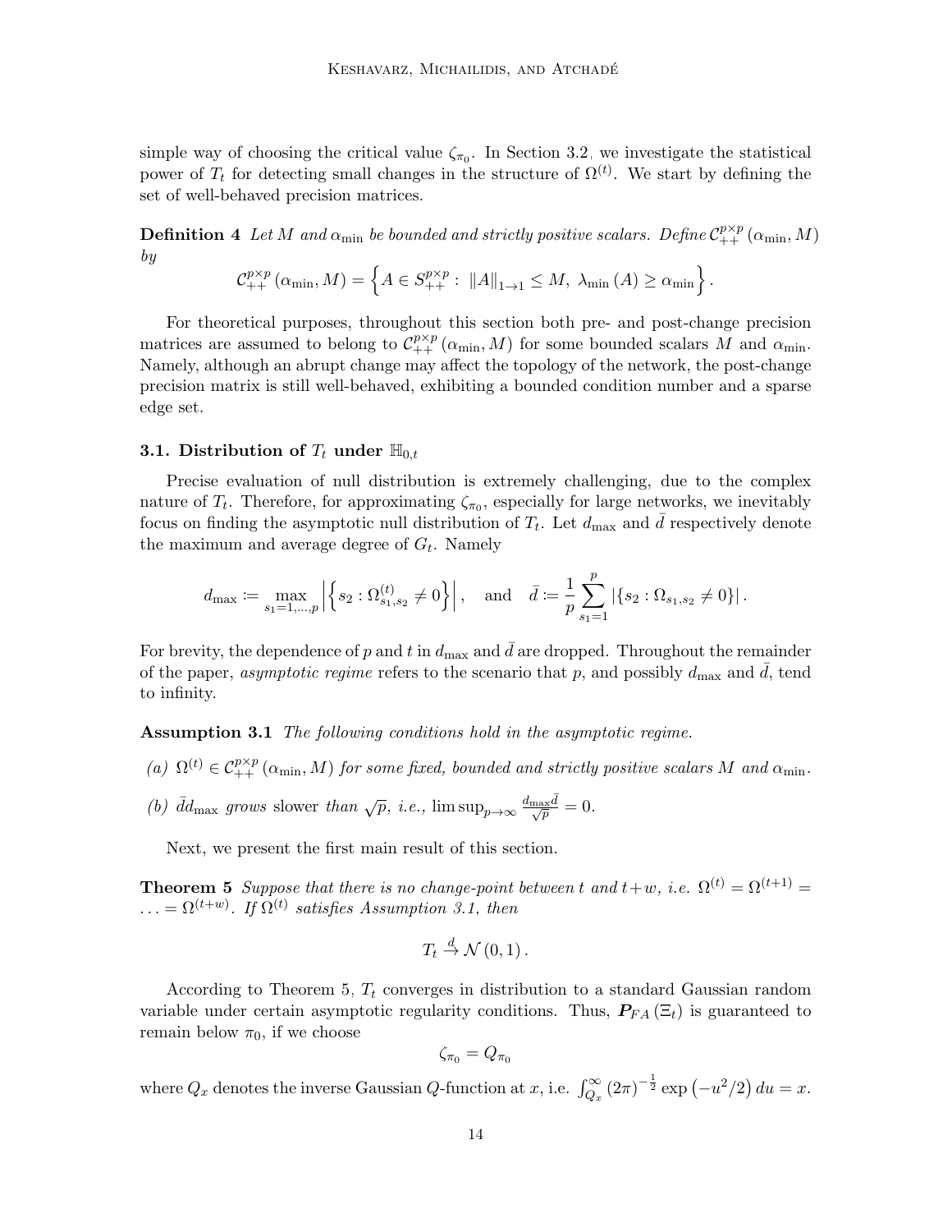simple way of choosing the critical value $\zeta_{\pi_0}$. In Section 3.2, we investigate the statistical power of $T_t$ for detecting small changes in the structure of $\Omega^{(t)}$. We start by defining the set of well-behaved precision matrices.

**Definition 4** *Let $M$ and $\alpha_{\min}$ be bounded and strictly positive scalars. Define $\mathcal{C}_{++}^{p\times p}(\alpha_{\min}, M)$ by*

$$\mathcal{C}_{++}^{p\times p}(\alpha_{\min}, M) = \left\{A \in S_{++}^{p\times p} : \ \|A\|_{1\to 1} \leq M, \ \lambda_{\min}(A) \geq \alpha_{\min}\right\}.$$

For theoretical purposes, throughout this section both pre- and post-change precision matrices are assumed to belong to $\mathcal{C}_{++}^{p\times p}(\alpha_{\min}, M)$ for some bounded scalars $M$ and $\alpha_{\min}$. Namely, although an abrupt change may affect the topology of the network, the post-change precision matrix is still well-behaved, exhibiting a bounded condition number and a sparse edge set.

### 3.1. Distribution of $T_t$ under $\mathbb{H}_{0,t}$

Precise evaluation of null distribution is extremely challenging, due to the complex nature of $T_t$. Therefore, for approximating $\zeta_{\pi_0}$, especially for large networks, we inevitably focus on finding the asymptotic null distribution of $T_t$. Let $d_{\max}$ and $\bar{d}$ respectively denote the maximum and average degree of $G_t$. Namely

$$d_{\max} \coloneqq \max_{s_1=1,\ldots,p} \left|\left\{s_2 : \Omega_{s_1,s_2}^{(t)} \neq 0\right\}\right|, \quad \text{and} \quad \bar{d} \coloneqq \frac{1}{p}\sum_{s_1=1}^{p} \left|\{s_2 : \Omega_{s_1,s_2} \neq 0\}\right|.$$

For brevity, the dependence of $p$ and $t$ in $d_{\max}$ and $\bar{d}$ are dropped. Throughout the remainder of the paper, *asymptotic regime* refers to the scenario that $p$, and possibly $d_{\max}$ and $\bar{d}$, tend to infinity.

**Assumption 3.1** *The following conditions hold in the asymptotic regime.*

*(a) $\Omega^{(t)} \in \mathcal{C}_{++}^{p\times p}(\alpha_{\min}, M)$ for some fixed, bounded and strictly positive scalars $M$ and $\alpha_{\min}$.*

*(b) $\bar{d}d_{\max}$ grows* slower *than $\sqrt{p}$, i.e., $\limsup_{p\to\infty} \frac{d_{\max}\bar{d}}{\sqrt{p}} = 0$.*

Next, we present the first main result of this section.

**Theorem 5** *Suppose that there is no change-point between $t$ and $t+w$, i.e. $\Omega^{(t)} = \Omega^{(t+1)} = \ldots = \Omega^{(t+w)}$. If $\Omega^{(t)}$ satisfies Assumption 3.1, then*

$$T_t \xrightarrow{d} \mathcal{N}(0,1).$$

According to Theorem 5, $T_t$ converges in distribution to a standard Gaussian random variable under certain asymptotic regularity conditions. Thus, $\boldsymbol{P}_{FA}(\Xi_t)$ is guaranteed to remain below $\pi_0$, if we choose

$$\zeta_{\pi_0} = Q_{\pi_0}$$

where $Q_x$ denotes the inverse Gaussian $Q$-function at $x$, i.e. $\int_{Q_x}^{\infty} (2\pi)^{-\frac{1}{2}} \exp\left(-u^2/2\right) du = x$.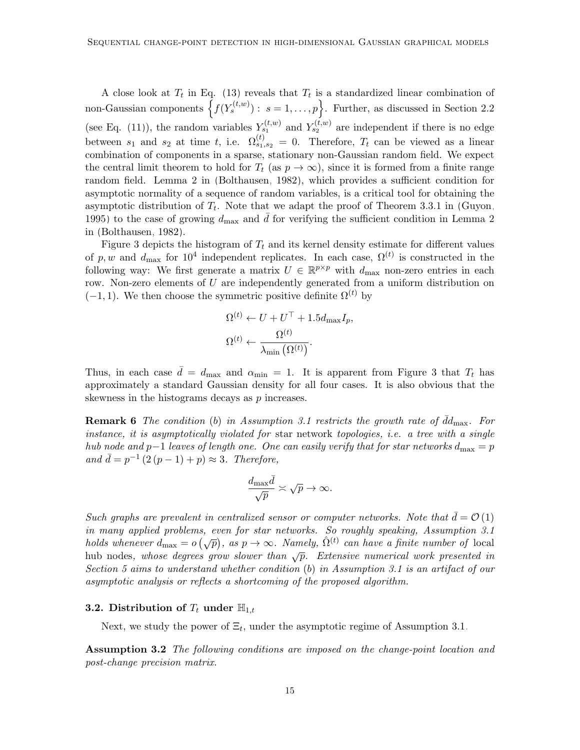A close look at $T_t$ in Eq. (13) reveals that $T_t$ is a standardized linear combination of non-Gaussian components $\left\{f(Y_s^{(t,w)}) : s = 1, \dots, p\right\}$. Further, as discussed in Section 2.2 (see Eq. (11)), the random variables $Y_{s_1}^{(t,w)}$ and $Y_{s_2}^{(t,w)}$ are independent if there is no edge between $s_1$ and $s_2$ at time $t$, i.e. $\Omega_{s_1,s_2}^{(t)} = 0$. Therefore, $T_t$ can be viewed as a linear combination of components in a sparse, stationary non-Gaussian random field. We expect the central limit theorem to hold for $T_t$ (as $p \to \infty$), since it is formed from a finite range random field. Lemma 2 in (Bolthausen, 1982), which provides a sufficient condition for asymptotic normality of a sequence of random variables, is a critical tool for obtaining the asymptotic distribution of $T_t$. Note that we adapt the proof of Theorem 3.3.1 in (Guyon, 1995) to the case of growing $d_{\max}$ and $\bar{d}$ for verifying the sufficient condition in Lemma 2 in (Bolthausen, 1982).

Figure 3 depicts the histogram of $T_t$ and its kernel density estimate for different values of $p, w$ and $d_{\max}$ for $10^4$ independent replicates. In each case, $\Omega^{(t)}$ is constructed in the following way: We first generate a matrix $U \in \mathbb{R}^{p \times p}$ with $d_{\max}$ non-zero entries in each row. Non-zero elements of $U$ are independently generated from a uniform distribution on $(-1, 1)$. We then choose the symmetric positive definite $\Omega^{(t)}$ by

$$\Omega^{(t)} \leftarrow U + U^\top + 1.5 d_{\max} I_p,$$

$$\Omega^{(t)} \leftarrow \frac{\Omega^{(t)}}{\lambda_{\min}\left(\Omega^{(t)}\right)}.$$

Thus, in each case $\bar{d} = d_{\max}$ and $\alpha_{\min} = 1$. It is apparent from Figure 3 that $T_t$ has approximately a standard Gaussian density for all four cases. It is also obvious that the skewness in the histograms decays as $p$ increases.

**Remark 6** *The condition* (*b*) *in Assumption 3.1 restricts the growth rate of $\bar{d} d_{\max}$. For instance, it is asymptotically violated for* star network *topologies, i.e. a tree with a single hub node and $p-1$ leaves of length one. One can easily verify that for star networks $d_{\max} = p$ and $\bar{d} = p^{-1}\left(2\left(p-1\right) + p\right) \approx 3$. Therefore,*

$$\frac{d_{\max}\bar{d}}{\sqrt{p}} \asymp \sqrt{p} \to \infty.$$

*Such graphs are prevalent in centralized sensor or computer networks. Note that $\bar{d} = \mathcal{O}\left(1\right)$ in many applied problems, even for star networks. So roughly speaking, Assumption 3.1 holds whenever $d_{\max} = o\left(\sqrt{p}\right)$, as $p \to \infty$. Namely, $\hat{\Omega}^{(t)}$ can have a finite number of* local hub nodes*, whose degrees grow slower than $\sqrt{p}$. Extensive numerical work presented in Section 5 aims to understand whether condition* (*b*) *in Assumption 3.1 is an artifact of our asymptotic analysis or reflects a shortcoming of the proposed algorithm.*

### 3.2. Distribution of $T_t$ under $\mathbb{H}_{1,t}$

Next, we study the power of $\Xi_t$, under the asymptotic regime of Assumption 3.1.

**Assumption 3.2** *The following conditions are imposed on the change-point location and post-change precision matrix.*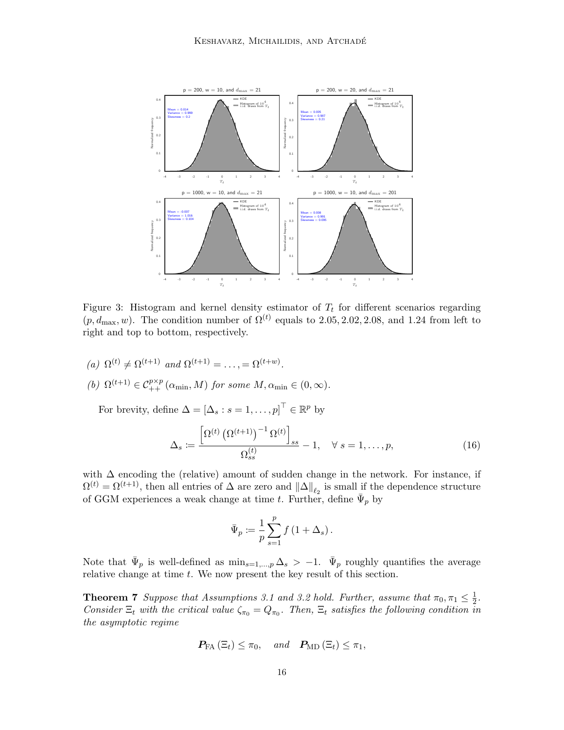Figure 3: Histogram and kernel density estimator of $T_t$ for different scenarios regarding $(p, d_{\max}, w)$. The condition number of $\Omega^{(t)}$ equals to 2.05, 2.02, 2.08, and 1.24 from left to right and top to bottom, respectively.

(a) $\Omega^{(t)} \neq \Omega^{(t+1)}$ and $\Omega^{(t+1)} = \ldots, = \Omega^{(t+w)}$.

(b) $\Omega^{(t+1)} \in \mathcal{C}_{++}^{p\times p}(\alpha_{\min}, M)$ for some $M, \alpha_{\min} \in (0, \infty)$.

For brevity, define $\Delta = [\Delta_s : s = 1, \ldots, p]^\top \in \mathbb{R}^p$ by

$$\Delta_s := \frac{\left[\Omega^{(t)}\left(\Omega^{(t+1)}\right)^{-1}\Omega^{(t)}\right]_{ss}}{\Omega^{(t)}_{ss}} - 1, \quad \forall\, s = 1, \ldots, p, \tag{16}$$

with $\Delta$ encoding the (relative) amount of sudden change in the network. For instance, if $\Omega^{(t)} = \Omega^{(t+1)}$, then all entries of $\Delta$ are zero and $\|\Delta\|_{\ell_2}$ is small if the dependence structure of GGM experiences a weak change at time $t$. Further, define $\bar{\Psi}_p$ by

$$\bar{\Psi}_p := \frac{1}{p}\sum_{s=1}^{p} f\left(1 + \Delta_s\right).$$

Note that $\bar{\Psi}_p$ is well-defined as $\min_{s=1,\ldots,p}\Delta_s > -1$. $\bar{\Psi}_p$ roughly quantifies the average relative change at time $t$. We now present the key result of this section.

**Theorem 7** *Suppose that Assumptions 3.1 and 3.2 hold. Further, assume that $\pi_0, \pi_1 \leq \frac{1}{2}$. Consider $\Xi_t$ with the critical value $\zeta_{\pi_0} = Q_{\pi_0}$. Then, $\Xi_t$ satisfies the following condition in the asymptotic regime*

$$\boldsymbol{P}_{\mathrm{FA}}\left(\Xi_t\right) \leq \pi_0, \quad \text{and} \quad \boldsymbol{P}_{\mathrm{MD}}\left(\Xi_t\right) \leq \pi_1,$$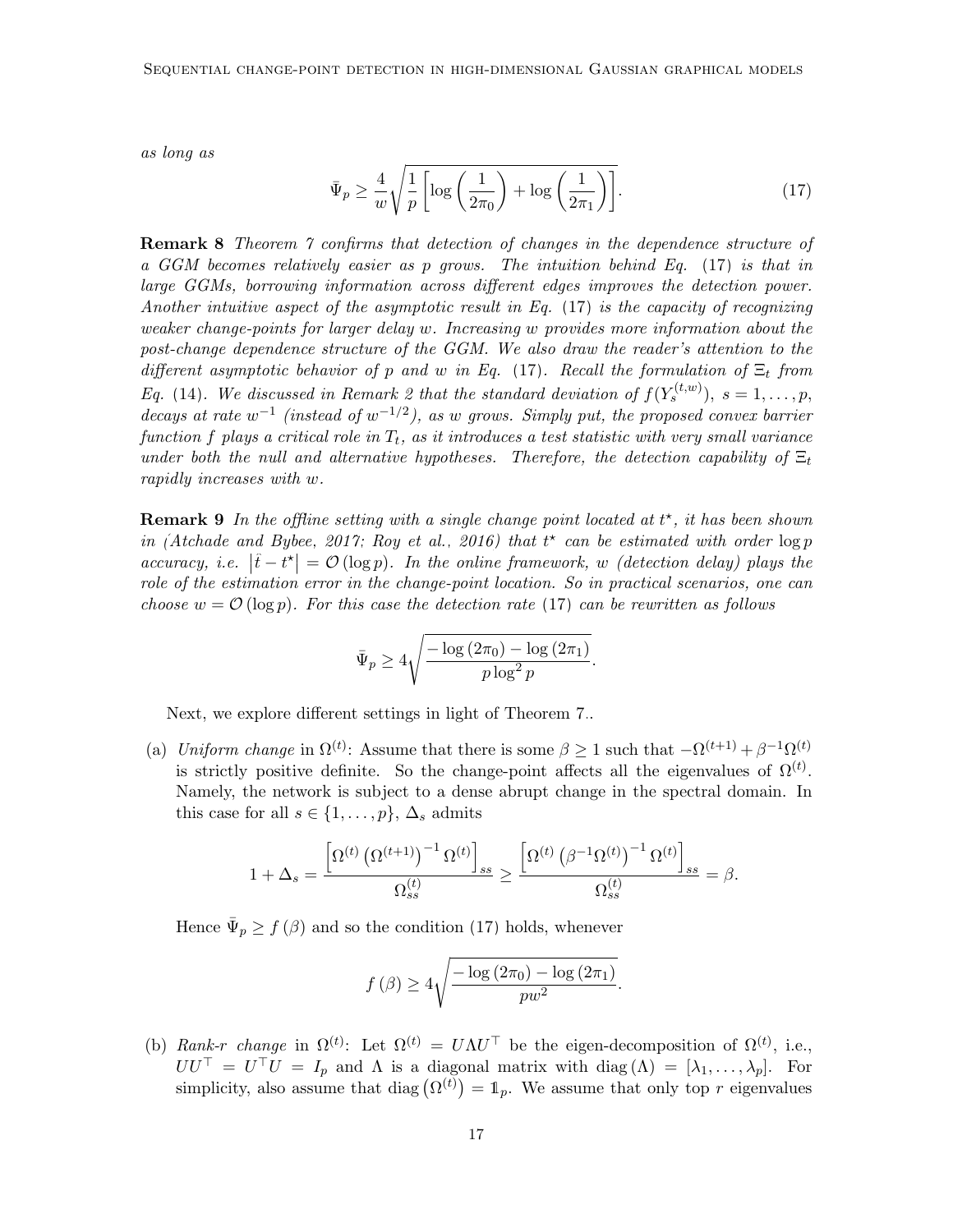*as long as*

$$\bar{\Psi}_p \geq \frac{4}{w}\sqrt{\frac{1}{p}\left[\log\left(\frac{1}{2\pi_0}\right)+\log\left(\frac{1}{2\pi_1}\right)\right]}. \tag{17}$$

**Remark 8** *Theorem 7 confirms that detection of changes in the dependence structure of a GGM becomes relatively easier as p grows. The intuition behind Eq. (17) is that in large GGMs, borrowing information across different edges improves the detection power. Another intuitive aspect of the asymptotic result in Eq. (17) is the capacity of recognizing weaker change-points for larger delay w. Increasing w provides more information about the post-change dependence structure of the GGM. We also draw the reader's attention to the different asymptotic behavior of p and w in Eq. (17). Recall the formulation of $\Xi_t$ from Eq. (14). We discussed in Remark 2 that the standard deviation of $f(Y_s^{(t,w)})$, $s = 1, \ldots, p$, decays at rate $w^{-1}$ (instead of $w^{-1/2}$), as w grows. Simply put, the proposed convex barrier function f plays a critical role in $T_t$, as it introduces a test statistic with very small variance under both the null and alternative hypotheses. Therefore, the detection capability of $\Xi_t$ rapidly increases with w.*

**Remark 9** *In the offline setting with a single change point located at $t^\star$, it has been shown in (Atchade and Bybee, 2017; Roy et al., 2016) that $t^\star$ can be estimated with order $\log p$ accuracy, i.e. $\left|\hat{t} - t^\star\right| = \mathcal{O}(\log p)$. In the online framework, w (detection delay) plays the role of the estimation error in the change-point location. So in practical scenarios, one can choose $w = \mathcal{O}(\log p)$. For this case the detection rate (17) can be rewritten as follows*

$$\bar{\Psi}_p \geq 4\sqrt{\frac{-\log(2\pi_0) - \log(2\pi_1)}{p\log^2 p}}.$$

Next, we explore different settings in light of Theorem 7..

(a) *Uniform change* in $\Omega^{(t)}$: Assume that there is some $\beta \geq 1$ such that $-\Omega^{(t+1)} + \beta^{-1}\Omega^{(t)}$ is strictly positive definite. So the change-point affects all the eigenvalues of $\Omega^{(t)}$. Namely, the network is subject to a dense abrupt change in the spectral domain. In this case for all $s \in \{1, \ldots, p\}$, $\Delta_s$ admits

$$1 + \Delta_s = \frac{\left[\Omega^{(t)}\left(\Omega^{(t+1)}\right)^{-1}\Omega^{(t)}\right]_{ss}}{\Omega_{ss}^{(t)}} \geq \frac{\left[\Omega^{(t)}\left(\beta^{-1}\Omega^{(t)}\right)^{-1}\Omega^{(t)}\right]_{ss}}{\Omega_{ss}^{(t)}} = \beta.$$

Hence $\bar{\Psi}_p \geq f(\beta)$ and so the condition (17) holds, whenever

$$f(\beta) \geq 4\sqrt{\frac{-\log(2\pi_0) - \log(2\pi_1)}{pw^2}}.$$

(b) *Rank-r change* in $\Omega^{(t)}$: Let $\Omega^{(t)} = U\Lambda U^\top$ be the eigen-decomposition of $\Omega^{(t)}$, i.e., $UU^\top = U^\top U = I_p$ and $\Lambda$ is a diagonal matrix with $\operatorname{diag}(\Lambda) = [\lambda_1, \ldots, \lambda_p]$. For simplicity, also assume that $\operatorname{diag}\left(\Omega^{(t)}\right) = \mathbb{1}_p$. We assume that only top $r$ eigenvalues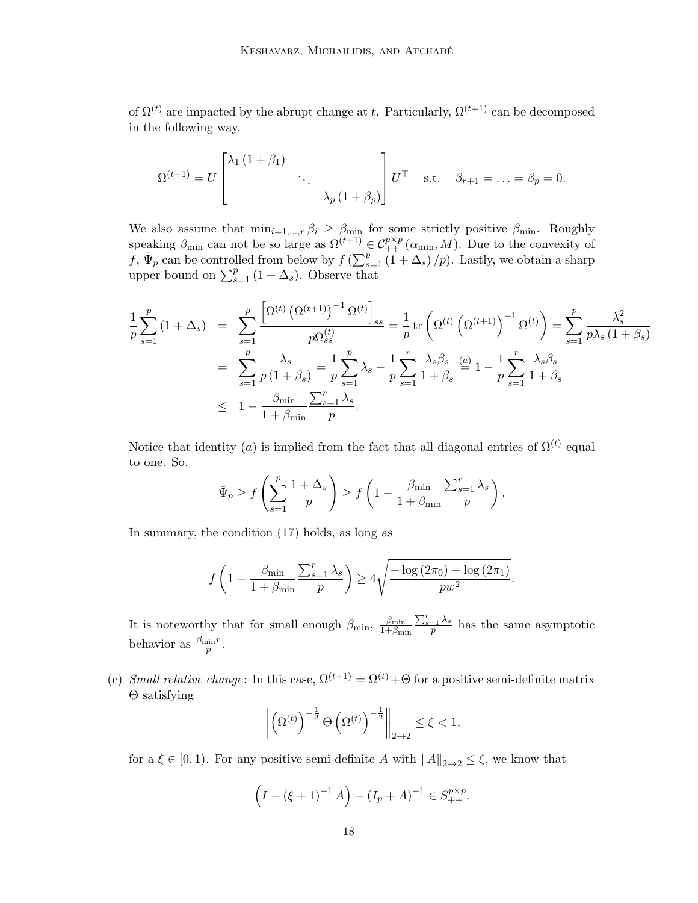of $\Omega^{(t)}$ are impacted by the abrupt change at $t$. Particularly, $\Omega^{(t+1)}$ can be decomposed in the following way.

$$
\Omega^{(t+1)} = U \begin{bmatrix} \lambda_1 (1+\beta_1) & & \\ & \ddots & \\ & & \lambda_p (1+\beta_p) \end{bmatrix} U^\top \quad \text{s.t.} \quad \beta_{r+1} = \ldots = \beta_p = 0.
$$

We also assume that $\min_{i=1,\ldots,r} \beta_i \geq \beta_{\min}$ for some strictly positive $\beta_{\min}$. Roughly speaking $\beta_{\min}$ can not be so large as $\Omega^{(t+1)} \in \mathcal{C}_{++}^{p\times p}(\alpha_{\min}, M)$. Due to the convexity of $f$, $\bar{\Psi}_p$ can be controlled from below by $f\left(\sum_{s=1}^p (1+\Delta_s)/p\right)$. Lastly, we obtain a sharp upper bound on $\sum_{s=1}^p (1+\Delta_s)$. Observe that

$$
\begin{aligned}
\frac{1}{p}\sum_{s=1}^{p}(1+\Delta_s) &= \sum_{s=1}^{p} \frac{\left[\Omega^{(t)}\left(\Omega^{(t+1)}\right)^{-1}\Omega^{(t)}\right]_{ss}}{p\Omega_{ss}^{(t)}} = \frac{1}{p}\operatorname{tr}\left(\Omega^{(t)}\left(\Omega^{(t+1)}\right)^{-1}\Omega^{(t)}\right) = \sum_{s=1}^{p}\frac{\lambda_s^2}{p\lambda_s(1+\beta_s)} \\
&= \sum_{s=1}^{p}\frac{\lambda_s}{p(1+\beta_s)} = \frac{1}{p}\sum_{s=1}^{p}\lambda_s - \frac{1}{p}\sum_{s=1}^{r}\frac{\lambda_s\beta_s}{1+\beta_s} \overset{(a)}{=} 1 - \frac{1}{p}\sum_{s=1}^{r}\frac{\lambda_s\beta_s}{1+\beta_s} \\
&\leq 1 - \frac{\beta_{\min}}{1+\beta_{\min}}\frac{\sum_{s=1}^{r}\lambda_s}{p}.
\end{aligned}
$$

Notice that identity $(a)$ is implied from the fact that all diagonal entries of $\Omega^{(t)}$ equal to one. So,

$$
\bar{\Psi}_p \geq f\left(\sum_{s=1}^{p}\frac{1+\Delta_s}{p}\right) \geq f\left(1 - \frac{\beta_{\min}}{1+\beta_{\min}}\frac{\sum_{s=1}^{r}\lambda_s}{p}\right).
$$

In summary, the condition (17) holds, as long as

$$
f\left(1 - \frac{\beta_{\min}}{1+\beta_{\min}}\frac{\sum_{s=1}^{r}\lambda_s}{p}\right) \geq 4\sqrt{\frac{-\log(2\pi_0) - \log(2\pi_1)}{pw^2}}.
$$

It is noteworthy that for small enough $\beta_{\min}$, $\frac{\beta_{\min}}{1+\beta_{\min}}\frac{\sum_{s=1}^{r}\lambda_s}{p}$ has the same asymptotic behavior as $\frac{\beta_{\min} r}{p}$.

(c) *Small relative change*: In this case, $\Omega^{(t+1)} = \Omega^{(t)} + \Theta$ for a positive semi-definite matrix $\Theta$ satisfying

$$
\left\|\left(\Omega^{(t)}\right)^{-\frac{1}{2}}\Theta\left(\Omega^{(t)}\right)^{-\frac{1}{2}}\right\|_{2\to 2} \leq \xi < 1,
$$

for a $\xi \in [0,1)$. For any positive semi-definite $A$ with $\|A\|_{2\to 2} \leq \xi$, we know that

$$
\left(I - (\xi+1)^{-1}A\right) - (I_p + A)^{-1} \in S_{++}^{p\times p}.
$$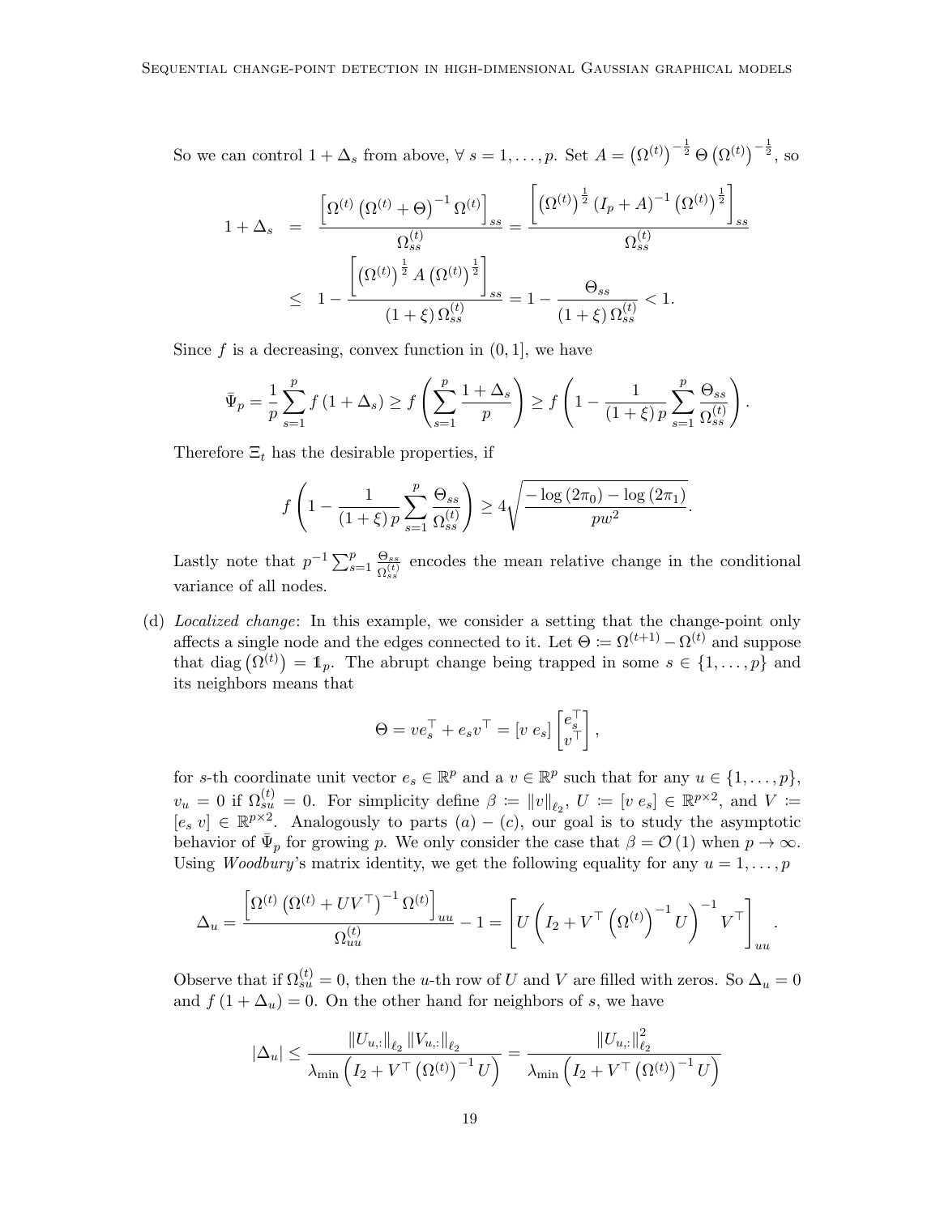So we can control $1 + \Delta_s$ from above, $\forall\ s = 1, \ldots, p$. Set $A = \left(\Omega^{(t)}\right)^{-\frac{1}{2}} \Theta \left(\Omega^{(t)}\right)^{-\frac{1}{2}}$, so

$$
\begin{aligned}
1 + \Delta_s &= \frac{\left[\Omega^{(t)} \left(\Omega^{(t)} + \Theta\right)^{-1} \Omega^{(t)}\right]_{ss}}{\Omega^{(t)}_{ss}} = \frac{\left[\left(\Omega^{(t)}\right)^{\frac{1}{2}} \left(I_p + A\right)^{-1} \left(\Omega^{(t)}\right)^{\frac{1}{2}}\right]_{ss}}{\Omega^{(t)}_{ss}} \\
&\leq 1 - \frac{\left[\left(\Omega^{(t)}\right)^{\frac{1}{2}} A \left(\Omega^{(t)}\right)^{\frac{1}{2}}\right]_{ss}}{\left(1 + \xi\right) \Omega^{(t)}_{ss}} = 1 - \frac{\Theta_{ss}}{\left(1 + \xi\right) \Omega^{(t)}_{ss}} < 1.
\end{aligned}
$$

Since $f$ is a decreasing, convex function in $(0, 1]$, we have

$$
\bar{\Psi}_p = \frac{1}{p} \sum_{s=1}^{p} f\left(1 + \Delta_s\right) \geq f\left(\sum_{s=1}^{p} \frac{1 + \Delta_s}{p}\right) \geq f\left(1 - \frac{1}{\left(1 + \xi\right) p} \sum_{s=1}^{p} \frac{\Theta_{ss}}{\Omega^{(t)}_{ss}}\right).
$$

Therefore $\Xi_t$ has the desirable properties, if

$$
f\left(1 - \frac{1}{\left(1 + \xi\right) p} \sum_{s=1}^{p} \frac{\Theta_{ss}}{\Omega^{(t)}_{ss}}\right) \geq 4 \sqrt{\frac{-\log\left(2\pi_0\right) - \log\left(2\pi_1\right)}{p w^2}}.
$$

Lastly note that $p^{-1} \sum_{s=1}^{p} \frac{\Theta_{ss}}{\Omega^{(t)}_{ss}}$ encodes the mean relative change in the conditional variance of all nodes.

(d) *Localized change*: In this example, we consider a setting that the change-point only affects a single node and the edges connected to it. Let $\Theta := \Omega^{(t+1)} - \Omega^{(t)}$ and suppose that $\operatorname{diag}\left(\Omega^{(t)}\right) = \mathbb{1}_p$. The abrupt change being trapped in some $s \in \{1, \ldots, p\}$ and its neighbors means that

$$
\Theta = v e_s^\top + e_s v^\top = [v\ e_s] \begin{bmatrix} e_s^\top \\ v^\top \end{bmatrix},
$$

for $s$-th coordinate unit vector $e_s \in \mathbb{R}^p$ and a $v \in \mathbb{R}^p$ such that for any $u \in \{1, \ldots, p\}$, $v_u = 0$ if $\Omega^{(t)}_{su} = 0$. For simplicity define $\beta := \|v\|_{\ell_2}$, $U := [v\ e_s] \in \mathbb{R}^{p \times 2}$, and $V := [e_s\ v] \in \mathbb{R}^{p \times 2}$. Analogously to parts $(a) - (c)$, our goal is to study the asymptotic behavior of $\bar{\Psi}_p$ for growing $p$. We only consider the case that $\beta = \mathcal{O}(1)$ when $p \to \infty$. Using *Woodbury*'s matrix identity, we get the following equality for any $u = 1, \ldots, p$

$$
\Delta_u = \frac{\left[\Omega^{(t)} \left(\Omega^{(t)} + U V^\top\right)^{-1} \Omega^{(t)}\right]_{uu}}{\Omega^{(t)}_{uu}} - 1 = \left[U \left(I_2 + V^\top \left(\Omega^{(t)}\right)^{-1} U\right)^{-1} V^\top\right]_{uu}.
$$

Observe that if $\Omega^{(t)}_{su} = 0$, then the $u$-th row of $U$ and $V$ are filled with zeros. So $\Delta_u = 0$ and $f\left(1 + \Delta_u\right) = 0$. On the other hand for neighbors of $s$, we have

$$
\left|\Delta_u\right| \leq \frac{\left\|U_{u,:}\right\|_{\ell_2} \left\|V_{u,:}\right\|_{\ell_2}}{\lambda_{\min}\left(I_2 + V^\top \left(\Omega^{(t)}\right)^{-1} U\right)} = \frac{\left\|U_{u,:}\right\|_{\ell_2}^2}{\lambda_{\min}\left(I_2 + V^\top \left(\Omega^{(t)}\right)^{-1} U\right)}
$$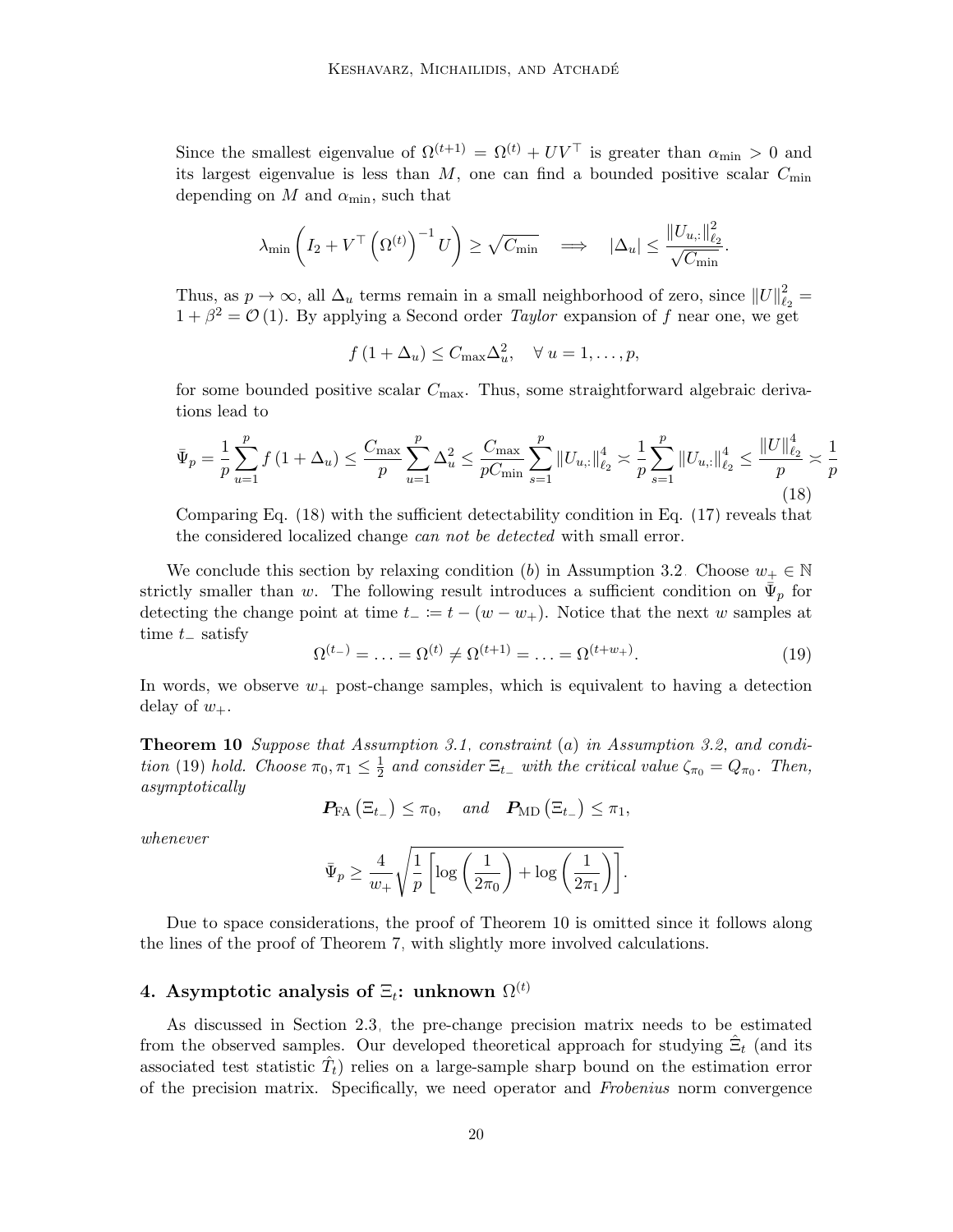Since the smallest eigenvalue of $\Omega^{(t+1)} = \Omega^{(t)} + UV^\top$ is greater than $\alpha_{\min} > 0$ and its largest eigenvalue is less than $M$, one can find a bounded positive scalar $C_{\min}$ depending on $M$ and $\alpha_{\min}$, such that

$$\lambda_{\min}\left(I_2 + V^\top \left(\Omega^{(t)}\right)^{-1} U\right) \geq \sqrt{C_{\min}} \quad \Longrightarrow \quad |\Delta_u| \leq \frac{\|U_{u,:}\|_{\ell_2}^2}{\sqrt{C_{\min}}}.$$

Thus, as $p \to \infty$, all $\Delta_u$ terms remain in a small neighborhood of zero, since $\|U\|_{\ell_2}^2 = 1 + \beta^2 = \mathcal{O}(1)$. By applying a Second order *Taylor* expansion of $f$ near one, we get

$$f(1 + \Delta_u) \leq C_{\max} \Delta_u^2, \quad \forall\, u = 1, \ldots, p,$$

for some bounded positive scalar $C_{\max}$. Thus, some straightforward algebraic derivations lead to

$$\bar{\Psi}_p = \frac{1}{p}\sum_{u=1}^{p} f(1 + \Delta_u) \leq \frac{C_{\max}}{p}\sum_{u=1}^{p} \Delta_u^2 \leq \frac{C_{\max}}{pC_{\min}}\sum_{s=1}^{p} \|U_{u,:}\|_{\ell_2}^4 \asymp \frac{1}{p}\sum_{s=1}^{p} \|U_{u,:}\|_{\ell_2}^4 \leq \frac{\|U\|_{\ell_2}^4}{p} \asymp \frac{1}{p} \tag{18}$$

Comparing Eq. (18) with the sufficient detectability condition in Eq. (17) reveals that the considered localized change *can not be detected* with small error.

We conclude this section by relaxing condition $(b)$ in Assumption 3.2. Choose $w_+ \in \mathbb{N}$ strictly smaller than $w$. The following result introduces a sufficient condition on $\bar{\Psi}_p$ for detecting the change point at time $t_- := t - (w - w_+)$. Notice that the next $w$ samples at time $t_-$ satisfy

$$\Omega^{(t_-)} = \ldots = \Omega^{(t)} \neq \Omega^{(t+1)} = \ldots = \Omega^{(t+w_+)}. \tag{19}$$

In words, we observe $w_+$ post-change samples, which is equivalent to having a detection delay of $w_+$.

**Theorem 10** *Suppose that Assumption 3.1, constraint* $(a)$ *in Assumption 3.2, and condition* (19) *hold. Choose* $\pi_0, \pi_1 \leq \frac{1}{2}$ *and consider* $\Xi_{t_-}$ *with the critical value* $\zeta_{\pi_0} = Q_{\pi_0}$. *Then, asymptotically*

$$\boldsymbol{P}_{\mathrm{FA}}\left(\Xi_{t_-}\right) \leq \pi_0, \quad \text{and} \quad \boldsymbol{P}_{\mathrm{MD}}\left(\Xi_{t_-}\right) \leq \pi_1,$$

*whenever*

$$\bar{\Psi}_p \geq \frac{4}{w_+}\sqrt{\frac{1}{p}\left[\log\left(\frac{1}{2\pi_0}\right) + \log\left(\frac{1}{2\pi_1}\right)\right]}.$$

Due to space considerations, the proof of Theorem 10 is omitted since it follows along the lines of the proof of Theorem 7, with slightly more involved calculations.

## 4. Asymptotic analysis of $\Xi_t$: unknown $\Omega^{(t)}$

As discussed in Section 2.3, the pre-change precision matrix needs to be estimated from the observed samples. Our developed theoretical approach for studying $\hat{\Xi}_t$ (and its associated test statistic $\hat{T}_t$) relies on a large-sample sharp bound on the estimation error of the precision matrix. Specifically, we need operator and *Frobenius* norm convergence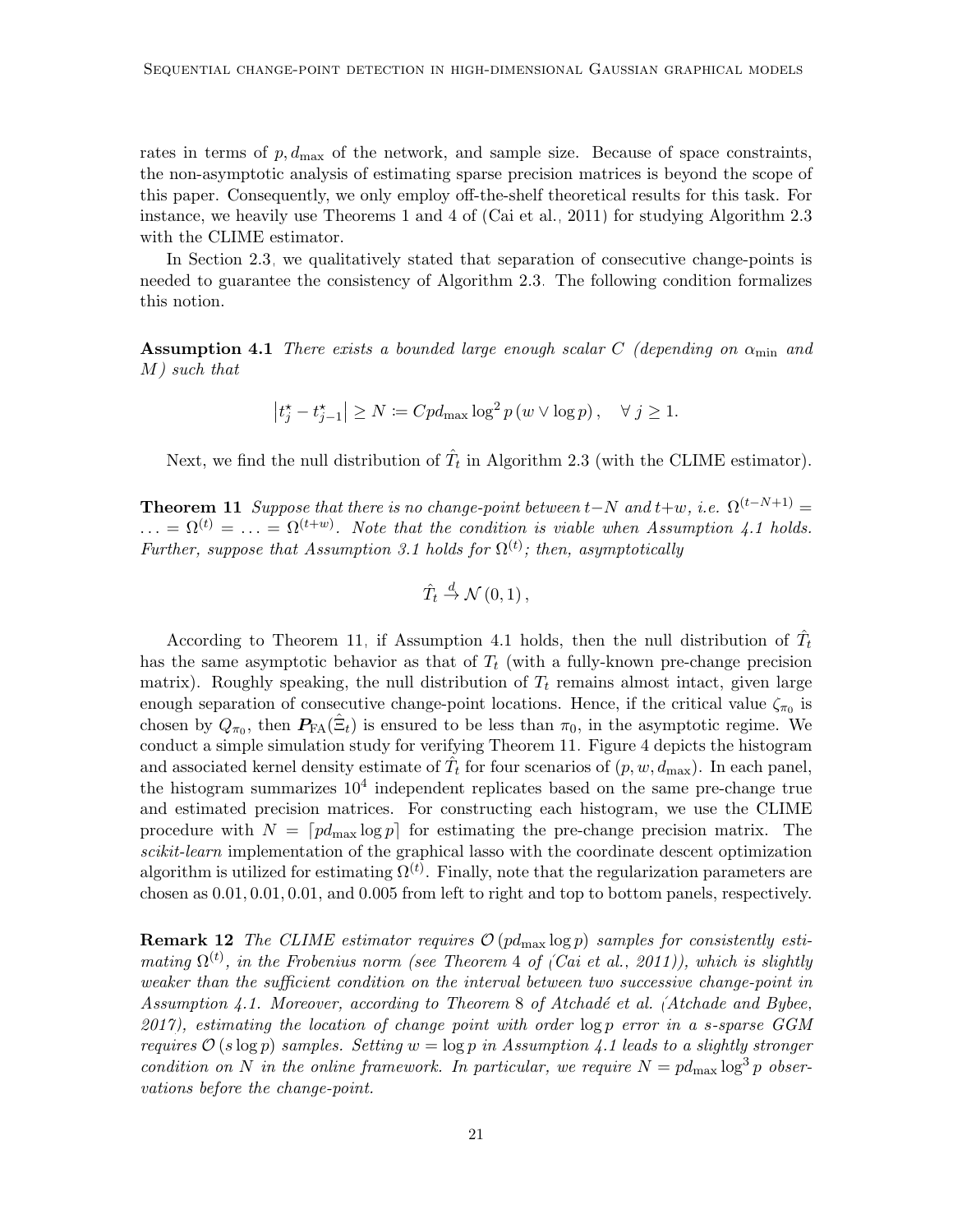rates in terms of $p, d_{\max}$ of the network, and sample size. Because of space constraints, the non-asymptotic analysis of estimating sparse precision matrices is beyond the scope of this paper. Consequently, we only employ off-the-shelf theoretical results for this task. For instance, we heavily use Theorems 1 and 4 of (Cai et al., 2011) for studying Algorithm 2.3 with the CLIME estimator.

In Section 2.3, we qualitatively stated that separation of consecutive change-points is needed to guarantee the consistency of Algorithm 2.3. The following condition formalizes this notion.

**Assumption 4.1** *There exists a bounded large enough scalar $C$ (depending on $\alpha_{\min}$ and $M$) such that*

$$\left|t_j^\star - t_{j-1}^\star\right| \geq N \coloneqq C p d_{\max} \log^2 p \left(w \vee \log p\right), \quad \forall\, j \geq 1.$$

Next, we find the null distribution of $\hat{T}_t$ in Algorithm 2.3 (with the CLIME estimator).

**Theorem 11** *Suppose that there is no change-point between $t-N$ and $t+w$, i.e. $\Omega^{(t-N+1)} = \ldots = \Omega^{(t)} = \ldots = \Omega^{(t+w)}$. Note that the condition is viable when Assumption 4.1 holds. Further, suppose that Assumption 3.1 holds for $\Omega^{(t)}$; then, asymptotically*

$$\hat{T}_t \xrightarrow{d} \mathcal{N}\left(0, 1\right),$$

According to Theorem 11, if Assumption 4.1 holds, then the null distribution of $\hat{T}_t$ has the same asymptotic behavior as that of $T_t$ (with a fully-known pre-change precision matrix). Roughly speaking, the null distribution of $T_t$ remains almost intact, given large enough separation of consecutive change-point locations. Hence, if the critical value $\zeta_{\pi_0}$ is chosen by $Q_{\pi_0}$, then $\boldsymbol{P}_{\mathrm{FA}}(\hat{\Xi}_t)$ is ensured to be less than $\pi_0$, in the asymptotic regime. We conduct a simple simulation study for verifying Theorem 11. Figure 4 depicts the histogram and associated kernel density estimate of $\hat{T}_t$ for four scenarios of $(p, w, d_{\max})$. In each panel, the histogram summarizes $10^4$ independent replicates based on the same pre-change true and estimated precision matrices. For constructing each histogram, we use the CLIME procedure with $N = \lceil p d_{\max} \log p \rceil$ for estimating the pre-change precision matrix. The *scikit-learn* implementation of the graphical lasso with the coordinate descent optimization algorithm is utilized for estimating $\Omega^{(t)}$. Finally, note that the regularization parameters are chosen as 0.01, 0.01, 0.01, and 0.005 from left to right and top to bottom panels, respectively.

**Remark 12** *The CLIME estimator requires $\mathcal{O}\left(p d_{\max} \log p\right)$ samples for consistently estimating $\Omega^{(t)}$, in the Frobenius norm (see Theorem 4 of (Cai et al., 2011)), which is slightly weaker than the sufficient condition on the interval between two successive change-point in Assumption 4.1. Moreover, according to Theorem 8 of Atchadé et al. (Atchade and Bybee, 2017), estimating the location of change point with order $\log p$ error in a $s$-sparse GGM requires $\mathcal{O}\left(s \log p\right)$ samples. Setting $w = \log p$ in Assumption 4.1 leads to a slightly stronger condition on $N$ in the online framework. In particular, we require $N = p d_{\max} \log^3 p$ observations before the change-point.*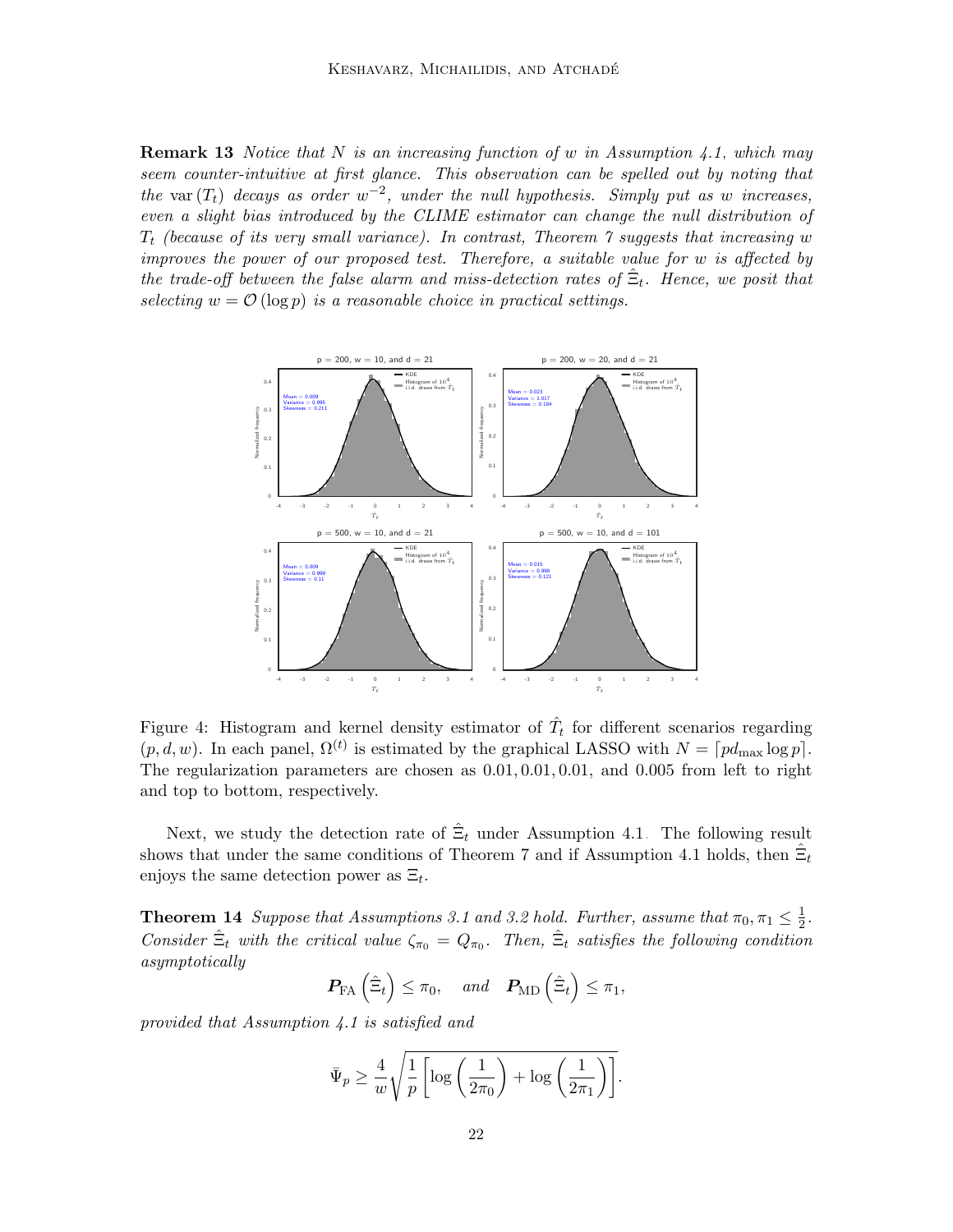**Remark 13** *Notice that $N$ is an increasing function of $w$ in Assumption 4.1, which may seem counter-intuitive at first glance. This observation can be spelled out by noting that the $\mathrm{var}(T_t)$ decays as order $w^{-2}$, under the null hypothesis. Simply put as $w$ increases, even a slight bias introduced by the CLIME estimator can change the null distribution of $T_t$ (because of its very small variance). In contrast, Theorem 7 suggests that increasing $w$ improves the power of our proposed test. Therefore, a suitable value for $w$ is affected by the trade-off between the false alarm and miss-detection rates of $\hat{\Xi}_t$. Hence, we posit that selecting $w = \mathcal{O}(\log p)$ is a reasonable choice in practical settings.*

Figure 4: Histogram and kernel density estimator of $\hat{T}_t$ for different scenarios regarding $(p, d, w)$. In each panel, $\Omega^{(t)}$ is estimated by the graphical LASSO with $N = \lceil p d_{\max} \log p \rceil$. The regularization parameters are chosen as 0.01, 0.01, 0.01, and 0.005 from left to right and top to bottom, respectively.

Next, we study the detection rate of $\hat{\Xi}_t$ under Assumption 4.1. The following result shows that under the same conditions of Theorem 7 and if Assumption 4.1 holds, then $\hat{\Xi}_t$ enjoys the same detection power as $\Xi_t$.

**Theorem 14** *Suppose that Assumptions 3.1 and 3.2 hold. Further, assume that $\pi_0, \pi_1 \le \frac{1}{2}$. Consider $\hat{\Xi}_t$ with the critical value $\zeta_{\pi_0} = Q_{\pi_0}$. Then, $\hat{\Xi}_t$ satisfies the following condition asymptotically*

$$\boldsymbol{P}_{\mathrm{FA}}\left(\hat{\Xi}_t\right) \le \pi_0, \quad \text{and} \quad \boldsymbol{P}_{\mathrm{MD}}\left(\hat{\Xi}_t\right) \le \pi_1,$$

*provided that Assumption 4.1 is satisfied and*

$$\bar{\Psi}_p \ge \frac{4}{w}\sqrt{\frac{1}{p}\left[\log\left(\frac{1}{2\pi_0}\right) + \log\left(\frac{1}{2\pi_1}\right)\right]}.$$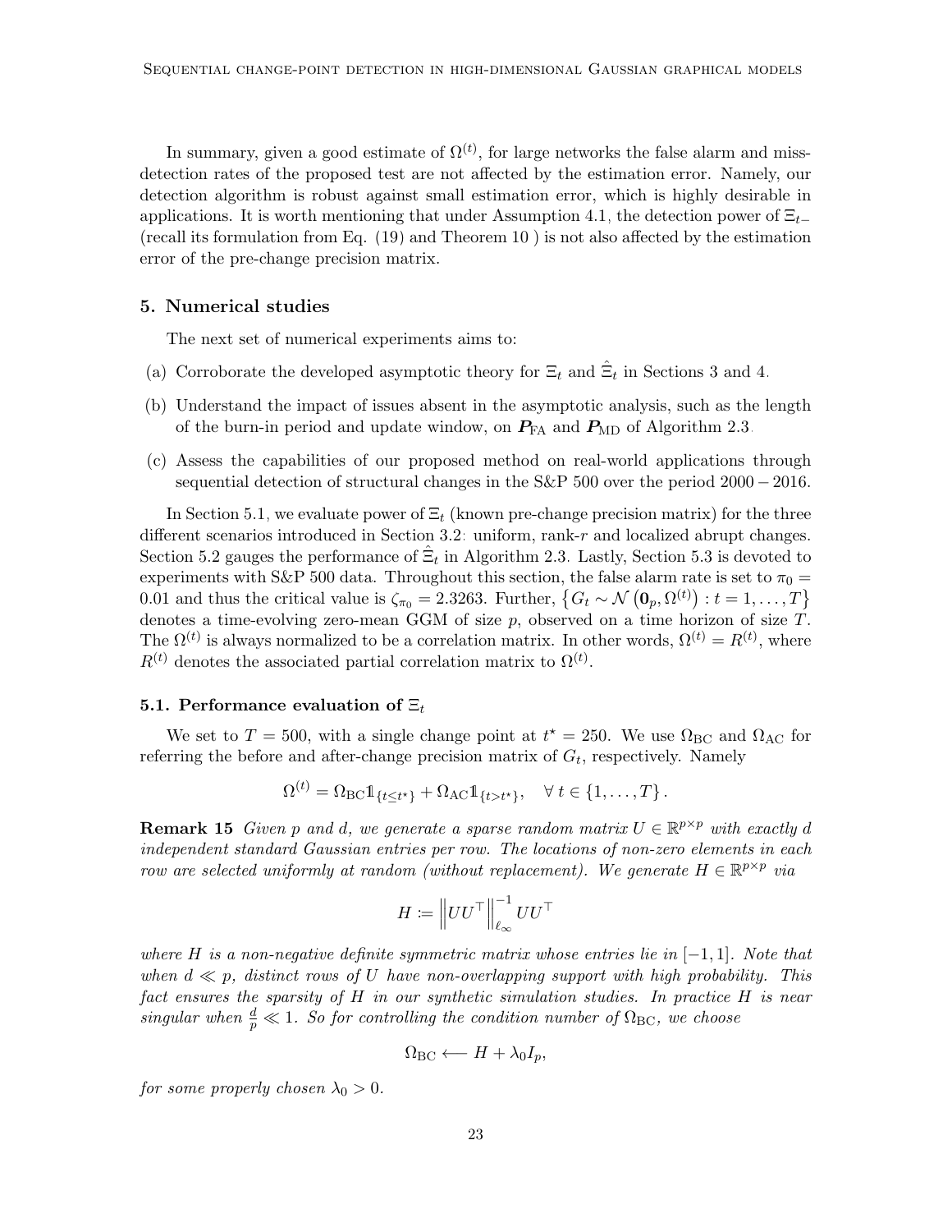In summary, given a good estimate of $\Omega^{(t)}$, for large networks the false alarm and miss-detection rates of the proposed test are not affected by the estimation error. Namely, our detection algorithm is robust against small estimation error, which is highly desirable in applications. It is worth mentioning that under Assumption 4.1, the detection power of $\Xi_{t-}$ (recall its formulation from Eq. (19) and Theorem 10 ) is not also affected by the estimation error of the pre-change precision matrix.

## 5. Numerical studies

The next set of numerical experiments aims to:

(a) Corroborate the developed asymptotic theory for $\Xi_t$ and $\hat{\Xi}_t$ in Sections 3 and 4.

(b) Understand the impact of issues absent in the asymptotic analysis, such as the length of the burn-in period and update window, on $\boldsymbol{P}_{\mathrm{FA}}$ and $\boldsymbol{P}_{\mathrm{MD}}$ of Algorithm 2.3.

(c) Assess the capabilities of our proposed method on real-world applications through sequential detection of structural changes in the S&P 500 over the period $2000-2016$.

In Section 5.1, we evaluate power of $\Xi_t$ (known pre-change precision matrix) for the three different scenarios introduced in Section 3.2: uniform, rank-$r$ and localized abrupt changes. Section 5.2 gauges the performance of $\hat{\Xi}_t$ in Algorithm 2.3. Lastly, Section 5.3 is devoted to experiments with S&P 500 data. Throughout this section, the false alarm rate is set to $\pi_0 = 0.01$ and thus the critical value is $\zeta_{\pi_0} = 2.3263$. Further, $\left\{G_t \sim \mathcal{N}\left(\mathbf{0}_p, \Omega^{(t)}\right) : t = 1, \ldots, T\right\}$ denotes a time-evolving zero-mean GGM of size $p$, observed on a time horizon of size $T$. The $\Omega^{(t)}$ is always normalized to be a correlation matrix. In other words, $\Omega^{(t)} = R^{(t)}$, where $R^{(t)}$ denotes the associated partial correlation matrix to $\Omega^{(t)}$.

### 5.1. Performance evaluation of $\Xi_t$

We set to $T = 500$, with a single change point at $t^\star = 250$. We use $\Omega_{\mathrm{BC}}$ and $\Omega_{\mathrm{AC}}$ for referring the before and after-change precision matrix of $G_t$, respectively. Namely

$$\Omega^{(t)} = \Omega_{\mathrm{BC}} \mathbb{1}_{\{t \leq t^\star\}} + \Omega_{\mathrm{AC}} \mathbb{1}_{\{t > t^\star\}}, \quad \forall\, t \in \{1, \ldots, T\}\,.$$

**Remark 15** *Given $p$ and $d$, we generate a sparse random matrix $U \in \mathbb{R}^{p \times p}$ with exactly $d$ independent standard Gaussian entries per row. The locations of non-zero elements in each row are selected uniformly at random (without replacement). We generate $H \in \mathbb{R}^{p \times p}$ via*

$$H \coloneqq \left\| U U^\top \right\|_{\ell_\infty}^{-1} U U^\top$$

*where $H$ is a non-negative definite symmetric matrix whose entries lie in $[-1, 1]$. Note that when $d \ll p$, distinct rows of $U$ have non-overlapping support with high probability. This fact ensures the sparsity of $H$ in our synthetic simulation studies. In practice $H$ is near singular when $\frac{d}{p} \ll 1$. So for controlling the condition number of $\Omega_{\mathrm{BC}}$, we choose*

$$\Omega_{\mathrm{BC}} \longleftarrow H + \lambda_0 I_p,$$

*for some properly chosen $\lambda_0 > 0$.*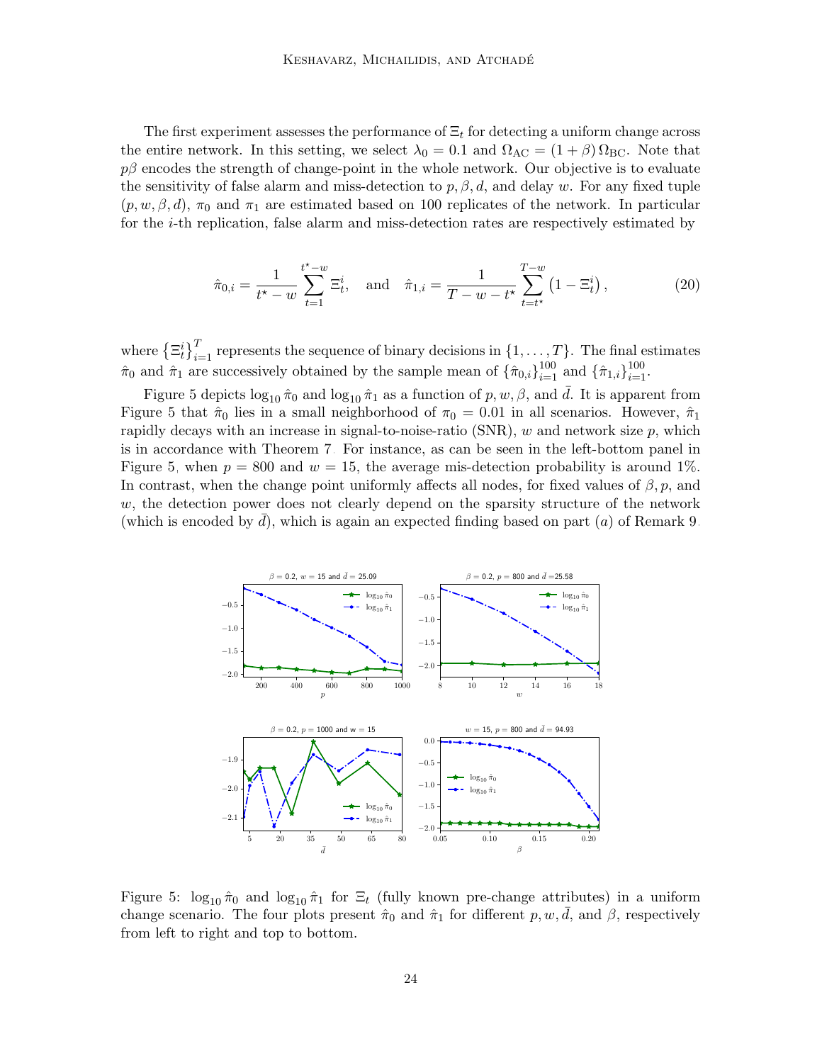The first experiment assesses the performance of $\Xi_t$ for detecting a uniform change across the entire network. In this setting, we select $\lambda_0 = 0.1$ and $\Omega_{\mathrm{AC}} = (1+\beta)\,\Omega_{\mathrm{BC}}$. Note that $p\beta$ encodes the strength of change-point in the whole network. Our objective is to evaluate the sensitivity of false alarm and miss-detection to $p, \beta, d$, and delay $w$. For any fixed tuple $(p, w, \beta, d)$, $\pi_0$ and $\pi_1$ are estimated based on 100 replicates of the network. In particular for the $i$-th replication, false alarm and miss-detection rates are respectively estimated by

$$\hat{\pi}_{0,i} = \frac{1}{t^\star - w} \sum_{t=1}^{t^\star - w} \Xi_t^i, \quad \text{and} \quad \hat{\pi}_{1,i} = \frac{1}{T - w - t^\star} \sum_{t=t^\star}^{T-w} \left(1 - \Xi_t^i\right), \tag{20}$$

where $\left\{\Xi_t^i\right\}_{i=1}^T$ represents the sequence of binary decisions in $\{1, \dots, T\}$. The final estimates $\hat{\pi}_0$ and $\hat{\pi}_1$ are successively obtained by the sample mean of $\{\hat{\pi}_{0,i}\}_{i=1}^{100}$ and $\{\hat{\pi}_{1,i}\}_{i=1}^{100}$.

Figure 5 depicts $\log_{10} \hat{\pi}_0$ and $\log_{10} \hat{\pi}_1$ as a function of $p, w, \beta$, and $\bar{d}$. It is apparent from Figure 5 that $\hat{\pi}_0$ lies in a small neighborhood of $\pi_0 = 0.01$ in all scenarios. However, $\hat{\pi}_1$ rapidly decays with an increase in signal-to-noise-ratio (SNR), $w$ and network size $p$, which is in accordance with Theorem 7. For instance, as can be seen in the left-bottom panel in Figure 5, when $p = 800$ and $w = 15$, the average mis-detection probability is around 1%. In contrast, when the change point uniformly affects all nodes, for fixed values of $\beta, p$, and $w$, the detection power does not clearly depend on the sparsity structure of the network (which is encoded by $\bar{d}$), which is again an expected finding based on part $(a)$ of Remark 9.

Figure 5: $\log_{10} \hat{\pi}_0$ and $\log_{10} \hat{\pi}_1$ for $\Xi_t$ (fully known pre-change attributes) in a uniform change scenario. The four plots present $\hat{\pi}_0$ and $\hat{\pi}_1$ for different $p, w, \bar{d}$, and $\beta$, respectively from left to right and top to bottom.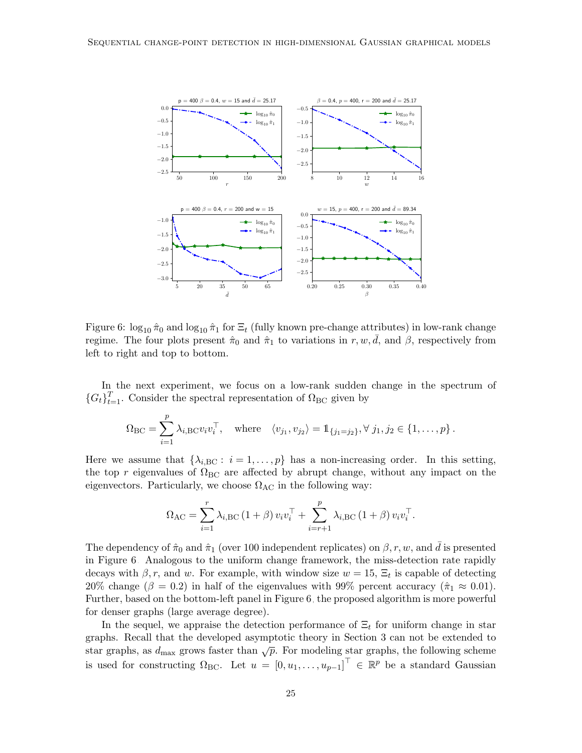Figure 6: $\log_{10} \hat{\pi}_0$ and $\log_{10} \hat{\pi}_1$ for $\Xi_t$ (fully known pre-change attributes) in low-rank change regime. The four plots present $\hat{\pi}_0$ and $\hat{\pi}_1$ to variations in $r, w, \bar{d}$, and $\beta$, respectively from left to right and top to bottom.

In the next experiment, we focus on a low-rank sudden change in the spectrum of $\{G_t\}_{t=1}^T$. Consider the spectral representation of $\Omega_{\text{BC}}$ given by

$$\Omega_{\text{BC}} = \sum_{i=1}^{p} \lambda_{i,\text{BC}} v_i v_i^\top, \quad \text{where} \quad \langle v_{j_1}, v_{j_2} \rangle = \mathbb{1}_{\{j_1 = j_2\}}, \forall\, j_1, j_2 \in \{1, \ldots, p\}\,.$$

Here we assume that $\{\lambda_{i,\text{BC}} : \, i = 1, \ldots, p\}$ has a non-increasing order. In this setting, the top $r$ eigenvalues of $\Omega_{\text{BC}}$ are affected by abrupt change, without any impact on the eigenvectors. Particularly, we choose $\Omega_{\text{AC}}$ in the following way:

$$\Omega_{\text{AC}} = \sum_{i=1}^{r} \lambda_{i,\text{BC}} \left(1 + \beta\right) v_i v_i^\top + \sum_{i=r+1}^{p} \lambda_{i,\text{BC}} \left(1 + \beta\right) v_i v_i^\top.$$

The dependency of $\hat{\pi}_0$ and $\hat{\pi}_1$ (over 100 independent replicates) on $\beta, r, w$, and $\bar{d}$ is presented in Figure 6. Analogous to the uniform change framework, the miss-detection rate rapidly decays with $\beta, r$, and $w$. For example, with window size $w = 15$, $\Xi_t$ is capable of detecting 20% change ($\beta = 0.2$) in half of the eigenvalues with 99% percent accuracy ($\hat{\pi}_1 \approx 0.01$). Further, based on the bottom-left panel in Figure 6, the proposed algorithm is more powerful for denser graphs (large average degree).

In the sequel, we appraise the detection performance of $\Xi_t$ for uniform change in star graphs. Recall that the developed asymptotic theory in Section 3 can not be extended to star graphs, as $d_{\max}$ grows faster than $\sqrt{p}$. For modeling star graphs, the following scheme is used for constructing $\Omega_{\text{BC}}$. Let $u = \left[0, u_1, \ldots, u_{p-1}\right]^\top \in \mathbb{R}^p$ be a standard Gaussian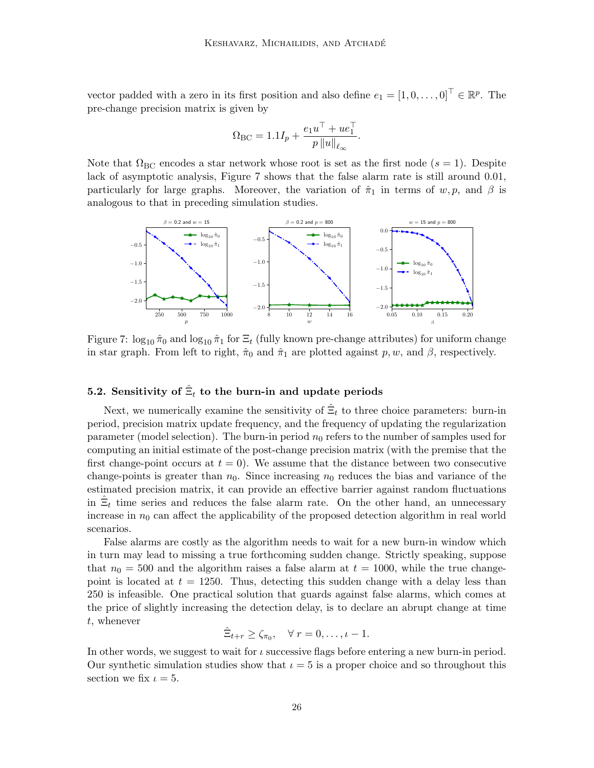vector padded with a zero in its first position and also define $e_1 = [1, 0, \ldots, 0]^\top \in \mathbb{R}^p$. The pre-change precision matrix is given by

$$\Omega_{\mathrm{BC}} = 1.1 I_p + \frac{e_1 u^\top + u e_1^\top}{p \left\| u \right\|_{\ell_\infty}}.$$

Note that $\Omega_{\mathrm{BC}}$ encodes a star network whose root is set as the first node ($s = 1$). Despite lack of asymptotic analysis, Figure 7 shows that the false alarm rate is still around 0.01, particularly for large graphs. Moreover, the variation of $\hat{\pi}_1$ in terms of $w, p$, and $\beta$ is analogous to that in preceding simulation studies.

Figure 7: $\log_{10} \hat{\pi}_0$ and $\log_{10} \hat{\pi}_1$ for $\Xi_t$ (fully known pre-change attributes) for uniform change in star graph. From left to right, $\hat{\pi}_0$ and $\hat{\pi}_1$ are plotted against $p, w$, and $\beta$, respectively.

### 5.2. Sensitivity of $\hat{\Xi}_t$ to the burn-in and update periods

Next, we numerically examine the sensitivity of $\hat{\Xi}_t$ to three choice parameters: burn-in period, precision matrix update frequency, and the frequency of updating the regularization parameter (model selection). The burn-in period $n_0$ refers to the number of samples used for computing an initial estimate of the post-change precision matrix (with the premise that the first change-point occurs at $t = 0$). We assume that the distance between two consecutive change-points is greater than $n_0$. Since increasing $n_0$ reduces the bias and variance of the estimated precision matrix, it can provide an effective barrier against random fluctuations in $\hat{\Xi}_t$ time series and reduces the false alarm rate. On the other hand, an unnecessary increase in $n_0$ can affect the applicability of the proposed detection algorithm in real world scenarios.

False alarms are costly as the algorithm needs to wait for a new burn-in window which in turn may lead to missing a true forthcoming sudden change. Strictly speaking, suppose that $n_0 = 500$ and the algorithm raises a false alarm at $t = 1000$, while the true change-point is located at $t = 1250$. Thus, detecting this sudden change with a delay less than 250 is infeasible. One practical solution that guards against false alarms, which comes at the price of slightly increasing the detection delay, is to declare an abrupt change at time $t$, whenever

$$\hat{\Xi}_{t+r} \geq \zeta_{\pi_0}, \quad \forall\, r = 0, \ldots, \iota - 1.$$

In other words, we suggest to wait for $\iota$ successive flags before entering a new burn-in period. Our synthetic simulation studies show that $\iota = 5$ is a proper choice and so throughout this section we fix $\iota = 5$.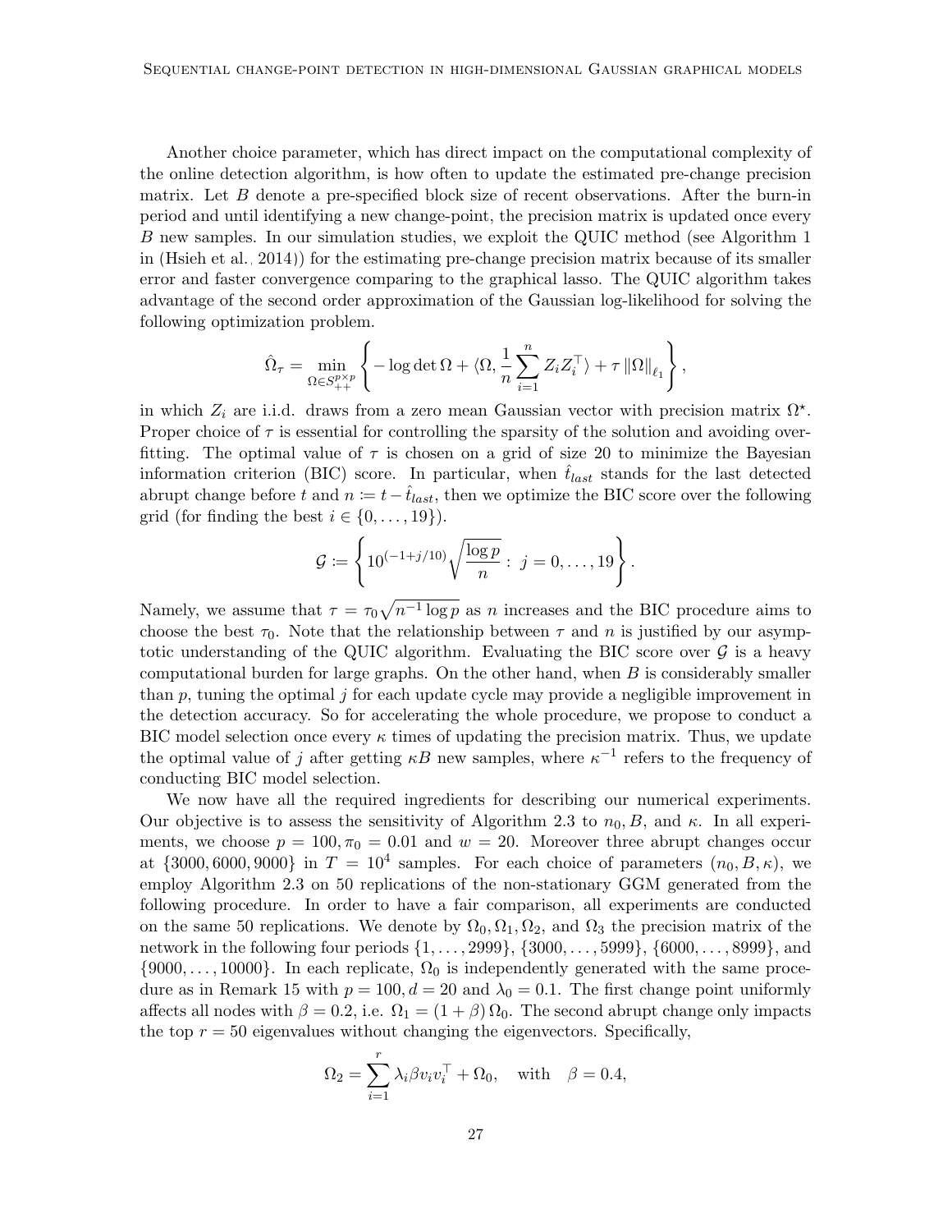Another choice parameter, which has direct impact on the computational complexity of the online detection algorithm, is how often to update the estimated pre-change precision matrix. Let $B$ denote a pre-specified block size of recent observations. After the burn-in period and until identifying a new change-point, the precision matrix is updated once every $B$ new samples. In our simulation studies, we exploit the QUIC method (see Algorithm 1 in (Hsieh et al., 2014)) for the estimating pre-change precision matrix because of its smaller error and faster convergence comparing to the graphical lasso. The QUIC algorithm takes advantage of the second order approximation of the Gaussian log-likelihood for solving the following optimization problem.

$$\hat{\Omega}_\tau = \min_{\Omega \in S_{++}^{p\times p}} \left\{ -\log\det\Omega + \langle \Omega, \frac{1}{n}\sum_{i=1}^{n} Z_i Z_i^\top \rangle + \tau \left\|\Omega\right\|_{\ell_1} \right\},$$

in which $Z_i$ are i.i.d. draws from a zero mean Gaussian vector with precision matrix $\Omega^\star$. Proper choice of $\tau$ is essential for controlling the sparsity of the solution and avoiding overfitting. The optimal value of $\tau$ is chosen on a grid of size 20 to minimize the Bayesian information criterion (BIC) score. In particular, when $\hat{t}_{last}$ stands for the last detected abrupt change before $t$ and $n \coloneqq t - \hat{t}_{last}$, then we optimize the BIC score over the following grid (for finding the best $i \in \{0, \dots, 19\}$).

$$\mathcal{G} \coloneqq \left\{ 10^{(-1+j/10)} \sqrt{\frac{\log p}{n}} : \, j = 0, \dots, 19 \right\}.$$

Namely, we assume that $\tau = \tau_0 \sqrt{n^{-1}\log p}$ as $n$ increases and the BIC procedure aims to choose the best $\tau_0$. Note that the relationship between $\tau$ and $n$ is justified by our asymptotic understanding of the QUIC algorithm. Evaluating the BIC score over $\mathcal{G}$ is a heavy computational burden for large graphs. On the other hand, when $B$ is considerably smaller than $p$, tuning the optimal $j$ for each update cycle may provide a negligible improvement in the detection accuracy. So for accelerating the whole procedure, we propose to conduct a BIC model selection once every $\kappa$ times of updating the precision matrix. Thus, we update the optimal value of $j$ after getting $\kappa B$ new samples, where $\kappa^{-1}$ refers to the frequency of conducting BIC model selection.

We now have all the required ingredients for describing our numerical experiments. Our objective is to assess the sensitivity of Algorithm 2.3 to $n_0, B$, and $\kappa$. In all experiments, we choose $p = 100, \pi_0 = 0.01$ and $w = 20$. Moreover three abrupt changes occur at $\{3000, 6000, 9000\}$ in $T = 10^4$ samples. For each choice of parameters $(n_0, B, \kappa)$, we employ Algorithm 2.3 on 50 replications of the non-stationary GGM generated from the following procedure. In order to have a fair comparison, all experiments are conducted on the same 50 replications. We denote by $\Omega_0, \Omega_1, \Omega_2$, and $\Omega_3$ the precision matrix of the network in the following four periods $\{1, \dots, 2999\}$, $\{3000, \dots, 5999\}$, $\{6000, \dots, 8999\}$, and $\{9000, \dots, 10000\}$. In each replicate, $\Omega_0$ is independently generated with the same procedure as in Remark 15 with $p = 100, d = 20$ and $\lambda_0 = 0.1$. The first change point uniformly affects all nodes with $\beta = 0.2$, i.e. $\Omega_1 = (1 + \beta)\,\Omega_0$. The second abrupt change only impacts the top $r = 50$ eigenvalues without changing the eigenvectors. Specifically,

$$\Omega_2 = \sum_{i=1}^{r} \lambda_i \beta v_i v_i^\top + \Omega_0, \quad \text{with} \quad \beta = 0.4,$$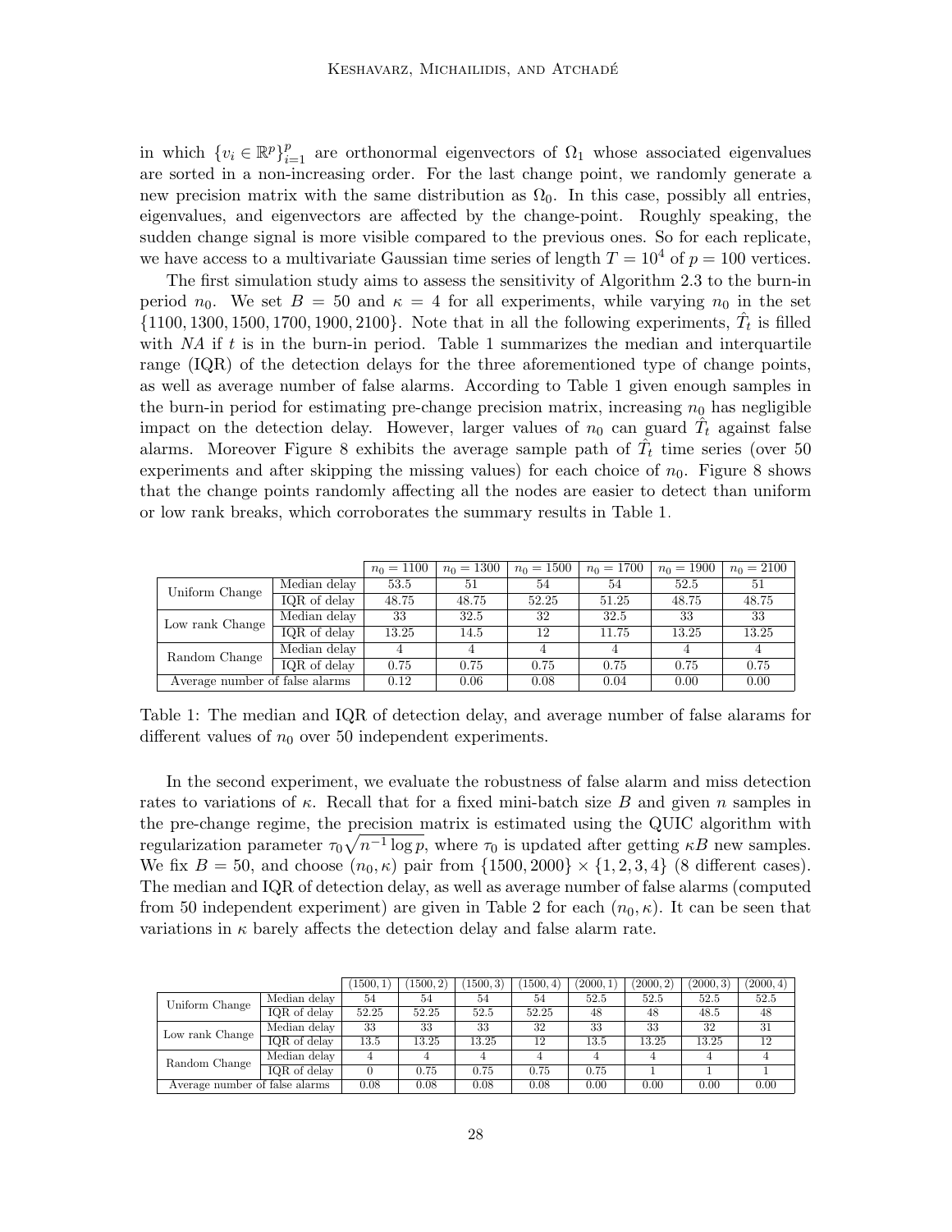in which $\{v_i \in \mathbb{R}^p\}_{i=1}^p$ are orthonormal eigenvectors of $\Omega_1$ whose associated eigenvalues are sorted in a non-increasing order. For the last change point, we randomly generate a new precision matrix with the same distribution as $\Omega_0$. In this case, possibly all entries, eigenvalues, and eigenvectors are affected by the change-point. Roughly speaking, the sudden change signal is more visible compared to the previous ones. So for each replicate, we have access to a multivariate Gaussian time series of length $T = 10^4$ of $p = 100$ vertices.

The first simulation study aims to assess the sensitivity of Algorithm 2.3 to the burn-in period $n_0$. We set $B = 50$ and $\kappa = 4$ for all experiments, while varying $n_0$ in the set $\{1100, 1300, 1500, 1700, 1900, 2100\}$. Note that in all the following experiments, $\hat{T}_t$ is filled with *NA* if $t$ is in the burn-in period. Table 1 summarizes the median and interquartile range (IQR) of the detection delays for the three aforementioned type of change points, as well as average number of false alarms. According to Table 1 given enough samples in the burn-in period for estimating pre-change precision matrix, increasing $n_0$ has negligible impact on the detection delay. However, larger values of $n_0$ can guard $\hat{T}_t$ against false alarms. Moreover Figure 8 exhibits the average sample path of $\hat{T}_t$ time series (over 50 experiments and after skipping the missing values) for each choice of $n_0$. Figure 8 shows that the change points randomly affecting all the nodes are easier to detect than uniform or low rank breaks, which corroborates the summary results in Table 1.

| | | $n_0 = 1100$ | $n_0 = 1300$ | $n_0 = 1500$ | $n_0 = 1700$ | $n_0 = 1900$ | $n_0 = 2100$ |
|---|---|---|---|---|---|---|---|
| Uniform Change | Median delay | 53.5 | 51 | 54 | 54 | 52.5 | 51 |
| | IQR of delay | 48.75 | 48.75 | 52.25 | 51.25 | 48.75 | 48.75 |
| Low rank Change | Median delay | 33 | 32.5 | 32 | 32.5 | 33 | 33 |
| | IQR of delay | 13.25 | 14.5 | 12 | 11.75 | 13.25 | 13.25 |
| Random Change | Median delay | 4 | 4 | 4 | 4 | 4 | 4 |
| | IQR of delay | 0.75 | 0.75 | 0.75 | 0.75 | 0.75 | 0.75 |
| Average number of false alarms | | 0.12 | 0.06 | 0.08 | 0.04 | 0.00 | 0.00 |

Table 1: The median and IQR of detection delay, and average number of false alarams for different values of $n_0$ over 50 independent experiments.

In the second experiment, we evaluate the robustness of false alarm and miss detection rates to variations of $\kappa$. Recall that for a fixed mini-batch size $B$ and given $n$ samples in the pre-change regime, the precision matrix is estimated using the QUIC algorithm with regularization parameter $\tau_0\sqrt{n^{-1}\log p}$, where $\tau_0$ is updated after getting $\kappa B$ new samples. We fix $B = 50$, and choose $(n_0, \kappa)$ pair from $\{1500, 2000\} \times \{1, 2, 3, 4\}$ (8 different cases). The median and IQR of detection delay, as well as average number of false alarms (computed from 50 independent experiment) are given in Table 2 for each $(n_0, \kappa)$. It can be seen that variations in $\kappa$ barely affects the detection delay and false alarm rate.

| | | (1500, 1) | (1500, 2) | (1500, 3) | (1500, 4) | (2000, 1) | (2000, 2) | (2000, 3) | (2000, 4) |
|---|---|---|---|---|---|---|---|---|---|
| Uniform Change | Median delay | 54 | 54 | 54 | 54 | 52.5 | 52.5 | 52.5 | 52.5 |
| | IQR of delay | 52.25 | 52.25 | 52.5 | 52.25 | 48 | 48 | 48.5 | 48 |
| Low rank Change | Median delay | 33 | 33 | 33 | 32 | 33 | 33 | 32 | 31 |
| | IQR of delay | 13.5 | 13.25 | 13.25 | 12 | 13.5 | 13.25 | 13.25 | 12 |
| Random Change | Median delay | 4 | 4 | 4 | 4 | 4 | 4 | 4 | 4 |
| | IQR of delay | 0 | 0.75 | 0.75 | 0.75 | 0.75 | 1 | 1 | 1 |
| Average number of false alarms | | 0.08 | 0.08 | 0.08 | 0.08 | 0.00 | 0.00 | 0.00 | 0.00 |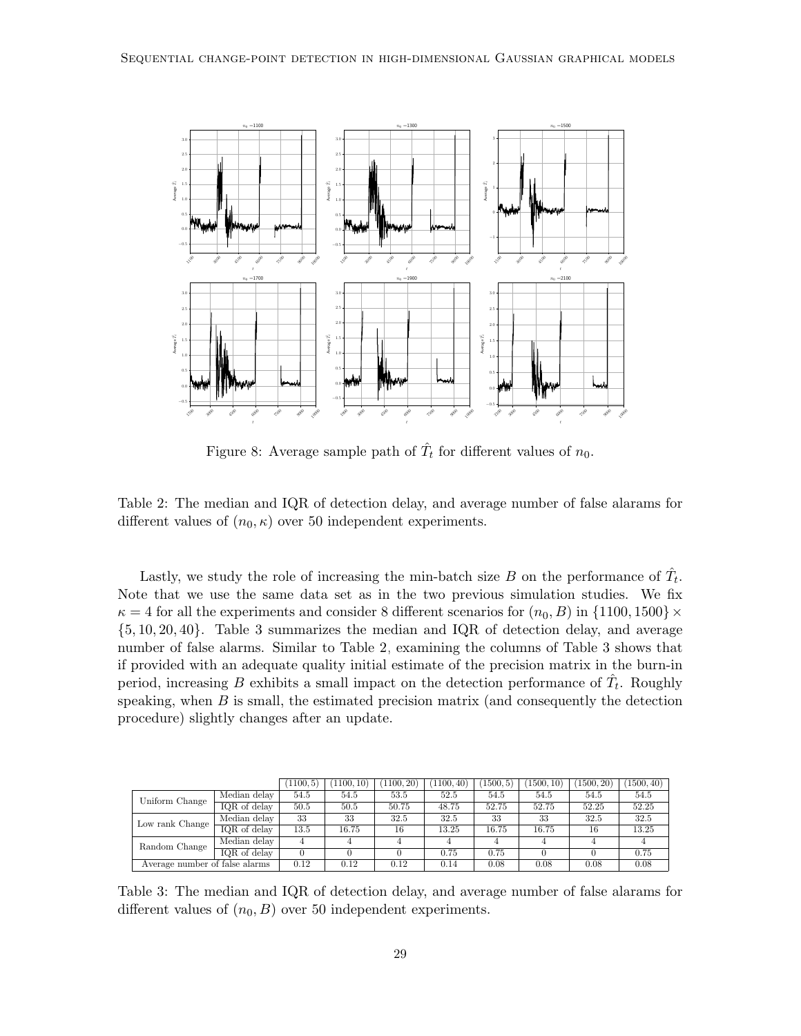Figure 8: Average sample path of $\hat{T}_t$ for different values of $n_0$.

Table 2: The median and IQR of detection delay, and average number of false alarams for different values of $(n_0, \kappa)$ over 50 independent experiments.

Lastly, we study the role of increasing the min-batch size $B$ on the performance of $\hat{T}_t$. Note that we use the same data set as in the two previous simulation studies. We fix $\kappa = 4$ for all the experiments and consider 8 different scenarios for $(n_0, B)$ in $\{1100, 1500\} \times \{5, 10, 20, 40\}$. Table 3 summarizes the median and IQR of detection delay, and average number of false alarms. Similar to Table 2, examining the columns of Table 3 shows that if provided with an adequate quality initial estimate of the precision matrix in the burn-in period, increasing $B$ exhibits a small impact on the detection performance of $\hat{T}_t$. Roughly speaking, when $B$ is small, the estimated precision matrix (and consequently the detection procedure) slightly changes after an update.

| | | (1100, 5) | (1100, 10) | (1100, 20) | (1100, 40) | (1500, 5) | (1500, 10) | (1500, 20) | (1500, 40) |
|---|---|---|---|---|---|---|---|---|---|
| Uniform Change | Median delay | 54.5 | 54.5 | 53.5 | 52.5 | 54.5 | 54.5 | 54.5 | 54.5 |
| | IQR of delay | 50.5 | 50.5 | 50.75 | 48.75 | 52.75 | 52.75 | 52.25 | 52.25 |
| Low rank Change | Median delay | 33 | 33 | 32.5 | 32.5 | 33 | 33 | 32.5 | 32.5 |
| | IQR of delay | 13.5 | 16.75 | 16 | 13.25 | 16.75 | 16.75 | 16 | 13.25 |
| Random Change | Median delay | 4 | 4 | 4 | 4 | 4 | 4 | 4 | 4 |
| | IQR of delay | 0 | 0 | 0 | 0.75 | 0.75 | 0 | 0 | 0.75 |
| Average number of false alarms | | 0.12 | 0.12 | 0.12 | 0.14 | 0.08 | 0.08 | 0.08 | 0.08 |

Table 3: The median and IQR of detection delay, and average number of false alarams for different values of $(n_0, B)$ over 50 independent experiments.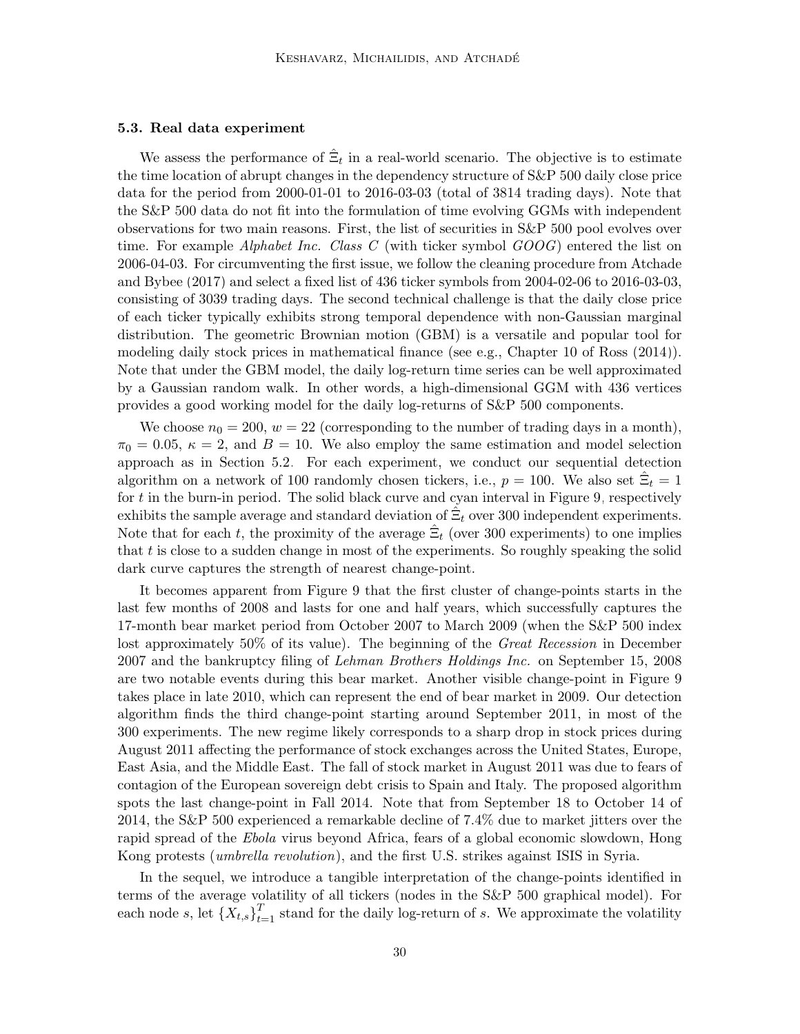### 5.3. Real data experiment

We assess the performance of $\hat{\Xi}_t$ in a real-world scenario. The objective is to estimate the time location of abrupt changes in the dependency structure of S&P 500 daily close price data for the period from 2000-01-01 to 2016-03-03 (total of 3814 trading days). Note that the S&P 500 data do not fit into the formulation of time evolving GGMs with independent observations for two main reasons. First, the list of securities in S&P 500 pool evolves over time. For example *Alphabet Inc. Class C* (with ticker symbol *GOOG*) entered the list on 2006-04-03. For circumventing the first issue, we follow the cleaning procedure from Atchade and Bybee (2017) and select a fixed list of 436 ticker symbols from 2004-02-06 to 2016-03-03, consisting of 3039 trading days. The second technical challenge is that the daily close price of each ticker typically exhibits strong temporal dependence with non-Gaussian marginal distribution. The geometric Brownian motion (GBM) is a versatile and popular tool for modeling daily stock prices in mathematical finance (see e.g., Chapter 10 of Ross (2014)). Note that under the GBM model, the daily log-return time series can be well approximated by a Gaussian random walk. In other words, a high-dimensional GGM with 436 vertices provides a good working model for the daily log-returns of S&P 500 components.

We choose $n_0 = 200$, $w = 22$ (corresponding to the number of trading days in a month), $\pi_0 = 0.05$, $\kappa = 2$, and $B = 10$. We also employ the same estimation and model selection approach as in Section 5.2. For each experiment, we conduct our sequential detection algorithm on a network of 100 randomly chosen tickers, i.e., $p = 100$. We also set $\hat{\Xi}_t = 1$ for $t$ in the burn-in period. The solid black curve and cyan interval in Figure 9, respectively exhibits the sample average and standard deviation of $\hat{\Xi}_t$ over 300 independent experiments. Note that for each $t$, the proximity of the average $\hat{\Xi}_t$ (over 300 experiments) to one implies that $t$ is close to a sudden change in most of the experiments. So roughly speaking the solid dark curve captures the strength of nearest change-point.

It becomes apparent from Figure 9 that the first cluster of change-points starts in the last few months of 2008 and lasts for one and half years, which successfully captures the 17-month bear market period from October 2007 to March 2009 (when the S&P 500 index lost approximately 50% of its value). The beginning of the *Great Recession* in December 2007 and the bankruptcy filing of *Lehman Brothers Holdings Inc.* on September 15, 2008 are two notable events during this bear market. Another visible change-point in Figure 9 takes place in late 2010, which can represent the end of bear market in 2009. Our detection algorithm finds the third change-point starting around September 2011, in most of the 300 experiments. The new regime likely corresponds to a sharp drop in stock prices during August 2011 affecting the performance of stock exchanges across the United States, Europe, East Asia, and the Middle East. The fall of stock market in August 2011 was due to fears of contagion of the European sovereign debt crisis to Spain and Italy. The proposed algorithm spots the last change-point in Fall 2014. Note that from September 18 to October 14 of 2014, the S&P 500 experienced a remarkable decline of 7.4% due to market jitters over the rapid spread of the *Ebola* virus beyond Africa, fears of a global economic slowdown, Hong Kong protests (*umbrella revolution*), and the first U.S. strikes against ISIS in Syria.

In the sequel, we introduce a tangible interpretation of the change-points identified in terms of the average volatility of all tickers (nodes in the S&P 500 graphical model). For each node $s$, let $\{X_{t,s}\}_{t=1}^{T}$ stand for the daily log-return of $s$. We approximate the volatility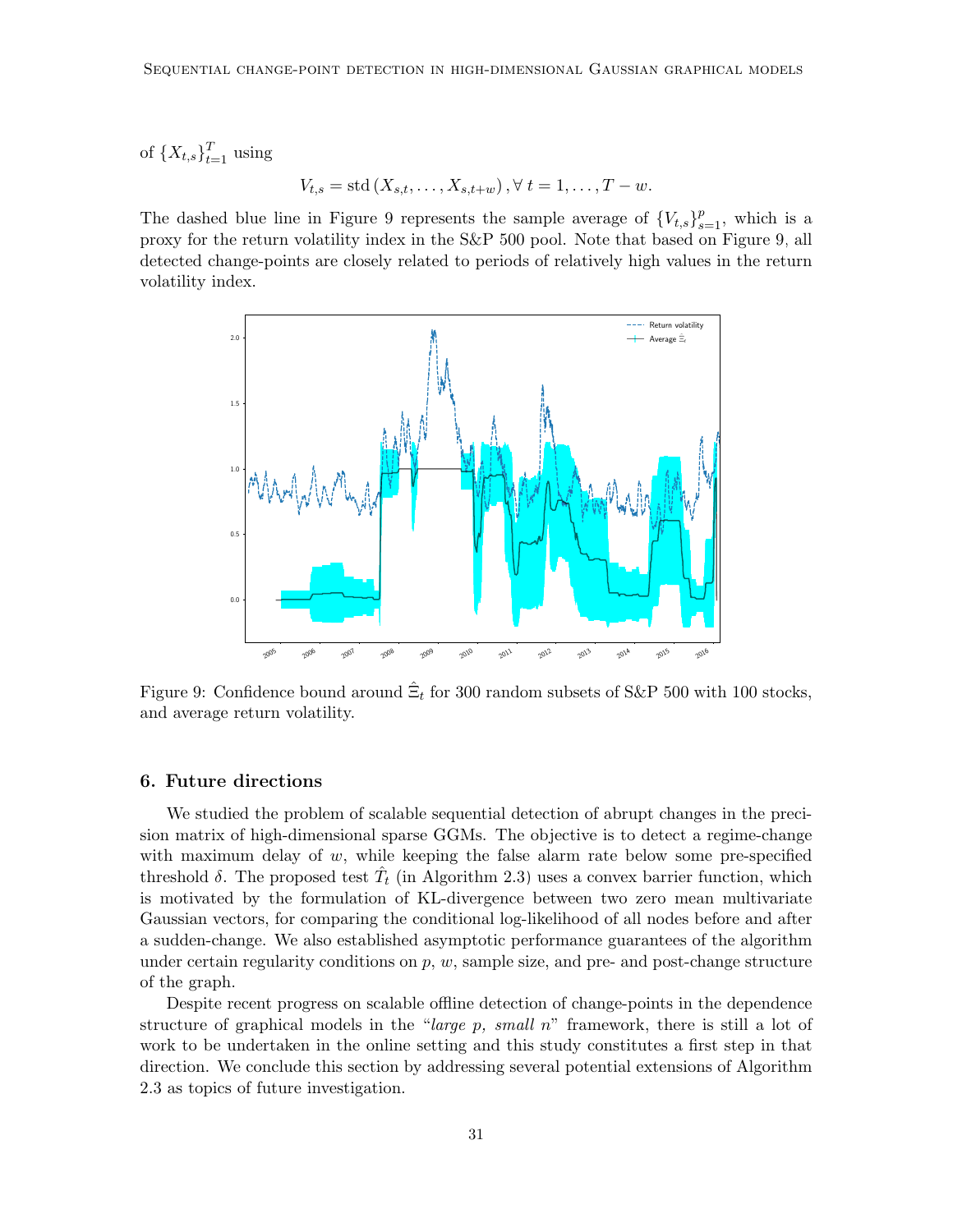of $\{X_{t,s}\}_{t=1}^{T}$ using

$$V_{t,s} = \text{std}\left(X_{s,t}, \ldots, X_{s,t+w}\right), \forall\, t = 1, \ldots, T - w.$$

The dashed blue line in Figure 9 represents the sample average of $\{V_{t,s}\}_{s=1}^{p}$, which is a proxy for the return volatility index in the S&P 500 pool. Note that based on Figure 9, all detected change-points are closely related to periods of relatively high values in the return volatility index.

Figure 9: Confidence bound around $\hat{\Xi}_t$ for 300 random subsets of S&P 500 with 100 stocks, and average return volatility.

## 6. Future directions

We studied the problem of scalable sequential detection of abrupt changes in the precision matrix of high-dimensional sparse GGMs. The objective is to detect a regime-change with maximum delay of $w$, while keeping the false alarm rate below some pre-specified threshold $\delta$. The proposed test $\hat{T}_t$ (in Algorithm 2.3) uses a convex barrier function, which is motivated by the formulation of KL-divergence between two zero mean multivariate Gaussian vectors, for comparing the conditional log-likelihood of all nodes before and after a sudden-change. We also established asymptotic performance guarantees of the algorithm under certain regularity conditions on $p$, $w$, sample size, and pre- and post-change structure of the graph.

Despite recent progress on scalable offline detection of change-points in the dependence structure of graphical models in the "*large p, small n*" framework, there is still a lot of work to be undertaken in the online setting and this study constitutes a first step in that direction. We conclude this section by addressing several potential extensions of Algorithm 2.3 as topics of future investigation.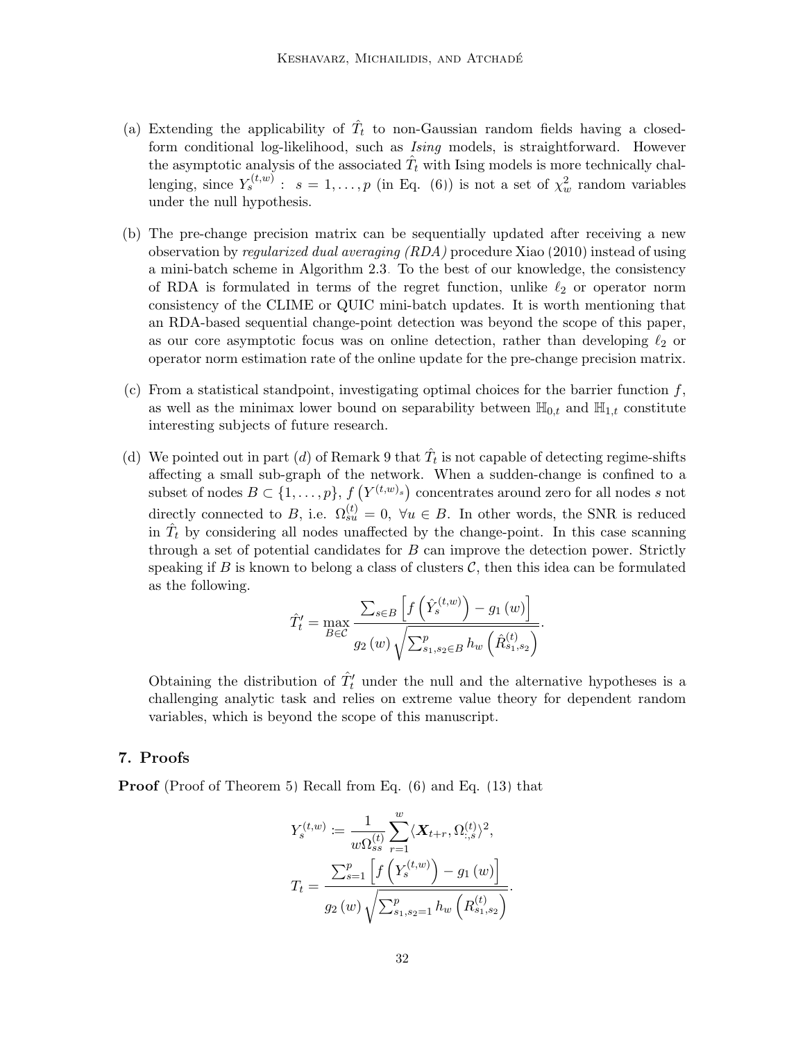(a) Extending the applicability of $\hat{T}_t$ to non-Gaussian random fields having a closed-form conditional log-likelihood, such as *Ising* models, is straightforward. However the asymptotic analysis of the associated $\hat{T}_t$ with Ising models is more technically challenging, since $Y_s^{(t,w)}: \ s = 1, \ldots, p$ (in Eq. (6)) is not a set of $\chi_w^2$ random variables under the null hypothesis.

(b) The pre-change precision matrix can be sequentially updated after receiving a new observation by *regularized dual averaging (RDA)* procedure Xiao (2010) instead of using a mini-batch scheme in Algorithm 2.3. To the best of our knowledge, the consistency of RDA is formulated in terms of the regret function, unlike $\ell_2$ or operator norm consistency of the CLIME or QUIC mini-batch updates. It is worth mentioning that an RDA-based sequential change-point detection was beyond the scope of this paper, as our core asymptotic focus was on online detection, rather than developing $\ell_2$ or operator norm estimation rate of the online update for the pre-change precision matrix.

(c) From a statistical standpoint, investigating optimal choices for the barrier function $f$, as well as the minimax lower bound on separability between $\mathbb{H}_{0,t}$ and $\mathbb{H}_{1,t}$ constitute interesting subjects of future research.

(d) We pointed out in part $(d)$ of Remark 9 that $\hat{T}_t$ is not capable of detecting regime-shifts affecting a small sub-graph of the network. When a sudden-change is confined to a subset of nodes $B \subset \{1, \ldots, p\}$, $f\left(Y^{(t,w)_s}\right)$ concentrates around zero for all nodes $s$ not directly connected to $B$, i.e. $\Omega_{su}^{(t)} = 0, \ \forall u \in B$. In other words, the SNR is reduced in $\hat{T}_t$ by considering all nodes unaffected by the change-point. In this case scanning through a set of potential candidates for $B$ can improve the detection power. Strictly speaking if $B$ is known to belong a class of clusters $\mathcal{C}$, then this idea can be formulated as the following.

$$\hat{T}_t' = \max_{B \in \mathcal{C}} \frac{\sum_{s \in B} \left[ f\left(\hat{Y}_s^{(t,w)}\right) - g_1\left(w\right) \right]}{g_2\left(w\right) \sqrt{\sum_{s_1, s_2 \in B}^{p} h_w\left(\hat{R}_{s_1, s_2}^{(t)}\right)}}.$$

Obtaining the distribution of $\hat{T}_t'$ under the null and the alternative hypotheses is a challenging analytic task and relies on extreme value theory for dependent random variables, which is beyond the scope of this manuscript.

## 7. Proofs

**Proof** (Proof of Theorem 5) Recall from Eq. (6) and Eq. (13) that

$$Y_s^{(t,w)} := \frac{1}{w \Omega_{ss}^{(t)}} \sum_{r=1}^{w} \langle \boldsymbol{X}_{t+r}, \Omega_{:,s}^{(t)} \rangle^2,$$

$$T_t = \frac{\sum_{s=1}^{p} \left[ f\left(Y_s^{(t,w)}\right) - g_1\left(w\right) \right]}{g_2\left(w\right) \sqrt{\sum_{s_1, s_2 = 1}^{p} h_w\left(R_{s_1, s_2}^{(t)}\right)}}.$$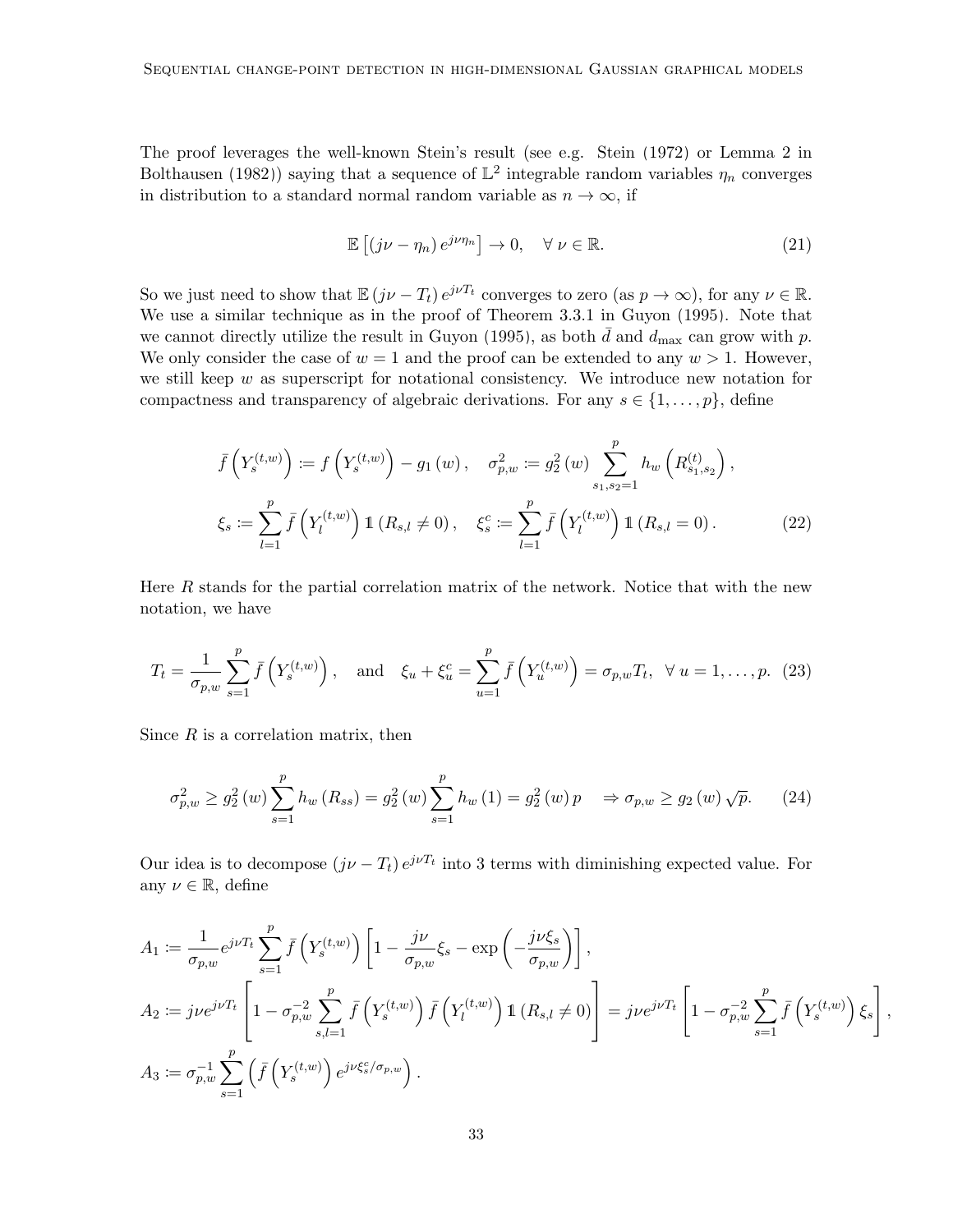The proof leverages the well-known Stein's result (see e.g. Stein (1972) or Lemma 2 in Bolthausen (1982)) saying that a sequence of $\mathbb{L}^2$ integrable random variables $\eta_n$ converges in distribution to a standard normal random variable as $n \to \infty$, if

$$\mathbb{E}\left[(j\nu - \eta_n)\, e^{j\nu\eta_n}\right] \to 0, \quad \forall\, \nu \in \mathbb{R}. \tag{21}$$

So we just need to show that $\mathbb{E}\,(j\nu - T_t)\, e^{j\nu T_t}$ converges to zero (as $p \to \infty$), for any $\nu \in \mathbb{R}$. We use a similar technique as in the proof of Theorem 3.3.1 in Guyon (1995). Note that we cannot directly utilize the result in Guyon (1995), as both $\bar{d}$ and $d_{\max}$ can grow with $p$. We only consider the case of $w = 1$ and the proof can be extended to any $w > 1$. However, we still keep $w$ as superscript for notational consistency. We introduce new notation for compactness and transparency of algebraic derivations. For any $s \in \{1, \ldots, p\}$, define

$$\begin{aligned}
&\bar{f}\left(Y_s^{(t,w)}\right) := f\left(Y_s^{(t,w)}\right) - g_1(w), \quad \sigma_{p,w}^2 := g_2^2(w) \sum_{s_1,s_2=1}^{p} h_w\left(R_{s_1,s_2}^{(t)}\right), \\
&\xi_s := \sum_{l=1}^{p} \bar{f}\left(Y_l^{(t,w)}\right) \mathbb{1}\left(R_{s,l} \neq 0\right), \quad \xi_s^c := \sum_{l=1}^{p} \bar{f}\left(Y_l^{(t,w)}\right) \mathbb{1}\left(R_{s,l} = 0\right).
\end{aligned} \tag{22}$$

Here $R$ stands for the partial correlation matrix of the network. Notice that with the new notation, we have

$$T_t = \frac{1}{\sigma_{p,w}} \sum_{s=1}^{p} \bar{f}\left(Y_s^{(t,w)}\right), \quad \text{and} \quad \xi_u + \xi_u^c = \sum_{u=1}^{p} \bar{f}\left(Y_u^{(t,w)}\right) = \sigma_{p,w} T_t, \;\; \forall\, u = 1, \ldots, p. \tag{23}$$

Since $R$ is a correlation matrix, then

$$\sigma_{p,w}^2 \geq g_2^2(w) \sum_{s=1}^{p} h_w\left(R_{ss}\right) = g_2^2(w) \sum_{s=1}^{p} h_w(1) = g_2^2(w)\, p \quad \Rightarrow \sigma_{p,w} \geq g_2(w)\sqrt{p}. \tag{24}$$

Our idea is to decompose $(j\nu - T_t)\, e^{j\nu T_t}$ into 3 terms with diminishing expected value. For any $\nu \in \mathbb{R}$, define

$$\begin{aligned}
A_1 &:= \frac{1}{\sigma_{p,w}} e^{j\nu T_t} \sum_{s=1}^{p} \bar{f}\left(Y_s^{(t,w)}\right) \left[1 - \frac{j\nu}{\sigma_{p,w}} \xi_s - \exp\left(-\frac{j\nu \xi_s}{\sigma_{p,w}}\right)\right], \\
A_2 &:= j\nu e^{j\nu T_t} \left[1 - \sigma_{p,w}^{-2} \sum_{s,l=1}^{p} \bar{f}\left(Y_s^{(t,w)}\right) \bar{f}\left(Y_l^{(t,w)}\right) \mathbb{1}\left(R_{s,l} \neq 0\right)\right] = j\nu e^{j\nu T_t} \left[1 - \sigma_{p,w}^{-2} \sum_{s=1}^{p} \bar{f}\left(Y_s^{(t,w)}\right) \xi_s\right], \\
A_3 &:= \sigma_{p,w}^{-1} \sum_{s=1}^{p} \left(\bar{f}\left(Y_s^{(t,w)}\right) e^{j\nu \xi_s^c / \sigma_{p,w}}\right).
\end{aligned}$$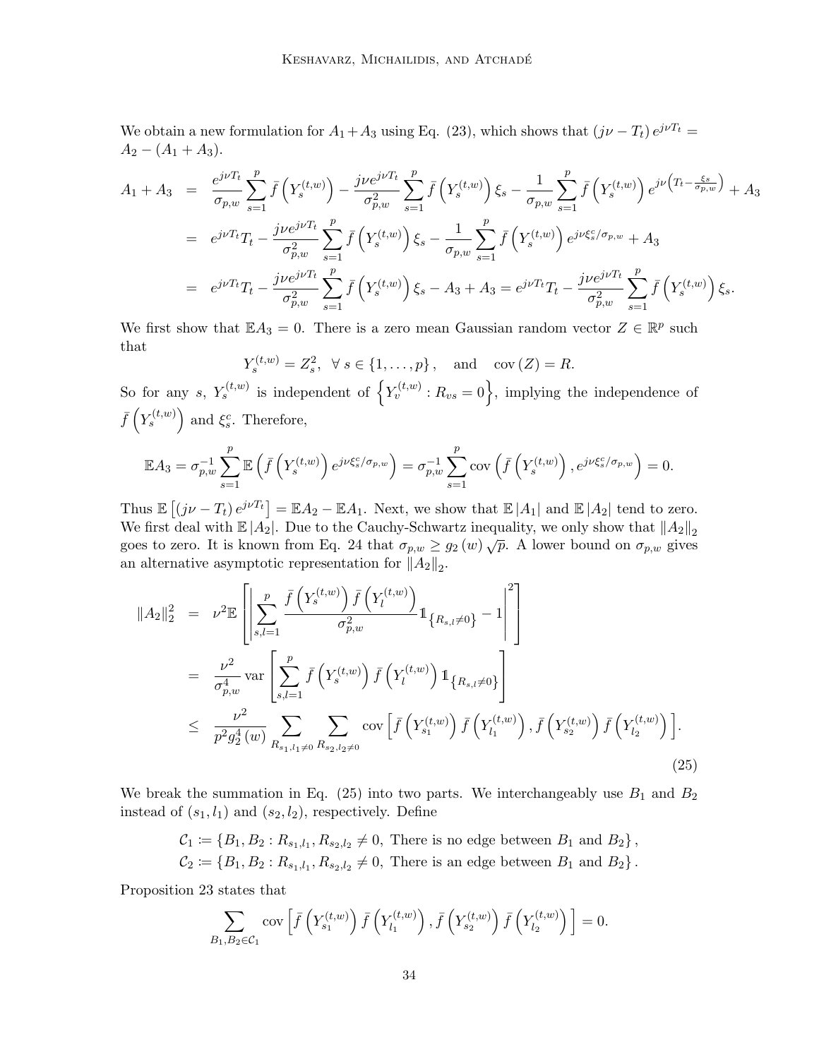We obtain a new formulation for $A_1+A_3$ using Eq. (23), which shows that $(j\nu - T_t)\, e^{j\nu T_t} = A_2 - (A_1 + A_3)$.

$$
\begin{aligned}
A_1 + A_3 &= \frac{e^{j\nu T_t}}{\sigma_{p,w}} \sum_{s=1}^{p} \bar{f}\left(Y_s^{(t,w)}\right) - \frac{j\nu e^{j\nu T_t}}{\sigma_{p,w}^2} \sum_{s=1}^{p} \bar{f}\left(Y_s^{(t,w)}\right) \xi_s - \frac{1}{\sigma_{p,w}} \sum_{s=1}^{p} \bar{f}\left(Y_s^{(t,w)}\right) e^{j\nu\left(T_t - \frac{\xi_s}{\sigma_{p,w}}\right)} + A_3 \\
&= e^{j\nu T_t} T_t - \frac{j\nu e^{j\nu T_t}}{\sigma_{p,w}^2} \sum_{s=1}^{p} \bar{f}\left(Y_s^{(t,w)}\right) \xi_s - \frac{1}{\sigma_{p,w}} \sum_{s=1}^{p} \bar{f}\left(Y_s^{(t,w)}\right) e^{j\nu \xi_s^c/\sigma_{p,w}} + A_3 \\
&= e^{j\nu T_t} T_t - \frac{j\nu e^{j\nu T_t}}{\sigma_{p,w}^2} \sum_{s=1}^{p} \bar{f}\left(Y_s^{(t,w)}\right) \xi_s - A_3 + A_3 = e^{j\nu T_t} T_t - \frac{j\nu e^{j\nu T_t}}{\sigma_{p,w}^2} \sum_{s=1}^{p} \bar{f}\left(Y_s^{(t,w)}\right) \xi_s.
\end{aligned}
$$

We first show that $\mathbb{E}A_3 = 0$. There is a zero mean Gaussian random vector $Z \in \mathbb{R}^p$ such that

$$
Y_s^{(t,w)} = Z_s^2, \quad \forall\, s \in \{1, \ldots, p\}, \quad \text{and} \quad \operatorname{cov}(Z) = R.
$$

So for any $s$, $Y_s^{(t,w)}$ is independent of $\left\{Y_v^{(t,w)} : R_{vs} = 0\right\}$, implying the independence of $\bar{f}\left(Y_s^{(t,w)}\right)$ and $\xi_s^c$. Therefore,

$$
\mathbb{E}A_3 = \sigma_{p,w}^{-1} \sum_{s=1}^{p} \mathbb{E}\left(\bar{f}\left(Y_s^{(t,w)}\right) e^{j\nu \xi_s^c/\sigma_{p,w}}\right) = \sigma_{p,w}^{-1} \sum_{s=1}^{p} \operatorname{cov}\left(\bar{f}\left(Y_s^{(t,w)}\right), e^{j\nu \xi_s^c/\sigma_{p,w}}\right) = 0.
$$

Thus $\mathbb{E}\left[(j\nu - T_t)\, e^{j\nu T_t}\right] = \mathbb{E}A_2 - \mathbb{E}A_1$. Next, we show that $\mathbb{E}\,|A_1|$ and $\mathbb{E}\,|A_2|$ tend to zero. We first deal with $\mathbb{E}\,|A_2|$. Due to the Cauchy-Schwartz inequality, we only show that $\|A_2\|_2$ goes to zero. It is known from Eq. 24 that $\sigma_{p,w} \geq g_2(w)\sqrt{p}$. A lower bound on $\sigma_{p,w}$ gives an alternative asymptotic representation for $\|A_2\|_2$.

$$
\begin{aligned}
\|A_2\|_2^2 &= \nu^2 \mathbb{E}\left[\left|\sum_{s,l=1}^{p} \frac{\bar{f}\left(Y_s^{(t,w)}\right) \bar{f}\left(Y_l^{(t,w)}\right)}{\sigma_{p,w}^2} \mathbb{1}_{\left\{R_{s,l} \neq 0\right\}} - 1\right|^2\right] \\
&= \frac{\nu^2}{\sigma_{p,w}^4} \operatorname{var}\left[\sum_{s,l=1}^{p} \bar{f}\left(Y_s^{(t,w)}\right) \bar{f}\left(Y_l^{(t,w)}\right) \mathbb{1}_{\left\{R_{s,l} \neq 0\right\}}\right] \\
&\leq \frac{\nu^2}{p^2 g_2^4(w)} \sum_{R_{s_1,l_1} \neq 0} \sum_{R_{s_2,l_2} \neq 0} \operatorname{cov}\left[\bar{f}\left(Y_{s_1}^{(t,w)}\right) \bar{f}\left(Y_{l_1}^{(t,w)}\right), \bar{f}\left(Y_{s_2}^{(t,w)}\right) \bar{f}\left(Y_{l_2}^{(t,w)}\right)\right].
\end{aligned} \tag{25}
$$

We break the summation in Eq. (25) into two parts. We interchangeably use $B_1$ and $B_2$ instead of $(s_1, l_1)$ and $(s_2, l_2)$, respectively. Define

$$
\begin{aligned}
\mathcal{C}_1 &\coloneqq \left\{B_1, B_2 : R_{s_1,l_1}, R_{s_2,l_2} \neq 0, \text{ There is no edge between } B_1 \text{ and } B_2\right\}, \\
\mathcal{C}_2 &\coloneqq \left\{B_1, B_2 : R_{s_1,l_1}, R_{s_2,l_2} \neq 0, \text{ There is an edge between } B_1 \text{ and } B_2\right\}.
\end{aligned}
$$

Proposition 23 states that

$$
\sum_{B_1, B_2 \in \mathcal{C}_1} \operatorname{cov}\left[\bar{f}\left(Y_{s_1}^{(t,w)}\right) \bar{f}\left(Y_{l_1}^{(t,w)}\right), \bar{f}\left(Y_{s_2}^{(t,w)}\right) \bar{f}\left(Y_{l_2}^{(t,w)}\right)\right] = 0.
$$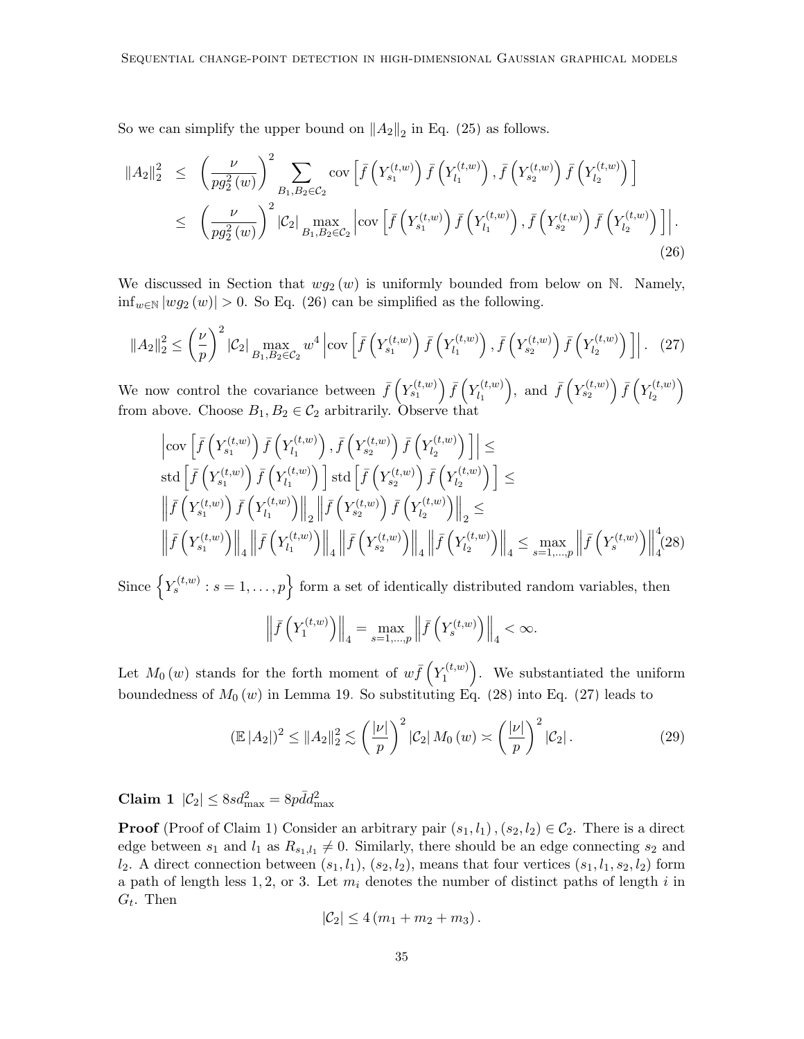So we can simplify the upper bound on $\|A_2\|_2$ in Eq. (25) as follows.

$$
\begin{aligned}
\|A_2\|_2^2 &\le \left(\frac{\nu}{pg_2^2(w)}\right)^2 \sum_{B_1,B_2\in\mathcal{C}_2} \operatorname{cov}\left[\bar{f}\left(Y_{s_1}^{(t,w)}\right)\bar{f}\left(Y_{l_1}^{(t,w)}\right), \bar{f}\left(Y_{s_2}^{(t,w)}\right)\bar{f}\left(Y_{l_2}^{(t,w)}\right)\right] \\
&\le \left(\frac{\nu}{pg_2^2(w)}\right)^2 |\mathcal{C}_2| \max_{B_1,B_2\in\mathcal{C}_2} \left|\operatorname{cov}\left[\bar{f}\left(Y_{s_1}^{(t,w)}\right)\bar{f}\left(Y_{l_1}^{(t,w)}\right), \bar{f}\left(Y_{s_2}^{(t,w)}\right)\bar{f}\left(Y_{l_2}^{(t,w)}\right)\right]\right|.
\end{aligned}
\tag{26}
$$

We discussed in Section that $wg_2(w)$ is uniformly bounded from below on $\mathbb{N}$. Namely, $\inf_{w\in\mathbb{N}} |wg_2(w)| > 0$. So Eq. (26) can be simplified as the following.

$$
\|A_2\|_2^2 \le \left(\frac{\nu}{p}\right)^2 |\mathcal{C}_2| \max_{B_1,B_2\in\mathcal{C}_2} w^4 \left|\operatorname{cov}\left[\bar{f}\left(Y_{s_1}^{(t,w)}\right)\bar{f}\left(Y_{l_1}^{(t,w)}\right), \bar{f}\left(Y_{s_2}^{(t,w)}\right)\bar{f}\left(Y_{l_2}^{(t,w)}\right)\right]\right|. \tag{27}
$$

We now control the covariance between $\bar{f}\left(Y_{s_1}^{(t,w)}\right)\bar{f}\left(Y_{l_1}^{(t,w)}\right)$, and $\bar{f}\left(Y_{s_2}^{(t,w)}\right)\bar{f}\left(Y_{l_2}^{(t,w)}\right)$ from above. Choose $B_1, B_2 \in \mathcal{C}_2$ arbitrarily. Observe that

$$
\begin{aligned}
&\left|\operatorname{cov}\left[\bar{f}\left(Y_{s_1}^{(t,w)}\right)\bar{f}\left(Y_{l_1}^{(t,w)}\right), \bar{f}\left(Y_{s_2}^{(t,w)}\right)\bar{f}\left(Y_{l_2}^{(t,w)}\right)\right]\right| \le \\
&\operatorname{std}\left[\bar{f}\left(Y_{s_1}^{(t,w)}\right)\bar{f}\left(Y_{l_1}^{(t,w)}\right)\right]\operatorname{std}\left[\bar{f}\left(Y_{s_2}^{(t,w)}\right)\bar{f}\left(Y_{l_2}^{(t,w)}\right)\right] \le \\
&\left\|\bar{f}\left(Y_{s_1}^{(t,w)}\right)\bar{f}\left(Y_{l_1}^{(t,w)}\right)\right\|_2 \left\|\bar{f}\left(Y_{s_2}^{(t,w)}\right)\bar{f}\left(Y_{l_2}^{(t,w)}\right)\right\|_2 \le \\
&\left\|\bar{f}\left(Y_{s_1}^{(t,w)}\right)\right\|_4 \left\|\bar{f}\left(Y_{l_1}^{(t,w)}\right)\right\|_4 \left\|\bar{f}\left(Y_{s_2}^{(t,w)}\right)\right\|_4 \left\|\bar{f}\left(Y_{l_2}^{(t,w)}\right)\right\|_4 \le \max_{s=1,\ldots,p} \left\|\bar{f}\left(Y_s^{(t,w)}\right)\right\|_4^4
\end{aligned}
\tag{28}
$$

Since $\left\{Y_s^{(t,w)} : s = 1,\ldots,p\right\}$ form a set of identically distributed random variables, then

$$
\left\|\bar{f}\left(Y_1^{(t,w)}\right)\right\|_4 = \max_{s=1,\ldots,p} \left\|\bar{f}\left(Y_s^{(t,w)}\right)\right\|_4 < \infty.
$$

Let $M_0(w)$ stands for the forth moment of $w\bar{f}\left(Y_1^{(t,w)}\right)$. We substantiated the uniform boundedness of $M_0(w)$ in Lemma 19. So substituting Eq. (28) into Eq. (27) leads to

$$
\left(\mathbb{E}\,|A_2|\right)^2 \le \|A_2\|_2^2 \lesssim \left(\frac{|\nu|}{p}\right)^2 |\mathcal{C}_2|\, M_0(w) \asymp \left(\frac{|\nu|}{p}\right)^2 |\mathcal{C}_2|. \tag{29}
$$

**Claim 1** $|\mathcal{C}_2| \le 8sd_{\max}^2 = 8p\bar{d}d_{\max}^2$

**Proof** (Proof of Claim 1) Consider an arbitrary pair $(s_1, l_1), (s_2, l_2) \in \mathcal{C}_2$. There is a direct edge between $s_1$ and $l_1$ as $R_{s_1,l_1} \neq 0$. Similarly, there should be an edge connecting $s_2$ and $l_2$. A direct connection between $(s_1, l_1)$, $(s_2, l_2)$, means that four vertices $(s_1, l_1, s_2, l_2)$ form a path of length less 1, 2, or 3. Let $m_i$ denotes the number of distinct paths of length $i$ in $G_t$. Then

$$
|\mathcal{C}_2| \le 4\left(m_1 + m_2 + m_3\right).
$$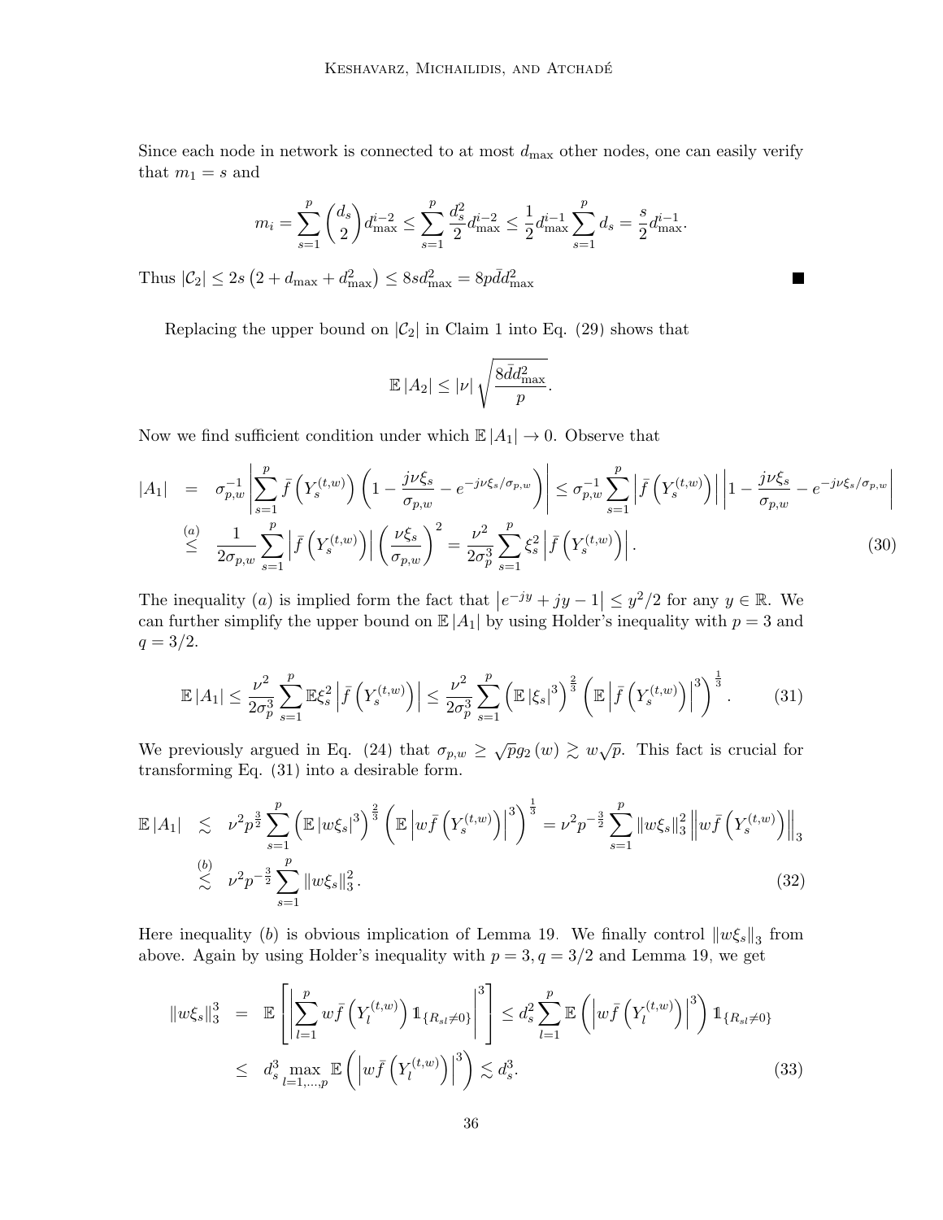Since each node in network is connected to at most $d_{\max}$ other nodes, one can easily verify that $m_1 = s$ and

$$m_i = \sum_{s=1}^{p} \binom{d_s}{2} d_{\max}^{i-2} \leq \sum_{s=1}^{p} \frac{d_s^2}{2} d_{\max}^{i-2} \leq \frac{1}{2} d_{\max}^{i-1} \sum_{s=1}^{p} d_s = \frac{s}{2} d_{\max}^{i-1}.$$

Thus $|\mathcal{C}_2| \leq 2s\left(2 + d_{\max} + d_{\max}^2\right) \leq 8 s d_{\max}^2 = 8 p \bar{d} d_{\max}^2$ ■

Replacing the upper bound on $|\mathcal{C}_2|$ in Claim 1 into Eq. (29) shows that

$$\mathbb{E}\,|A_2| \leq |\nu| \sqrt{\frac{8\bar{d} d_{\max}^2}{p}}.$$

Now we find sufficient condition under which $\mathbb{E}\,|A_1| \to 0$. Observe that

$$\begin{aligned}
|A_1| &= \sigma_{p,w}^{-1} \left| \sum_{s=1}^{p} \bar{f}\left(Y_s^{(t,w)}\right) \left(1 - \frac{j\nu\xi_s}{\sigma_{p,w}} - e^{-j\nu\xi_s/\sigma_{p,w}}\right) \right| \leq \sigma_{p,w}^{-1} \sum_{s=1}^{p} \left| \bar{f}\left(Y_s^{(t,w)}\right) \right| \left| 1 - \frac{j\nu\xi_s}{\sigma_{p,w}} - e^{-j\nu\xi_s/\sigma_{p,w}} \right| \\
&\overset{(a)}{\leq} \frac{1}{2\sigma_{p,w}} \sum_{s=1}^{p} \left| \bar{f}\left(Y_s^{(t,w)}\right) \right| \left(\frac{\nu\xi_s}{\sigma_{p,w}}\right)^2 = \frac{\nu^2}{2\sigma_p^3} \sum_{s=1}^{p} \xi_s^2 \left| \bar{f}\left(Y_s^{(t,w)}\right) \right|. \qquad (30)
\end{aligned}$$

The inequality $(a)$ is implied form the fact that $\left|e^{-jy} + jy - 1\right| \leq y^2/2$ for any $y \in \mathbb{R}$. We can further simplify the upper bound on $\mathbb{E}\,|A_1|$ by using Holder's inequality with $p = 3$ and $q = 3/2$.

$$\mathbb{E}\,|A_1| \leq \frac{\nu^2}{2\sigma_p^3} \sum_{s=1}^{p} \mathbb{E}\xi_s^2 \left| \bar{f}\left(Y_s^{(t,w)}\right) \right| \leq \frac{\nu^2}{2\sigma_p^3} \sum_{s=1}^{p} \left(\mathbb{E}\,|\xi_s|^3\right)^{\frac{2}{3}} \left(\mathbb{E} \left| \bar{f}\left(Y_s^{(t,w)}\right) \right|^3\right)^{\frac{1}{3}}. \qquad (31)$$

We previously argued in Eq. (24) that $\sigma_{p,w} \geq \sqrt{p} g_2(w) \gtrsim w\sqrt{p}$. This fact is crucial for transforming Eq. (31) into a desirable form.

$$\begin{aligned}
\mathbb{E}\,|A_1| &\lesssim \nu^2 p^{\frac{3}{2}} \sum_{s=1}^{p} \left(\mathbb{E}\,|w\xi_s|^3\right)^{\frac{2}{3}} \left(\mathbb{E} \left| w\bar{f}\left(Y_s^{(t,w)}\right) \right|^3\right)^{\frac{1}{3}} = \nu^2 p^{-\frac{3}{2}} \sum_{s=1}^{p} \|w\xi_s\|_3^2 \left\| w\bar{f}\left(Y_s^{(t,w)}\right) \right\|_3 \\
&\overset{(b)}{\lesssim} \nu^2 p^{-\frac{3}{2}} \sum_{s=1}^{p} \|w\xi_s\|_3^2. \qquad (32)
\end{aligned}$$

Here inequality $(b)$ is obvious implication of Lemma 19. We finally control $\|w\xi_s\|_3$ from above. Again by using Holder's inequality with $p = 3, q = 3/2$ and Lemma 19, we get

$$\begin{aligned}
\|w\xi_s\|_3^3 &= \mathbb{E}\left[\left|\sum_{l=1}^{p} w\bar{f}\left(Y_l^{(t,w)}\right) \mathbb{1}_{\{R_{sl} \neq 0\}}\right|^3\right] \leq d_s^2 \sum_{l=1}^{p} \mathbb{E}\left(\left|w\bar{f}\left(Y_l^{(t,w)}\right)\right|^3\right) \mathbb{1}_{\{R_{sl} \neq 0\}} \\
&\leq d_s^3 \max_{l=1,\ldots,p} \mathbb{E}\left(\left|w\bar{f}\left(Y_l^{(t,w)}\right)\right|^3\right) \lesssim d_s^3. \qquad (33)
\end{aligned}$$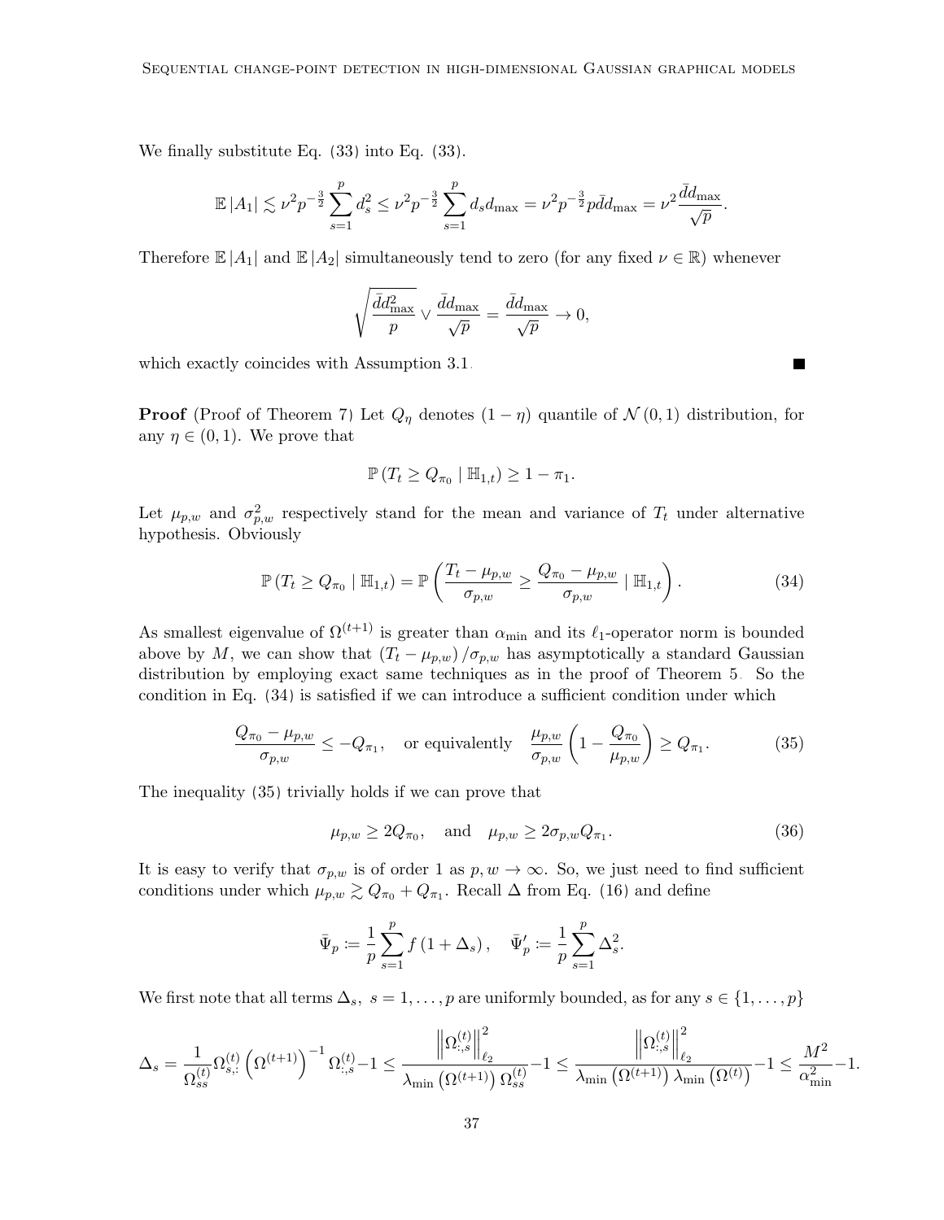We finally substitute Eq. (33) into Eq. (33).

$$\mathbb{E}\left|A_1\right| \lesssim \nu^2 p^{-\frac{3}{2}} \sum_{s=1}^{p} d_s^2 \leq \nu^2 p^{-\frac{3}{2}} \sum_{s=1}^{p} d_s d_{\max} = \nu^2 p^{-\frac{3}{2}} p \bar{d} d_{\max} = \nu^2 \frac{\bar{d} d_{\max}}{\sqrt{p}}.$$

Therefore $\mathbb{E}\left|A_1\right|$ and $\mathbb{E}\left|A_2\right|$ simultaneously tend to zero (for any fixed $\nu \in \mathbb{R}$) whenever

$$\sqrt{\frac{\bar{d} d_{\max}^2}{p}} \vee \frac{\bar{d} d_{\max}}{\sqrt{p}} = \frac{\bar{d} d_{\max}}{\sqrt{p}} \to 0,$$

which exactly coincides with Assumption 3.1. ■

**Proof** (Proof of Theorem 7) Let $Q_\eta$ denotes $(1-\eta)$ quantile of $\mathcal{N}(0,1)$ distribution, for any $\eta \in (0,1)$. We prove that

$$\mathbb{P}\left(T_t \geq Q_{\pi_0} \mid \mathbb{H}_{1,t}\right) \geq 1 - \pi_1.$$

Let $\mu_{p,w}$ and $\sigma_{p,w}^2$ respectively stand for the mean and variance of $T_t$ under alternative hypothesis. Obviously

$$\mathbb{P}\left(T_t \geq Q_{\pi_0} \mid \mathbb{H}_{1,t}\right) = \mathbb{P}\left(\frac{T_t - \mu_{p,w}}{\sigma_{p,w}} \geq \frac{Q_{\pi_0} - \mu_{p,w}}{\sigma_{p,w}} \mid \mathbb{H}_{1,t}\right). \tag{34}$$

As smallest eigenvalue of $\Omega^{(t+1)}$ is greater than $\alpha_{\min}$ and its $\ell_1$-operator norm is bounded above by $M$, we can show that $\left(T_t - \mu_{p,w}\right)/\sigma_{p,w}$ has asymptotically a standard Gaussian distribution by employing exact same techniques as in the proof of Theorem 5. So the condition in Eq. (34) is satisfied if we can introduce a sufficient condition under which

$$\frac{Q_{\pi_0} - \mu_{p,w}}{\sigma_{p,w}} \leq -Q_{\pi_1}, \quad \text{or equivalently} \quad \frac{\mu_{p,w}}{\sigma_{p,w}}\left(1 - \frac{Q_{\pi_0}}{\mu_{p,w}}\right) \geq Q_{\pi_1}. \tag{35}$$

The inequality (35) trivially holds if we can prove that

$$\mu_{p,w} \geq 2Q_{\pi_0}, \quad \text{and} \quad \mu_{p,w} \geq 2\sigma_{p,w} Q_{\pi_1}. \tag{36}$$

It is easy to verify that $\sigma_{p,w}$ is of order 1 as $p, w \to \infty$. So, we just need to find sufficient conditions under which $\mu_{p,w} \gtrsim Q_{\pi_0} + Q_{\pi_1}$. Recall $\Delta$ from Eq. (16) and define

$$\bar{\Psi}_p \coloneqq \frac{1}{p} \sum_{s=1}^{p} f\left(1 + \Delta_s\right), \quad \bar{\Psi}_p' \coloneqq \frac{1}{p} \sum_{s=1}^{p} \Delta_s^2.$$

We first note that all terms $\Delta_s,\ s = 1, \ldots, p$ are uniformly bounded, as for any $s \in \{1, \ldots, p\}$

$$\Delta_s = \frac{1}{\Omega_{ss}^{(t)}} \Omega_{s,:}^{(t)} \left(\Omega^{(t+1)}\right)^{-1} \Omega_{:,s}^{(t)} - 1 \leq \frac{\left\|\Omega_{:,s}^{(t)}\right\|_{\ell_2}^2}{\lambda_{\min}\left(\Omega^{(t+1)}\right) \Omega_{ss}^{(t)}} - 1 \leq \frac{\left\|\Omega_{:,s}^{(t)}\right\|_{\ell_2}^2}{\lambda_{\min}\left(\Omega^{(t+1)}\right) \lambda_{\min}\left(\Omega^{(t)}\right)} - 1 \leq \frac{M^2}{\alpha_{\min}^2} - 1.$$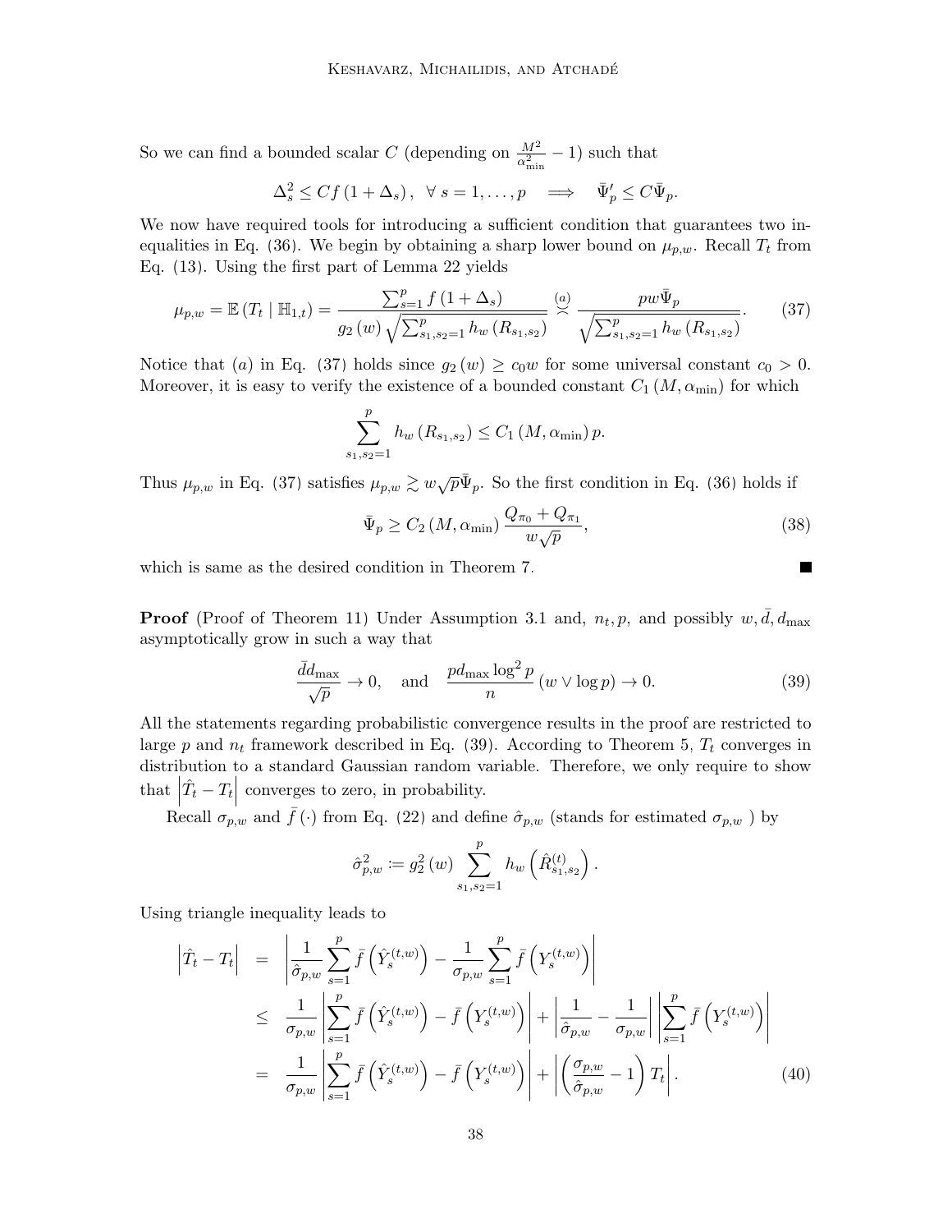So we can find a bounded scalar $C$ (depending on $\frac{M^2}{\alpha_{\min}^2} - 1$) such that

$$\Delta_s^2 \leq Cf\left(1+\Delta_s\right), \ \ \forall\ s=1,\ldots,p \quad \Longrightarrow \quad \bar{\Psi}_p' \leq C\bar{\Psi}_p.$$

We now have required tools for introducing a sufficient condition that guarantees two inequalities in Eq. (36). We begin by obtaining a sharp lower bound on $\mu_{p,w}$. Recall $T_t$ from Eq. (13). Using the first part of Lemma 22 yields

$$\mu_{p,w} = \mathbb{E}\left(T_t \mid \mathbb{H}_{1,t}\right) = \frac{\sum_{s=1}^p f\left(1+\Delta_s\right)}{g_2\left(w\right)\sqrt{\sum_{s_1,s_2=1}^p h_w\left(R_{s_1,s_2}\right)}} \overset{(a)}{\asymp} \frac{pw\bar{\Psi}_p}{\sqrt{\sum_{s_1,s_2=1}^p h_w\left(R_{s_1,s_2}\right)}}. \tag{37}$$

Notice that $(a)$ in Eq. (37) holds since $g_2\left(w\right) \geq c_0 w$ for some universal constant $c_0 > 0$. Moreover, it is easy to verify the existence of a bounded constant $C_1\left(M,\alpha_{\min}\right)$ for which

$$\sum_{s_1,s_2=1}^p h_w\left(R_{s_1,s_2}\right) \leq C_1\left(M,\alpha_{\min}\right)p.$$

Thus $\mu_{p,w}$ in Eq. (37) satisfies $\mu_{p,w} \gtrsim w\sqrt{p}\bar{\Psi}_p$. So the first condition in Eq. (36) holds if

$$\bar{\Psi}_p \geq C_2\left(M,\alpha_{\min}\right)\frac{Q_{\pi_0}+Q_{\pi_1}}{w\sqrt{p}}, \tag{38}$$

which is same as the desired condition in Theorem 7. ■

**Proof** (Proof of Theorem 11) Under Assumption 3.1 and, $n_t, p$, and possibly $w, \bar{d}, d_{\max}$ asymptotically grow in such a way that

$$\frac{\bar{d}d_{\max}}{\sqrt{p}} \to 0, \quad \text{and} \quad \frac{pd_{\max}\log^2 p}{n}\left(w \vee \log p\right) \to 0. \tag{39}$$

All the statements regarding probabilistic convergence results in the proof are restricted to large $p$ and $n_t$ framework described in Eq. (39). According to Theorem 5, $T_t$ converges in distribution to a standard Gaussian random variable. Therefore, we only require to show that $\left|\hat{T}_t - T_t\right|$ converges to zero, in probability.

Recall $\sigma_{p,w}$ and $\bar{f}\left(\cdot\right)$ from Eq. (22) and define $\hat{\sigma}_{p,w}$ (stands for estimated $\sigma_{p,w}$ ) by

$$\hat{\sigma}_{p,w}^2 \coloneqq g_2^2\left(w\right)\sum_{s_1,s_2=1}^p h_w\left(\hat{R}_{s_1,s_2}^{(t)}\right).$$

Using triangle inequality leads to

$$\begin{aligned}
\left|\hat{T}_t - T_t\right| &= \left|\frac{1}{\hat{\sigma}_{p,w}}\sum_{s=1}^p \bar{f}\left(\hat{Y}_s^{(t,w)}\right) - \frac{1}{\sigma_{p,w}}\sum_{s=1}^p \bar{f}\left(Y_s^{(t,w)}\right)\right| \\
&\leq \frac{1}{\sigma_{p,w}}\left|\sum_{s=1}^p \bar{f}\left(\hat{Y}_s^{(t,w)}\right) - \bar{f}\left(Y_s^{(t,w)}\right)\right| + \left|\frac{1}{\hat{\sigma}_{p,w}} - \frac{1}{\sigma_{p,w}}\right|\left|\sum_{s=1}^p \bar{f}\left(Y_s^{(t,w)}\right)\right| \\
&= \frac{1}{\sigma_{p,w}}\left|\sum_{s=1}^p \bar{f}\left(\hat{Y}_s^{(t,w)}\right) - \bar{f}\left(Y_s^{(t,w)}\right)\right| + \left|\left(\frac{\sigma_{p,w}}{\hat{\sigma}_{p,w}} - 1\right)T_t\right|.
\end{aligned} \tag{40}$$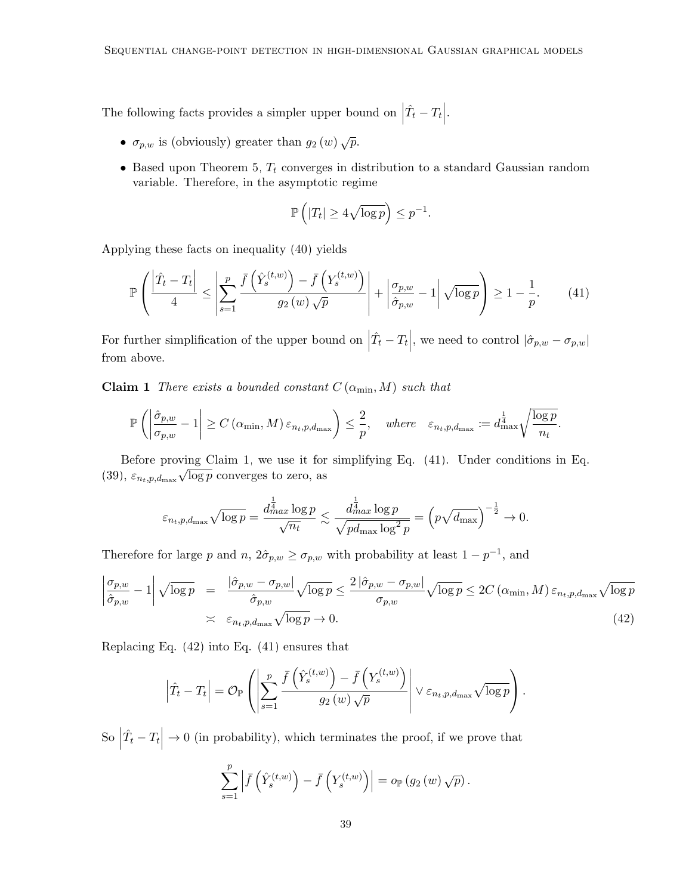The following facts provides a simpler upper bound on $\left|\hat{T}_t - T_t\right|$.

- $\sigma_{p,w}$ is (obviously) greater than $g_2(w)\sqrt{p}$.
- Based upon Theorem 5, $T_t$ converges in distribution to a standard Gaussian random variable. Therefore, in the asymptotic regime

$$\mathbb{P}\left(|T_t| \geq 4\sqrt{\log p}\right) \leq p^{-1}.$$

Applying these facts on inequality (40) yields

$$\mathbb{P}\left(\frac{\left|\hat{T}_t - T_t\right|}{4} \leq \left|\sum_{s=1}^{p} \frac{\bar{f}\left(\hat{Y}_s^{(t,w)}\right) - \bar{f}\left(Y_s^{(t,w)}\right)}{g_2(w)\sqrt{p}}\right| + \left|\frac{\sigma_{p,w}}{\hat{\sigma}_{p,w}} - 1\right|\sqrt{\log p}\right) \geq 1 - \frac{1}{p}. \tag{41}$$

For further simplification of the upper bound on $\left|\hat{T}_t - T_t\right|$, we need to control $|\hat{\sigma}_{p,w} - \sigma_{p,w}|$ from above.

**Claim 1** *There exists a bounded constant $C(\alpha_{\min}, M)$ such that*

$$\mathbb{P}\left(\left|\frac{\hat{\sigma}_{p,w}}{\sigma_{p,w}} - 1\right| \geq C(\alpha_{\min}, M)\,\varepsilon_{n_t,p,d_{\max}}\right) \leq \frac{2}{p}, \quad \textit{where} \quad \varepsilon_{n_t,p,d_{\max}} := d_{\max}^{\frac{1}{4}}\sqrt{\frac{\log p}{n_t}}.$$

Before proving Claim 1, we use it for simplifying Eq. (41). Under conditions in Eq. (39), $\varepsilon_{n_t,p,d_{\max}}\sqrt{\log p}$ converges to zero, as

$$\varepsilon_{n_t,p,d_{\max}}\sqrt{\log p} = \frac{d_{max}^{\frac{1}{4}}\log p}{\sqrt{n_t}} \lesssim \frac{d_{max}^{\frac{1}{4}}\log p}{\sqrt{p d_{\max}\log^2 p}} = \left(p\sqrt{d_{\max}}\right)^{-\frac{1}{2}} \to 0.$$

Therefore for large $p$ and $n$, $2\hat{\sigma}_{p,w} \geq \sigma_{p,w}$ with probability at least $1 - p^{-1}$, and

$$\begin{aligned}
\left|\frac{\sigma_{p,w}}{\hat{\sigma}_{p,w}} - 1\right|\sqrt{\log p} &= \frac{|\hat{\sigma}_{p,w} - \sigma_{p,w}|}{\hat{\sigma}_{p,w}}\sqrt{\log p} \leq \frac{2\,|\hat{\sigma}_{p,w} - \sigma_{p,w}|}{\sigma_{p,w}}\sqrt{\log p} \leq 2C(\alpha_{\min}, M)\,\varepsilon_{n_t,p,d_{\max}}\sqrt{\log p} \\
&\asymp \varepsilon_{n_t,p,d_{\max}}\sqrt{\log p} \to 0.
\end{aligned} \tag{42}$$

Replacing Eq. (42) into Eq. (41) ensures that

$$\left|\hat{T}_t - T_t\right| = \mathcal{O}_{\mathbb{P}}\left(\left|\sum_{s=1}^{p} \frac{\bar{f}\left(\hat{Y}_s^{(t,w)}\right) - \bar{f}\left(Y_s^{(t,w)}\right)}{g_2(w)\sqrt{p}}\right| \vee \varepsilon_{n_t,p,d_{\max}}\sqrt{\log p}\right).$$

So $\left|\hat{T}_t - T_t\right| \to 0$ (in probability), which terminates the proof, if we prove that

$$\sum_{s=1}^{p}\left|\bar{f}\left(\hat{Y}_s^{(t,w)}\right) - \bar{f}\left(Y_s^{(t,w)}\right)\right| = o_{\mathbb{P}}\left(g_2(w)\sqrt{p}\right).$$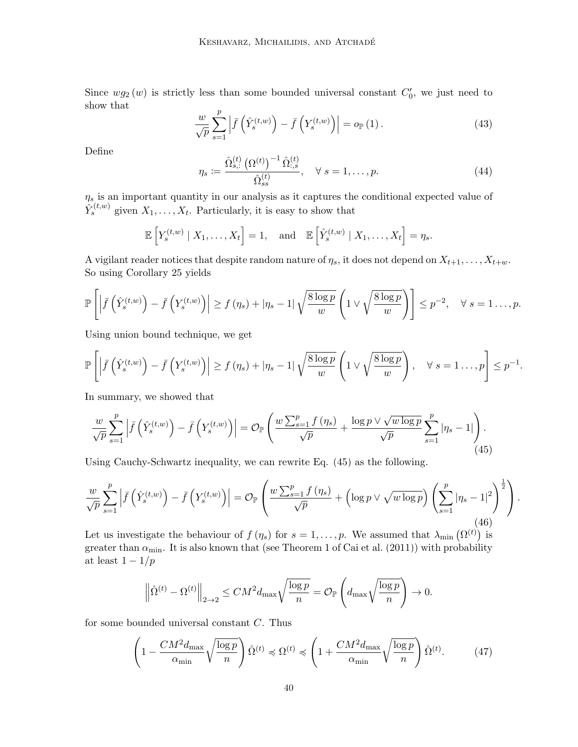Since $wg_2(w)$ is strictly less than some bounded universal constant $C'_0$, we just need to show that

$$\frac{w}{\sqrt{p}} \sum_{s=1}^{p} \left| \bar{f}\left(\hat{Y}_s^{(t,w)}\right) - \bar{f}\left(Y_s^{(t,w)}\right) \right| = o_{\mathbb{P}}(1). \tag{43}$$

Define

$$\eta_s := \frac{\hat{\Omega}_{s,:}^{(t)} \left(\Omega^{(t)}\right)^{-1} \hat{\Omega}_{:,s}^{(t)}}{\hat{\Omega}_{ss}^{(t)}}, \quad \forall\ s = 1, \ldots, p. \tag{44}$$

$\eta_s$ is an important quantity in our analysis as it captures the conditional expected value of $\hat{Y}_s^{(t,w)}$ given $X_1, \ldots, X_t$. Particularly, it is easy to show that

$$\mathbb{E}\left[Y_s^{(t,w)} \mid X_1, \ldots, X_t\right] = 1, \quad \text{and} \quad \mathbb{E}\left[\hat{Y}_s^{(t,w)} \mid X_1, \ldots, X_t\right] = \eta_s.$$

A vigilant reader notices that despite random nature of $\eta_s$, it does not depend on $X_{t+1}, \ldots, X_{t+w}$. So using Corollary 25 yields

$$\mathbb{P}\left[\left| \bar{f}\left(\hat{Y}_s^{(t,w)}\right) - \bar{f}\left(Y_s^{(t,w)}\right) \right| \geq f(\eta_s) + |\eta_s - 1| \sqrt{\frac{8 \log p}{w}} \left(1 \vee \sqrt{\frac{8 \log p}{w}}\right)\right] \leq p^{-2}, \quad \forall\ s = 1 \ldots, p.$$

Using union bound technique, we get

$$\mathbb{P}\left[\left| \bar{f}\left(\hat{Y}_s^{(t,w)}\right) - \bar{f}\left(Y_s^{(t,w)}\right) \right| \geq f(\eta_s) + |\eta_s - 1| \sqrt{\frac{8 \log p}{w}} \left(1 \vee \sqrt{\frac{8 \log p}{w}}\right), \quad \forall\ s = 1 \ldots, p\right] \leq p^{-1}.$$

In summary, we showed that

$$\frac{w}{\sqrt{p}} \sum_{s=1}^{p} \left| \bar{f}\left(\hat{Y}_s^{(t,w)}\right) - \bar{f}\left(Y_s^{(t,w)}\right) \right| = \mathcal{O}_{\mathbb{P}}\left(\frac{w \sum_{s=1}^{p} f(\eta_s)}{\sqrt{p}} + \frac{\log p \vee \sqrt{w \log p}}{\sqrt{p}} \sum_{s=1}^{p} |\eta_s - 1|\right). \tag{45}$$

Using Cauchy-Schwartz inequality, we can rewrite Eq. (45) as the following.

$$\frac{w}{\sqrt{p}} \sum_{s=1}^{p} \left| \bar{f}\left(\hat{Y}_s^{(t,w)}\right) - \bar{f}\left(Y_s^{(t,w)}\right) \right| = \mathcal{O}_{\mathbb{P}}\left(\frac{w \sum_{s=1}^{p} f(\eta_s)}{\sqrt{p}} + \left(\log p \vee \sqrt{w \log p}\right) \left(\sum_{s=1}^{p} |\eta_s - 1|^2\right)^{\frac{1}{2}}\right). \tag{46}$$

Let us investigate the behaviour of $f(\eta_s)$ for $s = 1, \ldots, p$. We assumed that $\lambda_{\min}\left(\Omega^{(t)}\right)$ is greater than $\alpha_{\min}$. It is also known that (see Theorem 1 of Cai et al. (2011)) with probability at least $1 - 1/p$

$$\left\| \hat{\Omega}^{(t)} - \Omega^{(t)} \right\|_{2 \to 2} \leq C M^2 d_{\max} \sqrt{\frac{\log p}{n}} = \mathcal{O}_{\mathbb{P}}\left(d_{\max} \sqrt{\frac{\log p}{n}}\right) \to 0.$$

for some bounded universal constant $C$. Thus

$$\left(1 - \frac{C M^2 d_{\max}}{\alpha_{\min}} \sqrt{\frac{\log p}{n}}\right) \hat{\Omega}^{(t)} \preccurlyeq \Omega^{(t)} \preccurlyeq \left(1 + \frac{C M^2 d_{\max}}{\alpha_{\min}} \sqrt{\frac{\log p}{n}}\right) \hat{\Omega}^{(t)}. \tag{47}$$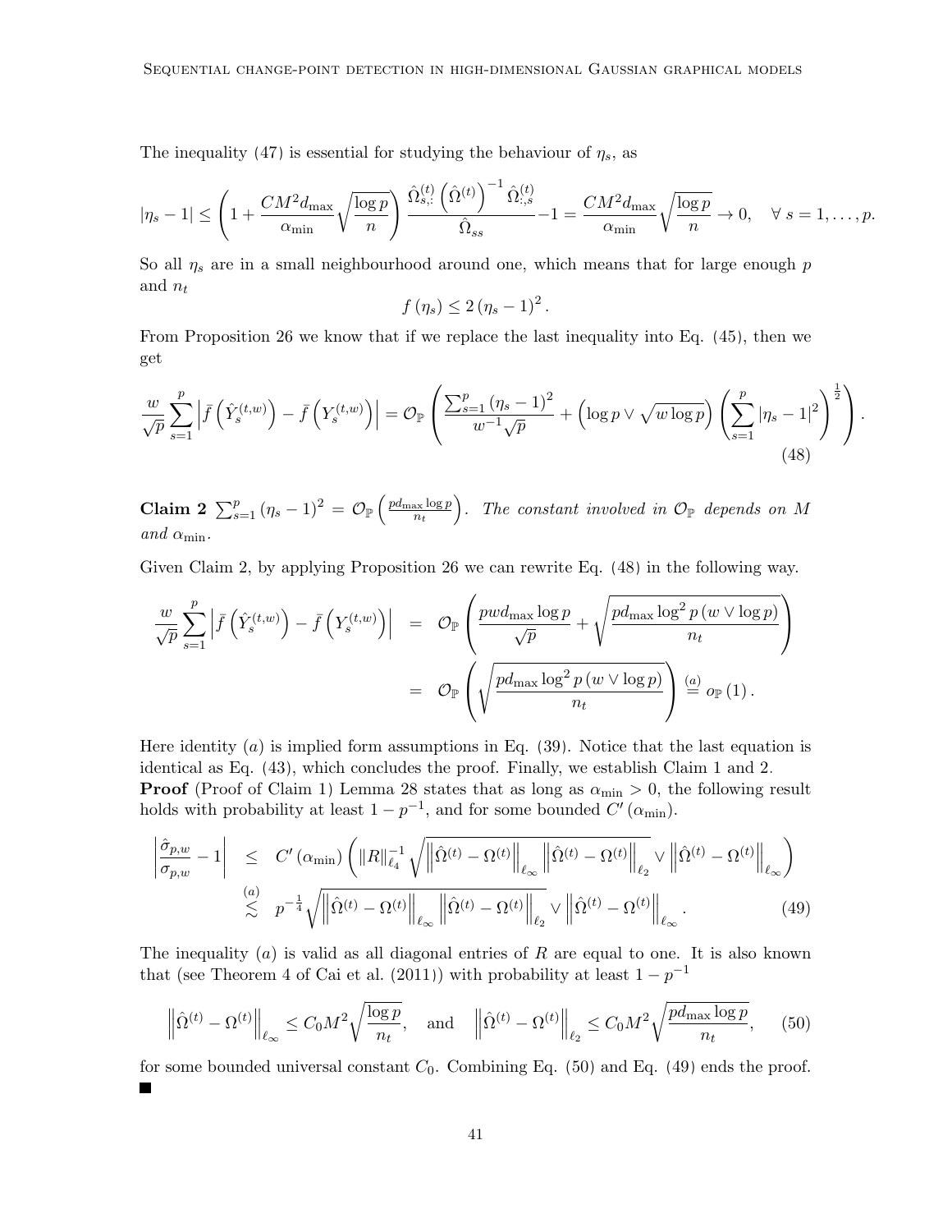The inequality (47) is essential for studying the behaviour of $\eta_s$, as

$$
|\eta_s - 1| \leq \left(1 + \frac{CM^2 d_{\max}}{\alpha_{\min}} \sqrt{\frac{\log p}{n}}\right) \frac{\hat{\Omega}_{s,:}^{(t)} \left(\hat{\Omega}^{(t)}\right)^{-1} \hat{\Omega}_{:,s}^{(t)}}{\hat{\Omega}_{ss}} - 1 = \frac{CM^2 d_{\max}}{\alpha_{\min}} \sqrt{\frac{\log p}{n}} \to 0, \quad \forall\, s = 1, \ldots, p.
$$

So all $\eta_s$ are in a small neighbourhood around one, which means that for large enough $p$ and $n_t$

$$
f(\eta_s) \leq 2(\eta_s - 1)^2.
$$

From Proposition 26 we know that if we replace the last inequality into Eq. (45), then we get

$$
\frac{w}{\sqrt{p}} \sum_{s=1}^{p} \left| \bar{f}\left(\hat{Y}_s^{(t,w)}\right) - \bar{f}\left(Y_s^{(t,w)}\right) \right| = \mathcal{O}_{\mathbb{P}}\left( \frac{\sum_{s=1}^{p} (\eta_s - 1)^2}{w^{-1}\sqrt{p}} + \left(\log p \vee \sqrt{w \log p}\right) \left(\sum_{s=1}^{p} |\eta_s - 1|^2\right)^{\frac{1}{2}} \right). \tag{48}
$$

**Claim 2** *$\sum_{s=1}^{p} (\eta_s - 1)^2 = \mathcal{O}_{\mathbb{P}}\left(\frac{p d_{\max} \log p}{n_t}\right)$. The constant involved in $\mathcal{O}_{\mathbb{P}}$ depends on $M$ and $\alpha_{\min}$.*

Given Claim 2, by applying Proposition 26 we can rewrite Eq. (48) in the following way.

$$
\begin{aligned}
\frac{w}{\sqrt{p}} \sum_{s=1}^{p} \left| \bar{f}\left(\hat{Y}_s^{(t,w)}\right) - \bar{f}\left(Y_s^{(t,w)}\right) \right| &= \mathcal{O}_{\mathbb{P}}\left( \frac{p w d_{\max} \log p}{\sqrt{p}} + \sqrt{\frac{p d_{\max} \log^2 p \,(w \vee \log p)}{n_t}} \right) \\
&= \mathcal{O}_{\mathbb{P}}\left( \sqrt{\frac{p d_{\max} \log^2 p \,(w \vee \log p)}{n_t}} \right) \overset{(a)}{=} o_{\mathbb{P}}(1).
\end{aligned}
$$

Here identity $(a)$ is implied form assumptions in Eq. (39). Notice that the last equation is identical as Eq. (43), which concludes the proof. Finally, we establish Claim 1 and 2.

**Proof** (Proof of Claim 1) Lemma 28 states that as long as $\alpha_{\min} > 0$, the following result holds with probability at least $1 - p^{-1}$, and for some bounded $C'(\alpha_{\min})$.

$$
\begin{aligned}
\left| \frac{\hat{\sigma}_{p,w}}{\sigma_{p,w}} - 1 \right| &\leq C'(\alpha_{\min}) \left( \|R\|_{\ell_4}^{-1} \sqrt{\left\|\hat{\Omega}^{(t)} - \Omega^{(t)}\right\|_{\ell_\infty} \left\|\hat{\Omega}^{(t)} - \Omega^{(t)}\right\|_{\ell_2}} \vee \left\|\hat{\Omega}^{(t)} - \Omega^{(t)}\right\|_{\ell_\infty} \right) \\
&\overset{(a)}{\lesssim} p^{-\frac{1}{4}} \sqrt{\left\|\hat{\Omega}^{(t)} - \Omega^{(t)}\right\|_{\ell_\infty} \left\|\hat{\Omega}^{(t)} - \Omega^{(t)}\right\|_{\ell_2}} \vee \left\|\hat{\Omega}^{(t)} - \Omega^{(t)}\right\|_{\ell_\infty}.
\end{aligned} \tag{49}
$$

The inequality $(a)$ is valid as all diagonal entries of $R$ are equal to one. It is also known that (see Theorem 4 of Cai et al. (2011)) with probability at least $1 - p^{-1}$

$$
\left\|\hat{\Omega}^{(t)} - \Omega^{(t)}\right\|_{\ell_\infty} \leq C_0 M^2 \sqrt{\frac{\log p}{n_t}}, \quad \text{and} \quad \left\|\hat{\Omega}^{(t)} - \Omega^{(t)}\right\|_{\ell_2} \leq C_0 M^2 \sqrt{\frac{p d_{\max} \log p}{n_t}}, \tag{50}
$$

for some bounded universal constant $C_0$. Combining Eq. (50) and Eq. (49) ends the proof. ■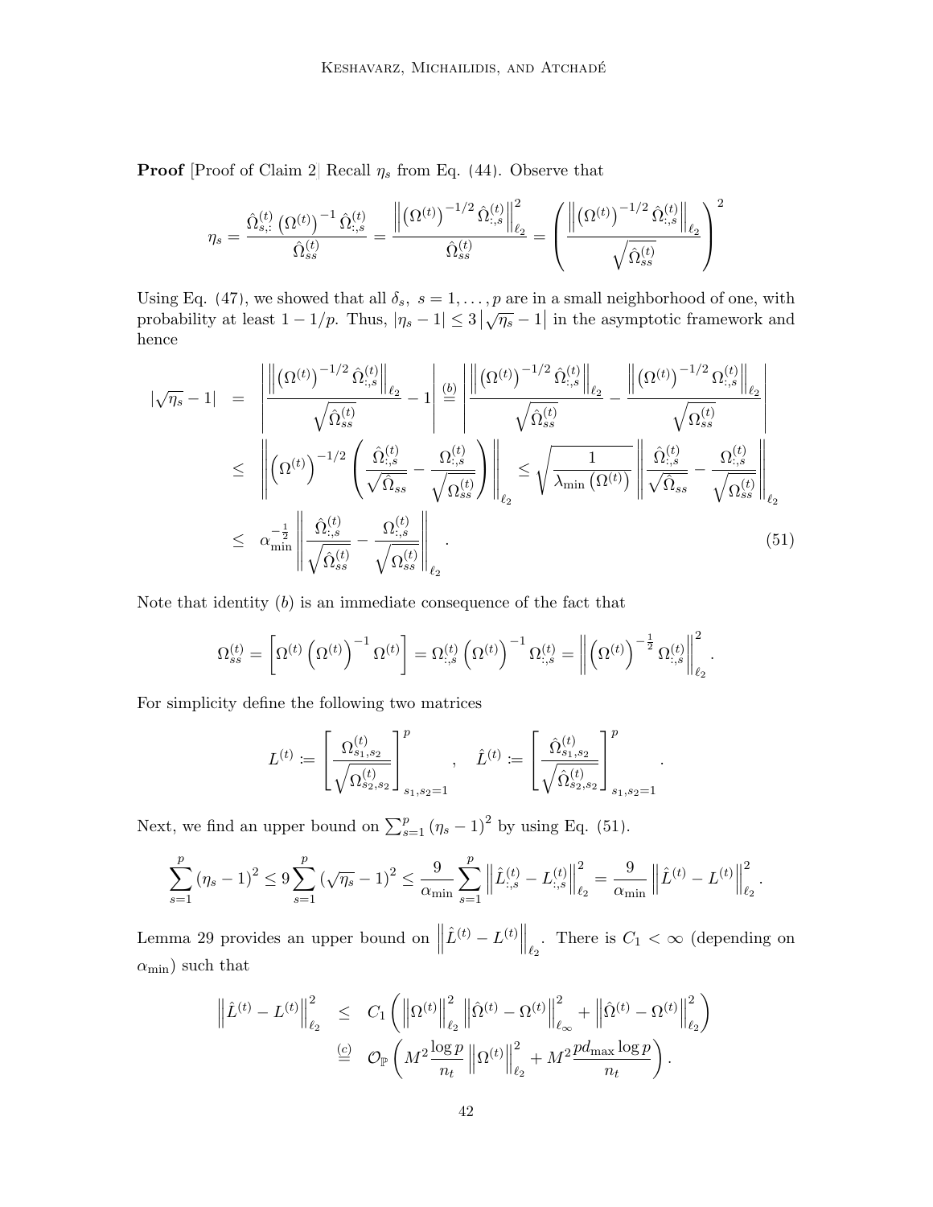**Proof** [Proof of Claim 2] Recall $\eta_s$ from Eq. (44). Observe that

$$\eta_s = \frac{\hat{\Omega}_{s,:}^{(t)} \left(\Omega^{(t)}\right)^{-1} \hat{\Omega}_{:,s}^{(t)}}{\hat{\Omega}_{ss}^{(t)}} = \frac{\left\|\left(\Omega^{(t)}\right)^{-1/2} \hat{\Omega}_{:,s}^{(t)}\right\|_{\ell_2}^2}{\hat{\Omega}_{ss}^{(t)}} = \left(\frac{\left\|\left(\Omega^{(t)}\right)^{-1/2} \hat{\Omega}_{:,s}^{(t)}\right\|_{\ell_2}}{\sqrt{\hat{\Omega}_{ss}^{(t)}}}\right)^2$$

Using Eq. (47), we showed that all $\delta_s$, $s = 1, \ldots, p$ are in a small neighborhood of one, with probability at least $1 - 1/p$. Thus, $|\eta_s - 1| \leq 3\left|\sqrt{\eta_s} - 1\right|$ in the asymptotic framework and hence

$$\begin{aligned}
|\sqrt{\eta_s} - 1| &= \left|\frac{\left\|\left(\Omega^{(t)}\right)^{-1/2} \hat{\Omega}_{:,s}^{(t)}\right\|_{\ell_2}}{\sqrt{\hat{\Omega}_{ss}^{(t)}}} - 1\right| \overset{(b)}{=} \left|\frac{\left\|\left(\Omega^{(t)}\right)^{-1/2} \hat{\Omega}_{:,s}^{(t)}\right\|_{\ell_2}}{\sqrt{\hat{\Omega}_{ss}^{(t)}}} - \frac{\left\|\left(\Omega^{(t)}\right)^{-1/2} \Omega_{:,s}^{(t)}\right\|_{\ell_2}}{\sqrt{\Omega_{ss}^{(t)}}}\right| \\
&\leq \left\|\left(\Omega^{(t)}\right)^{-1/2}\left(\frac{\hat{\Omega}_{:,s}^{(t)}}{\sqrt{\hat{\Omega}_{ss}}} - \frac{\Omega_{:,s}^{(t)}}{\sqrt{\Omega_{ss}^{(t)}}}\right)\right\|_{\ell_2} \leq \sqrt{\frac{1}{\lambda_{\min}\left(\Omega^{(t)}\right)}} \left\|\frac{\hat{\Omega}_{:,s}^{(t)}}{\sqrt{\hat{\Omega}_{ss}}} - \frac{\Omega_{:,s}^{(t)}}{\sqrt{\Omega_{ss}^{(t)}}}\right\|_{\ell_2} \\
&\leq \alpha_{\min}^{-\frac{1}{2}} \left\|\frac{\hat{\Omega}_{:,s}^{(t)}}{\sqrt{\hat{\Omega}_{ss}^{(t)}}} - \frac{\Omega_{:,s}^{(t)}}{\sqrt{\Omega_{ss}^{(t)}}}\right\|_{\ell_2}. \qquad (51)
\end{aligned}$$

Note that identity $(b)$ is an immediate consequence of the fact that

$$\Omega_{ss}^{(t)} = \left[\Omega^{(t)} \left(\Omega^{(t)}\right)^{-1} \Omega^{(t)}\right] = \Omega_{:,s}^{(t)} \left(\Omega^{(t)}\right)^{-1} \Omega_{:,s}^{(t)} = \left\|\left(\Omega^{(t)}\right)^{-\frac{1}{2}} \Omega_{:,s}^{(t)}\right\|_{\ell_2}^2.$$

For simplicity define the following two matrices

$$L^{(t)} := \left[\frac{\Omega_{s_1,s_2}^{(t)}}{\sqrt{\Omega_{s_2,s_2}^{(t)}}}\right]_{s_1,s_2=1}^p, \quad \hat{L}^{(t)} := \left[\frac{\hat{\Omega}_{s_1,s_2}^{(t)}}{\sqrt{\hat{\Omega}_{s_2,s_2}^{(t)}}}\right]_{s_1,s_2=1}^p.$$

Next, we find an upper bound on $\sum_{s=1}^p (\eta_s - 1)^2$ by using Eq. (51).

$$\sum_{s=1}^p (\eta_s - 1)^2 \leq 9\sum_{s=1}^p (\sqrt{\eta_s} - 1)^2 \leq \frac{9}{\alpha_{\min}} \sum_{s=1}^p \left\|\hat{L}_{:,s}^{(t)} - L_{:,s}^{(t)}\right\|_{\ell_2}^2 = \frac{9}{\alpha_{\min}} \left\|\hat{L}^{(t)} - L^{(t)}\right\|_{\ell_2}^2.$$

Lemma 29 provides an upper bound on $\left\|\hat{L}^{(t)} - L^{(t)}\right\|_{\ell_2}$. There is $C_1 < \infty$ (depending on $\alpha_{\min}$) such that

$$\begin{aligned}
\left\|\hat{L}^{(t)} - L^{(t)}\right\|_{\ell_2}^2 &\leq C_1 \left(\left\|\Omega^{(t)}\right\|_{\ell_2}^2 \left\|\hat{\Omega}^{(t)} - \Omega^{(t)}\right\|_{\ell_\infty}^2 + \left\|\hat{\Omega}^{(t)} - \Omega^{(t)}\right\|_{\ell_2}^2\right) \\
&\overset{(c)}{=} \mathcal{O}_{\mathbb{P}}\left(M^2 \frac{\log p}{n_t} \left\|\Omega^{(t)}\right\|_{\ell_2}^2 + M^2 \frac{p d_{\max} \log p}{n_t}\right).
\end{aligned}$$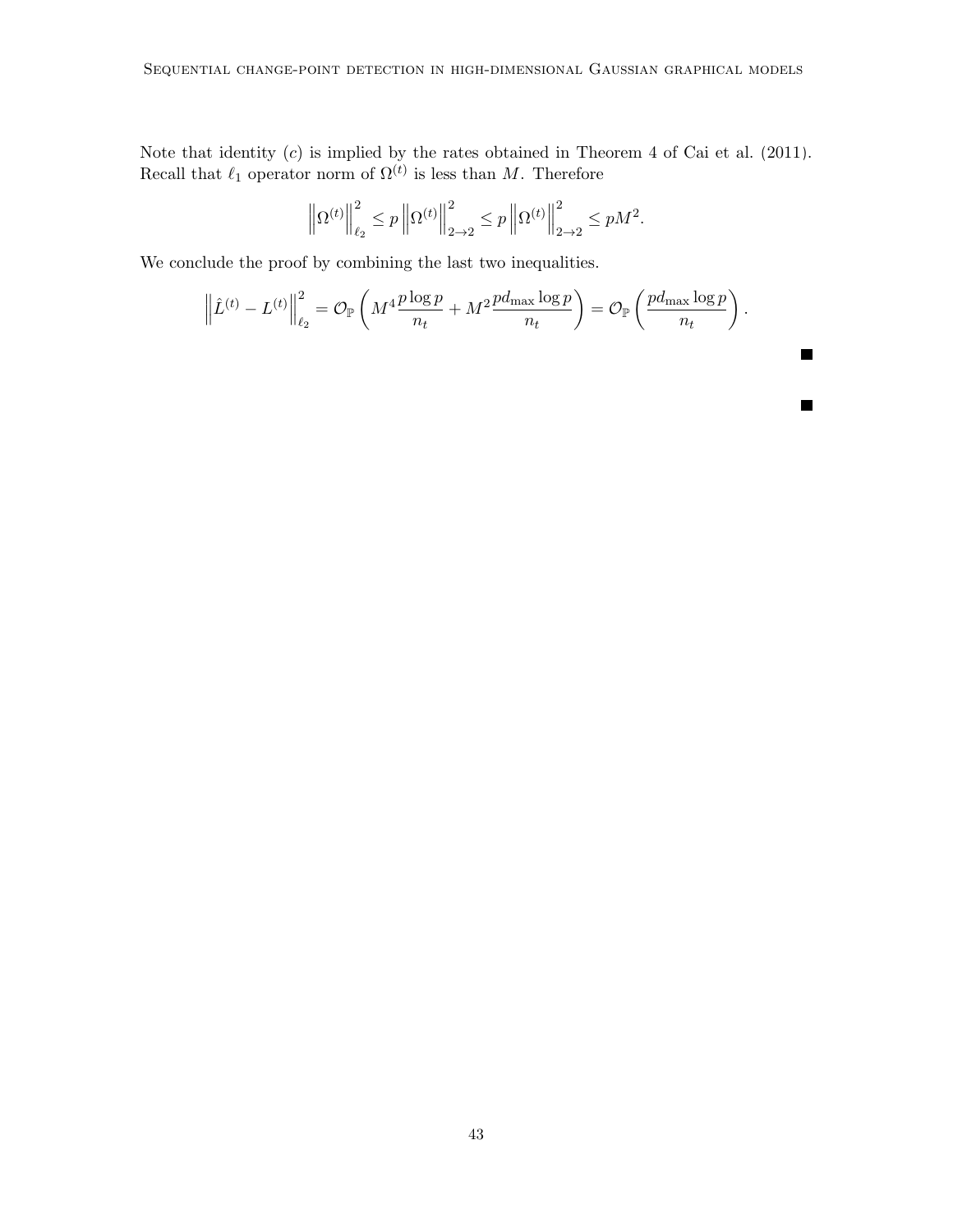Note that identity $(c)$ is implied by the rates obtained in Theorem 4 of Cai et al. (2011). Recall that $\ell_1$ operator norm of $\Omega^{(t)}$ is less than $M$. Therefore

$$\left\|\Omega^{(t)}\right\|_{\ell_2}^2 \leq p\left\|\Omega^{(t)}\right\|_{2\to 2}^2 \leq p\left\|\Omega^{(t)}\right\|_{2\to 2}^2 \leq pM^2.$$

We conclude the proof by combining the last two inequalities.

$$\left\|\hat{L}^{(t)} - L^{(t)}\right\|_{\ell_2}^2 = \mathcal{O}_{\mathbb{P}}\left(M^4 \frac{p \log p}{n_t} + M^2 \frac{p d_{\max} \log p}{n_t}\right) = \mathcal{O}_{\mathbb{P}}\left(\frac{p d_{\max} \log p}{n_t}\right).$$

■

■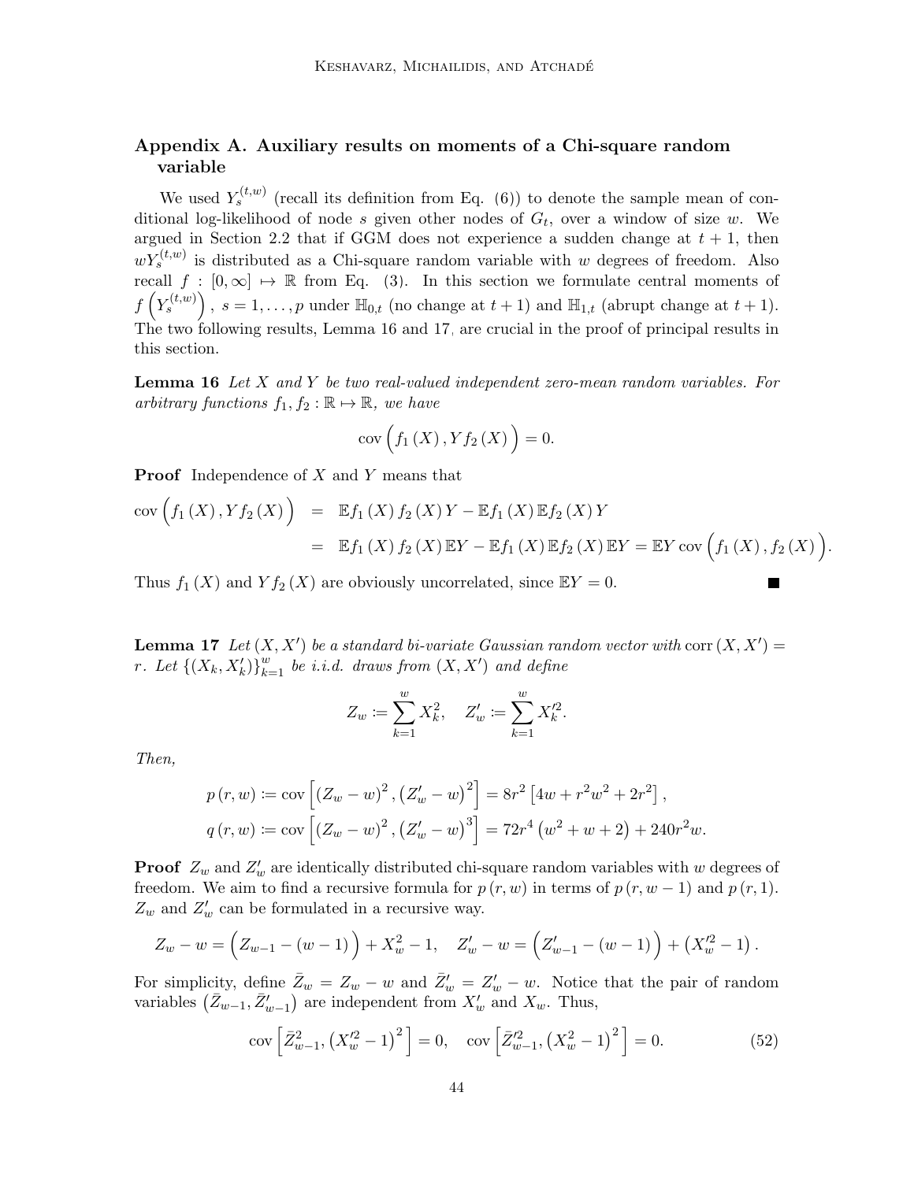## Appendix A. Auxiliary results on moments of a Chi-square random variable

We used $Y_s^{(t,w)}$ (recall its definition from Eq. (6)) to denote the sample mean of conditional log-likelihood of node $s$ given other nodes of $G_t$, over a window of size $w$. We argued in Section 2.2 that if GGM does not experience a sudden change at $t+1$, then $wY_s^{(t,w)}$ is distributed as a Chi-square random variable with $w$ degrees of freedom. Also recall $f : [0, \infty] \mapsto \mathbb{R}$ from Eq. (3). In this section we formulate central moments of $f\left(Y_s^{(t,w)}\right)$, $s = 1, \ldots, p$ under $\mathbb{H}_{0,t}$ (no change at $t+1$) and $\mathbb{H}_{1,t}$ (abrupt change at $t+1$). The two following results, Lemma 16 and 17, are crucial in the proof of principal results in this section.

**Lemma 16** *Let $X$ and $Y$ be two real-valued independent zero-mean random variables. For arbitrary functions $f_1, f_2 : \mathbb{R} \mapsto \mathbb{R}$, we have*

$$\operatorname{cov}\Big(f_1(X), Y f_2(X)\Big) = 0.$$

**Proof** Independence of $X$ and $Y$ means that

$$\begin{aligned}
\operatorname{cov}\Big(f_1(X), Y f_2(X)\Big) &= \mathbb{E} f_1(X) f_2(X) Y - \mathbb{E} f_1(X) \mathbb{E} f_2(X) Y \\
&= \mathbb{E} f_1(X) f_2(X) \mathbb{E} Y - \mathbb{E} f_1(X) \mathbb{E} f_2(X) \mathbb{E} Y = \mathbb{E} Y \operatorname{cov}\Big(f_1(X), f_2(X)\Big).
\end{aligned}$$

Thus $f_1(X)$ and $Y f_2(X)$ are obviously uncorrelated, since $\mathbb{E}Y = 0$. ■

**Lemma 17** *Let $(X, X')$ be a standard bi-variate Gaussian random vector with $\operatorname{corr}(X, X') = r$. Let $\{(X_k, X'_k)\}_{k=1}^{w}$ be i.i.d. draws from $(X, X')$ and define*

$$Z_w := \sum_{k=1}^{w} X_k^2, \quad Z'_w := \sum_{k=1}^{w} X_k'^2.$$

*Then,*

$$\begin{aligned}
p(r, w) &:= \operatorname{cov}\left[(Z_w - w)^2, (Z'_w - w)^2\right] = 8r^2\left[4w + r^2 w^2 + 2r^2\right], \\
q(r, w) &:= \operatorname{cov}\left[(Z_w - w)^2, (Z'_w - w)^3\right] = 72r^4\left(w^2 + w + 2\right) + 240r^2 w.
\end{aligned}$$

**Proof** $Z_w$ and $Z'_w$ are identically distributed chi-square random variables with $w$ degrees of freedom. We aim to find a recursive formula for $p(r, w)$ in terms of $p(r, w-1)$ and $p(r, 1)$. $Z_w$ and $Z'_w$ can be formulated in a recursive way.

$$Z_w - w = \Big(Z_{w-1} - (w-1)\Big) + X_w^2 - 1, \quad Z'_w - w = \Big(Z'_{w-1} - (w-1)\Big) + \left(X_w'^2 - 1\right).$$

For simplicity, define $\bar{Z}_w = Z_w - w$ and $\bar{Z}'_w = Z'_w - w$. Notice that the pair of random variables $\left(\bar{Z}_{w-1}, \bar{Z}'_{w-1}\right)$ are independent from $X'_w$ and $X_w$. Thus,

$$\operatorname{cov}\left[\bar{Z}_{w-1}^2, \left(X_w'^2 - 1\right)^2\right] = 0, \quad \operatorname{cov}\left[\bar{Z}_{w-1}'^2, \left(X_w^2 - 1\right)^2\right] = 0. \tag{52}$$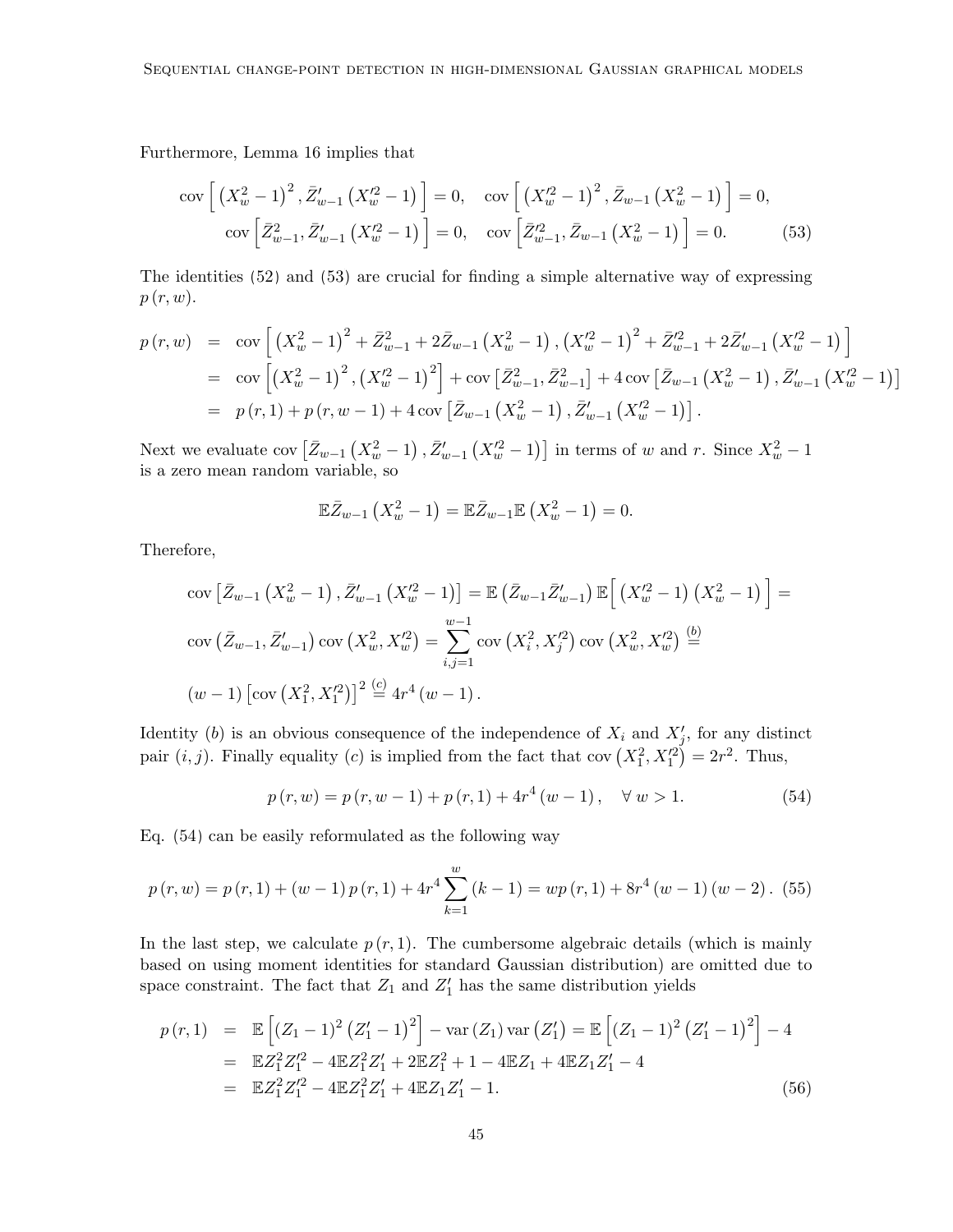Furthermore, Lemma 16 implies that

$$
\begin{aligned}
\operatorname{cov}\Big[ \left(X_w^2-1\right)^2, \bar{Z}'_{w-1}\left(X_w'^2-1\right) \Big] = 0, \quad \operatorname{cov}\Big[ \left(X_w'^2-1\right)^2, \bar{Z}_{w-1}\left(X_w^2-1\right) \Big] = 0, \\
\operatorname{cov}\Big[ \bar{Z}_{w-1}^2, \bar{Z}'_{w-1}\left(X_w'^2-1\right) \Big] = 0, \quad \operatorname{cov}\Big[ \bar{Z}_{w-1}'^2, \bar{Z}_{w-1}\left(X_w^2-1\right) \Big] = 0. \qquad (53)
\end{aligned}
$$

The identities (52) and (53) are crucial for finding a simple alternative way of expressing $p(r,w)$.

$$
\begin{aligned}
p(r,w) &= \operatorname{cov}\Big[ \left(X_w^2-1\right)^2 + \bar{Z}_{w-1}^2 + 2\bar{Z}_{w-1}\left(X_w^2-1\right), \left(X_w'^2-1\right)^2 + \bar{Z}_{w-1}'^2 + 2\bar{Z}'_{w-1}\left(X_w'^2-1\right) \Big] \\
&= \operatorname{cov}\Big[ \left(X_w^2-1\right)^2, \left(X_w'^2-1\right)^2 \Big] + \operatorname{cov}\left[\bar{Z}_{w-1}^2, \bar{Z}_{w-1}'^2\right] + 4\operatorname{cov}\left[\bar{Z}_{w-1}\left(X_w^2-1\right), \bar{Z}'_{w-1}\left(X_w'^2-1\right)\right] \\
&= p(r,1) + p(r,w-1) + 4\operatorname{cov}\left[\bar{Z}_{w-1}\left(X_w^2-1\right), \bar{Z}'_{w-1}\left(X_w'^2-1\right)\right].
\end{aligned}
$$

Next we evaluate $\operatorname{cov}\left[\bar{Z}_{w-1}\left(X_w^2-1\right), \bar{Z}'_{w-1}\left(X_w'^2-1\right)\right]$ in terms of $w$ and $r$. Since $X_w^2-1$ is a zero mean random variable, so

$$
\mathbb{E}\bar{Z}_{w-1}\left(X_w^2-1\right) = \mathbb{E}\bar{Z}_{w-1}\mathbb{E}\left(X_w^2-1\right) = 0.
$$

Therefore,

$$
\begin{aligned}
&\operatorname{cov}\left[\bar{Z}_{w-1}\left(X_w^2-1\right), \bar{Z}'_{w-1}\left(X_w'^2-1\right)\right] = \mathbb{E}\left(\bar{Z}_{w-1}\bar{Z}'_{w-1}\right)\mathbb{E}\Big[ \left(X_w'^2-1\right)\left(X_w^2-1\right) \Big] = \\
&\operatorname{cov}\left(\bar{Z}_{w-1}, \bar{Z}'_{w-1}\right)\operatorname{cov}\left(X_w^2, X_w'^2\right) = \sum_{i,j=1}^{w-1}\operatorname{cov}\left(X_i^2, X_j'^2\right)\operatorname{cov}\left(X_w^2, X_w'^2\right) \overset{(b)}{=} \\
&(w-1)\left[\operatorname{cov}\left(X_1^2, X_1'^2\right)\right]^2 \overset{(c)}{=} 4r^4(w-1).
\end{aligned}
$$

Identity $(b)$ is an obvious consequence of the independence of $X_i$ and $X_j'$, for any distinct pair $(i,j)$. Finally equality $(c)$ is implied from the fact that $\operatorname{cov}\left(X_1^2, X_1'^2\right) = 2r^2$. Thus,

$$
p(r,w) = p(r,w-1) + p(r,1) + 4r^4(w-1), \quad \forall\, w > 1. \qquad (54)
$$

Eq. (54) can be easily reformulated as the following way

$$
p(r,w) = p(r,1) + (w-1)\,p(r,1) + 4r^4\sum_{k=1}^{w}(k-1) = w\,p(r,1) + 8r^4(w-1)(w-2). \quad (55)
$$

In the last step, we calculate $p(r,1)$. The cumbersome algebraic details (which is mainly based on using moment identities for standard Gaussian distribution) are omitted due to space constraint. The fact that $Z_1$ and $Z_1'$ has the same distribution yields

$$
\begin{aligned}
p(r,1) &= \mathbb{E}\left[(Z_1-1)^2\left(Z_1'-1\right)^2\right] - \operatorname{var}(Z_1)\operatorname{var}\left(Z_1'\right) = \mathbb{E}\left[(Z_1-1)^2\left(Z_1'-1\right)^2\right] - 4 \\
&= \mathbb{E}Z_1^2Z_1'^2 - 4\mathbb{E}Z_1^2Z_1' + 2\mathbb{E}Z_1^2 + 1 - 4\mathbb{E}Z_1 + 4\mathbb{E}Z_1Z_1' - 4 \\
&= \mathbb{E}Z_1^2Z_1'^2 - 4\mathbb{E}Z_1^2Z_1' + 4\mathbb{E}Z_1Z_1' - 1. \qquad (56)
\end{aligned}
$$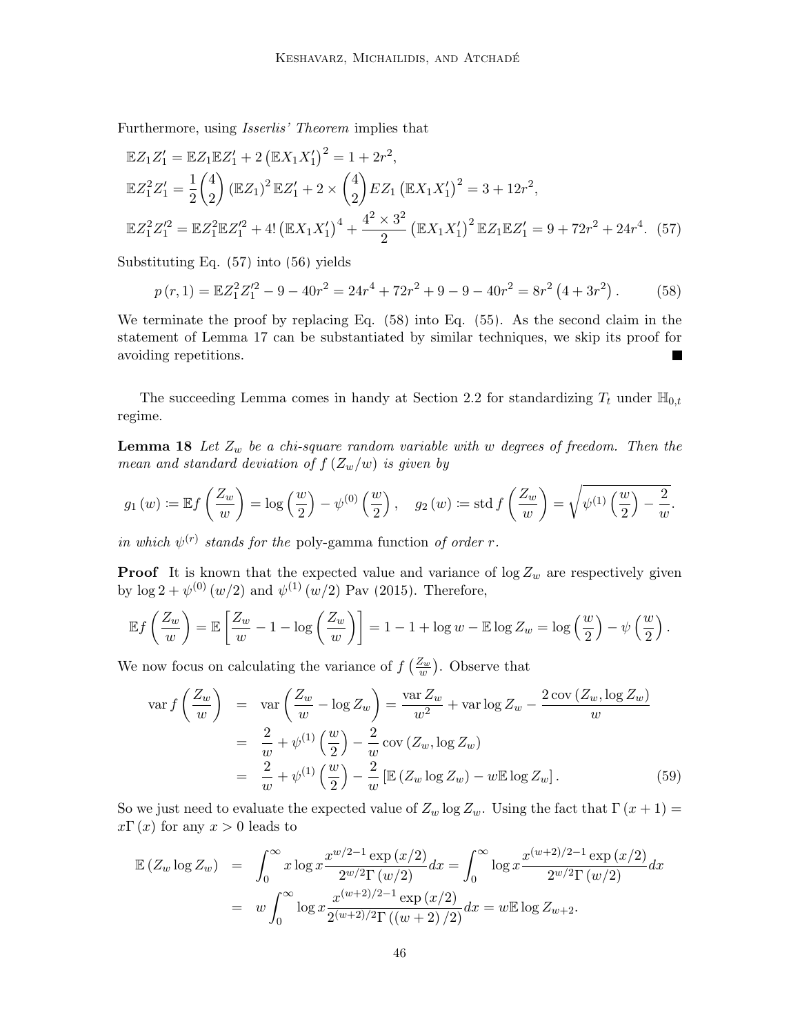Furthermore, using *Isserlis' Theorem* implies that

$$
\begin{aligned}
&\mathbb{E}Z_1 Z_1' = \mathbb{E}Z_1 \mathbb{E}Z_1' + 2\left(\mathbb{E}X_1 X_1'\right)^2 = 1 + 2r^2, \\
&\mathbb{E}Z_1^2 Z_1' = \frac{1}{2}\binom{4}{2}\left(\mathbb{E}Z_1\right)^2 \mathbb{E}Z_1' + 2 \times \binom{4}{2} EZ_1 \left(\mathbb{E}X_1 X_1'\right)^2 = 3 + 12r^2, \\
&\mathbb{E}Z_1^2 Z_1'^2 = \mathbb{E}Z_1^2 \mathbb{E}Z_1'^2 + 4!\left(\mathbb{E}X_1 X_1'\right)^4 + \frac{4^2 \times 3^2}{2}\left(\mathbb{E}X_1 X_1'\right)^2 \mathbb{E}Z_1 \mathbb{E}Z_1' = 9 + 72r^2 + 24r^4. \quad (57)
\end{aligned}
$$

Substituting Eq. (57) into (56) yields

$$
p(r,1) = \mathbb{E}Z_1^2 Z_1'^2 - 9 - 40r^2 = 24r^4 + 72r^2 + 9 - 9 - 40r^2 = 8r^2\left(4 + 3r^2\right). \qquad (58)
$$

We terminate the proof by replacing Eq. (58) into Eq. (55). As the second claim in the statement of Lemma 17 can be substantiated by similar techniques, we skip its proof for avoiding repetitions. ∎

The succeeding Lemma comes in handy at Section 2.2 for standardizing $T_t$ under $\mathbb{H}_{0,t}$ regime.

**Lemma 18** *Let $Z_w$ be a chi-square random variable with w degrees of freedom. Then the mean and standard deviation of $f(Z_w/w)$ is given by*

$$
g_1(w) := \mathbb{E}f\left(\frac{Z_w}{w}\right) = \log\left(\frac{w}{2}\right) - \psi^{(0)}\left(\frac{w}{2}\right), \quad g_2(w) := \operatorname{std} f\left(\frac{Z_w}{w}\right) = \sqrt{\psi^{(1)}\left(\frac{w}{2}\right) - \frac{2}{w}}.
$$

*in which $\psi^{(r)}$ stands for the* poly-gamma function *of order $r$.*

**Proof** It is known that the expected value and variance of $\log Z_w$ are respectively given by $\log 2 + \psi^{(0)}(w/2)$ and $\psi^{(1)}(w/2)$ Pav (2015). Therefore,

$$
\mathbb{E}f\left(\frac{Z_w}{w}\right) = \mathbb{E}\left[\frac{Z_w}{w} - 1 - \log\left(\frac{Z_w}{w}\right)\right] = 1 - 1 + \log w - \mathbb{E}\log Z_w = \log\left(\frac{w}{2}\right) - \psi\left(\frac{w}{2}\right).
$$

We now focus on calculating the variance of $f\left(\frac{Z_w}{w}\right)$. Observe that

$$
\begin{aligned}
\operatorname{var} f\left(\frac{Z_w}{w}\right) &= \operatorname{var}\left(\frac{Z_w}{w} - \log Z_w\right) = \frac{\operatorname{var} Z_w}{w^2} + \operatorname{var}\log Z_w - \frac{2\operatorname{cov}\left(Z_w, \log Z_w\right)}{w} \\
&= \frac{2}{w} + \psi^{(1)}\left(\frac{w}{2}\right) - \frac{2}{w}\operatorname{cov}\left(Z_w, \log Z_w\right) \\
&= \frac{2}{w} + \psi^{(1)}\left(\frac{w}{2}\right) - \frac{2}{w}\left[\mathbb{E}\left(Z_w \log Z_w\right) - w\mathbb{E}\log Z_w\right]. \qquad (59)
\end{aligned}
$$

So we just need to evaluate the expected value of $Z_w \log Z_w$. Using the fact that $\Gamma(x+1) = x\Gamma(x)$ for any $x > 0$ leads to

$$
\begin{aligned}
\mathbb{E}\left(Z_w \log Z_w\right) &= \int_0^\infty x \log x \frac{x^{w/2-1}\exp(x/2)}{2^{w/2}\Gamma(w/2)}dx = \int_0^\infty \log x \frac{x^{(w+2)/2-1}\exp(x/2)}{2^{w/2}\Gamma(w/2)}dx \\
&= w\int_0^\infty \log x \frac{x^{(w+2)/2-1}\exp(x/2)}{2^{(w+2)/2}\Gamma((w+2)/2)}dx = w\mathbb{E}\log Z_{w+2}.
\end{aligned}
$$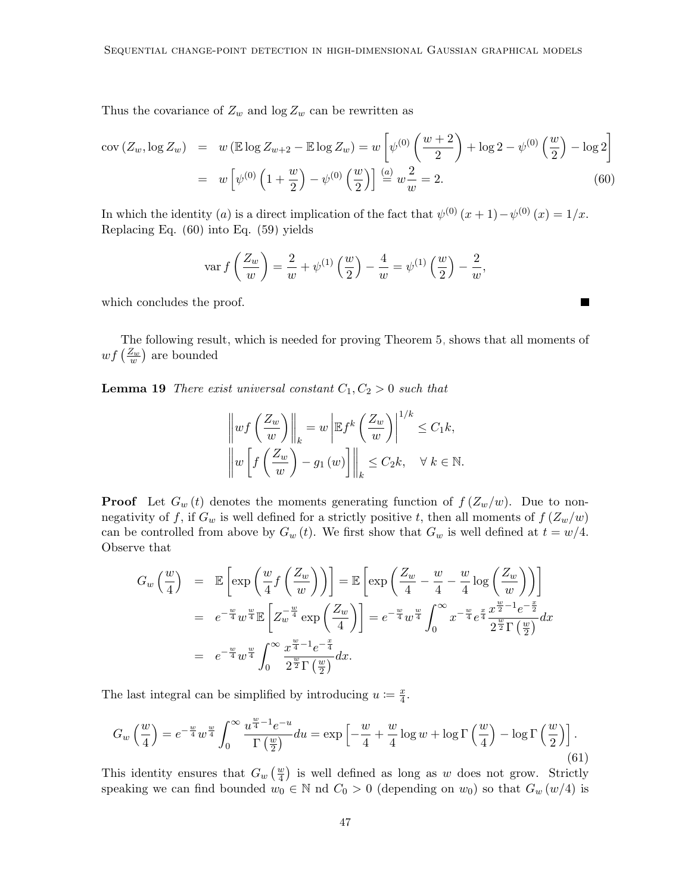Thus the covariance of $Z_w$ and $\log Z_w$ can be rewritten as

$$
\begin{aligned}
\operatorname{cov}\left(Z_w, \log Z_w\right) &= w\left(\mathbb{E}\log Z_{w+2} - \mathbb{E}\log Z_w\right) = w\left[\psi^{(0)}\left(\frac{w+2}{2}\right) + \log 2 - \psi^{(0)}\left(\frac{w}{2}\right) - \log 2\right] \\
&= w\left[\psi^{(0)}\left(1+\frac{w}{2}\right) - \psi^{(0)}\left(\frac{w}{2}\right)\right] \overset{(a)}{=} w\frac{2}{w} = 2. \qquad (60)
\end{aligned}
$$

In which the identity $(a)$ is a direct implication of the fact that $\psi^{(0)}(x+1) - \psi^{(0)}(x) = 1/x$. Replacing Eq. (60) into Eq. (59) yields

$$
\operatorname{var} f\left(\frac{Z_w}{w}\right) = \frac{2}{w} + \psi^{(1)}\left(\frac{w}{2}\right) - \frac{4}{w} = \psi^{(1)}\left(\frac{w}{2}\right) - \frac{2}{w},
$$

which concludes the proof. ∎

The following result, which is needed for proving Theorem 5, shows that all moments of $wf\left(\frac{Z_w}{w}\right)$ are bounded

**Lemma 19** *There exist universal constant $C_1, C_2 > 0$ such that*

$$
\begin{aligned}
\left\| wf\left(\frac{Z_w}{w}\right)\right\|_k &= w\left|\mathbb{E} f^k\left(\frac{Z_w}{w}\right)\right|^{1/k} \leq C_1 k, \\
\left\| w\left[f\left(\frac{Z_w}{w}\right) - g_1(w)\right]\right\|_k &\leq C_2 k, \quad \forall\, k \in \mathbb{N}.
\end{aligned}
$$

**Proof** Let $G_w(t)$ denotes the moments generating function of $f(Z_w/w)$. Due to non-negativity of $f$, if $G_w$ is well defined for a strictly positive $t$, then all moments of $f(Z_w/w)$ can be controlled from above by $G_w(t)$. We first show that $G_w$ is well defined at $t = w/4$. Observe that

$$
\begin{aligned}
G_w\left(\frac{w}{4}\right) &= \mathbb{E}\left[\exp\left(\frac{w}{4} f\left(\frac{Z_w}{w}\right)\right)\right] = \mathbb{E}\left[\exp\left(\frac{Z_w}{4} - \frac{w}{4} - \frac{w}{4}\log\left(\frac{Z_w}{w}\right)\right)\right] \\
&= e^{-\frac{w}{4}} w^{\frac{w}{4}} \mathbb{E}\left[Z_w^{-\frac{w}{4}} \exp\left(\frac{Z_w}{4}\right)\right] = e^{-\frac{w}{4}} w^{\frac{w}{4}} \int_0^\infty x^{-\frac{w}{4}} e^{\frac{x}{4}} \frac{x^{\frac{w}{2}-1} e^{-\frac{x}{2}}}{2^{\frac{w}{2}}\Gamma\left(\frac{w}{2}\right)} dx \\
&= e^{-\frac{w}{4}} w^{\frac{w}{4}} \int_0^\infty \frac{x^{\frac{w}{4}-1} e^{-\frac{x}{4}}}{2^{\frac{w}{2}}\Gamma\left(\frac{w}{2}\right)} dx.
\end{aligned}
$$

The last integral can be simplified by introducing $u \coloneqq \frac{x}{4}$.

$$
G_w\left(\frac{w}{4}\right) = e^{-\frac{w}{4}} w^{\frac{w}{4}} \int_0^\infty \frac{u^{\frac{w}{4}-1} e^{-u}}{\Gamma\left(\frac{w}{2}\right)} du = \exp\left[-\frac{w}{4} + \frac{w}{4}\log w + \log\Gamma\left(\frac{w}{4}\right) - \log\Gamma\left(\frac{w}{2}\right)\right]. \qquad (61)
$$

This identity ensures that $G_w\left(\frac{w}{4}\right)$ is well defined as long as $w$ does not grow. Strictly speaking we can find bounded $w_0 \in \mathbb{N}$ nd $C_0 > 0$ (depending on $w_0$) so that $G_w(w/4)$ is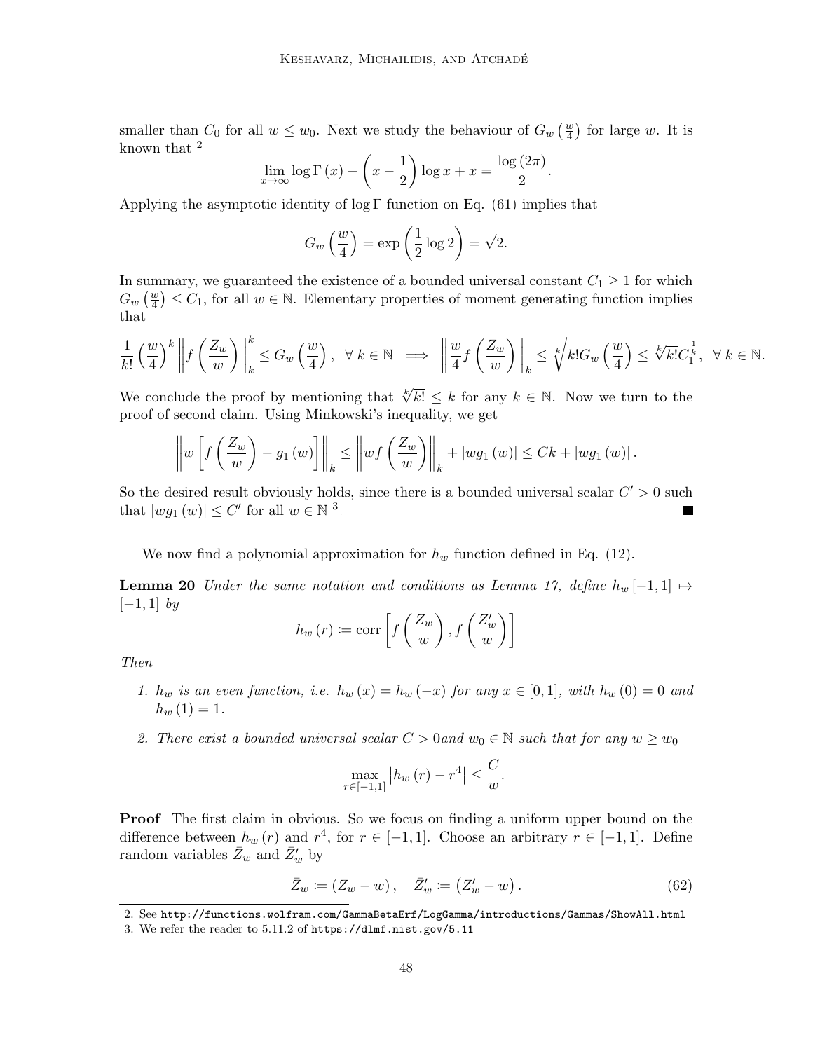smaller than $C_0$ for all $w \le w_0$. Next we study the behaviour of $G_w\left(\frac{w}{4}\right)$ for large $w$. It is known that [2]

$$\lim_{x\to\infty} \log\Gamma(x) - \left(x - \frac{1}{2}\right)\log x + x = \frac{\log(2\pi)}{2}.$$

Applying the asymptotic identity of $\log\Gamma$ function on Eq. (61) implies that

$$G_w\left(\frac{w}{4}\right) = \exp\left(\frac{1}{2}\log 2\right) = \sqrt{2}.$$

In summary, we guaranteed the existence of a bounded universal constant $C_1 \ge 1$ for which $G_w\left(\frac{w}{4}\right) \le C_1$, for all $w \in \mathbb{N}$. Elementary properties of moment generating function implies that

$$\frac{1}{k!}\left(\frac{w}{4}\right)^k \left\|f\left(\frac{Z_w}{w}\right)\right\|_k^k \le G_w\left(\frac{w}{4}\right), \ \ \forall\, k \in \mathbb{N} \implies \left\|\frac{w}{4} f\left(\frac{Z_w}{w}\right)\right\|_k \le \sqrt[k]{k!\, G_w\left(\frac{w}{4}\right)} \le \sqrt[k]{k!}\, C_1^{\frac{1}{k}}, \ \ \forall\, k \in \mathbb{N}.$$

We conclude the proof by mentioning that $\sqrt[k]{k!} \le k$ for any $k \in \mathbb{N}$. Now we turn to the proof of second claim. Using Minkowski's inequality, we get

$$\left\|w\left[f\left(\frac{Z_w}{w}\right) - g_1(w)\right]\right\|_k \le \left\|w f\left(\frac{Z_w}{w}\right)\right\|_k + |w g_1(w)| \le Ck + |w g_1(w)|.$$

So the desired result obviously holds, since there is a bounded universal scalar $C' > 0$ such that $|w g_1(w)| \le C'$ for all $w \in \mathbb{N}$ [3]. ■

We now find a polynomial approximation for $h_w$ function defined in Eq. (12).

**Lemma 20** *Under the same notation and conditions as Lemma 17, define $h_w\,[-1,1] \mapsto [-1,1]$ by*

$$h_w(r) := \operatorname{corr}\left[f\left(\frac{Z_w}{w}\right), f\left(\frac{Z'_w}{w}\right)\right]$$

*Then*

1. *$h_w$ is an even function, i.e. $h_w(x) = h_w(-x)$ for any $x \in [0,1]$, with $h_w(0) = 0$ and $h_w(1) = 1$.*
2. *There exist a bounded universal scalar $C > 0$and $w_0 \in \mathbb{N}$ such that for any $w \ge w_0$*

$$\max_{r\in[-1,1]} \left|h_w(r) - r^4\right| \le \frac{C}{w}.$$

**Proof** The first claim in obvious. So we focus on finding a uniform upper bound on the difference between $h_w(r)$ and $r^4$, for $r \in [-1,1]$. Choose an arbitrary $r \in [-1,1]$. Define random variables $\bar{Z}_w$ and $\bar{Z}'_w$ by

$$\bar{Z}_w := (Z_w - w), \quad \bar{Z}'_w := \left(Z'_w - w\right). \tag{62}$$

2. See http://functions.wolfram.com/GammaBetaErf/LogGamma/introductions/Gammas/ShowAll.html

3. We refer the reader to 5.11.2 of https://dlmf.nist.gov/5.11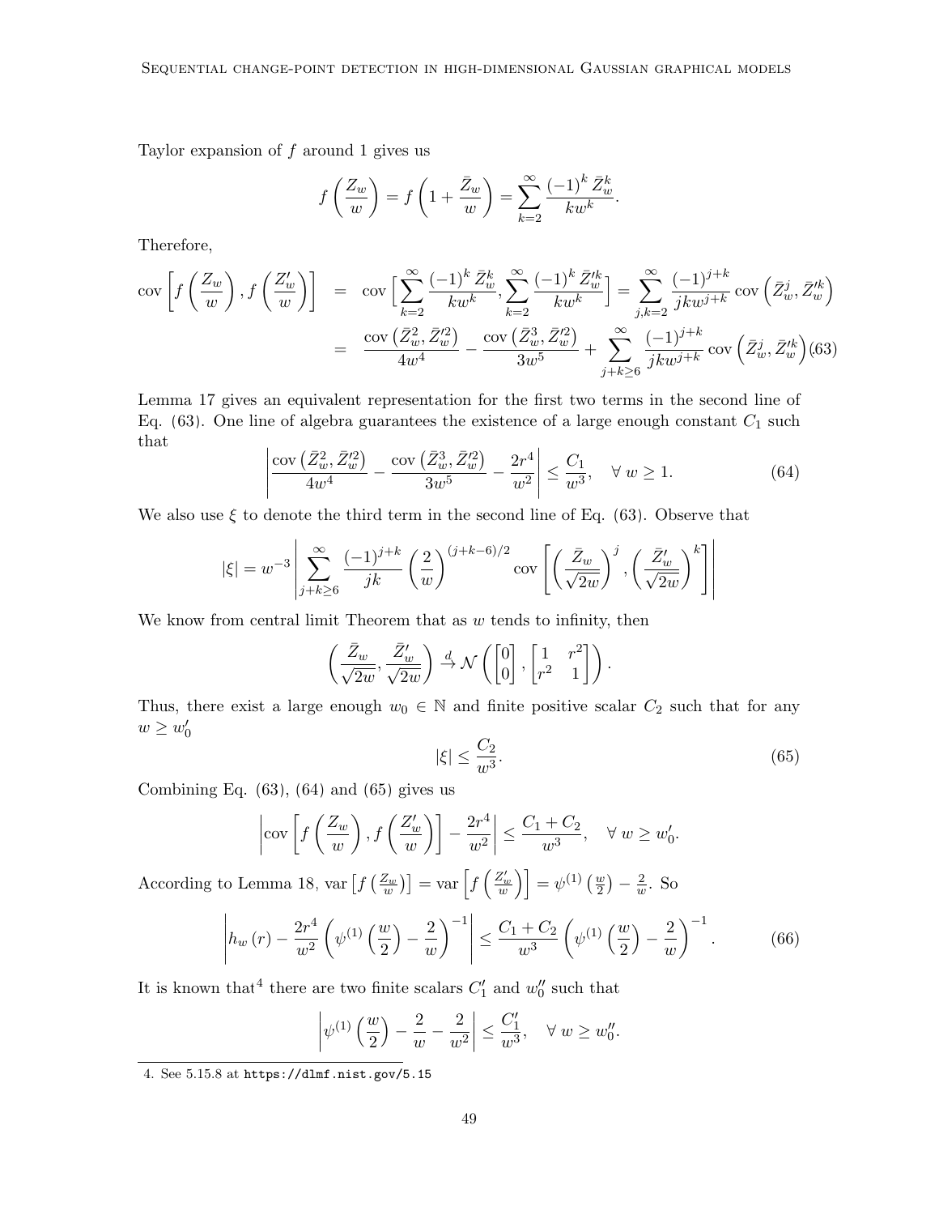Taylor expansion of $f$ around 1 gives us

$$f\left(\frac{Z_w}{w}\right) = f\left(1 + \frac{\bar{Z}_w}{w}\right) = \sum_{k=2}^{\infty} \frac{(-1)^k \bar{Z}_w^k}{k w^k}.$$

Therefore,

$$\begin{aligned}
\operatorname{cov}\left[f\left(\frac{Z_w}{w}\right), f\left(\frac{Z'_w}{w}\right)\right] &= \operatorname{cov}\Big[\sum_{k=2}^{\infty} \frac{(-1)^k \bar{Z}_w^k}{k w^k}, \sum_{k=2}^{\infty} \frac{(-1)^k \bar{Z}_w'^k}{k w^k}\Big] = \sum_{j,k=2}^{\infty} \frac{(-1)^{j+k}}{j k w^{j+k}} \operatorname{cov}\left(\bar{Z}_w^j, \bar{Z}_w'^k\right) \\
&= \frac{\operatorname{cov}\left(\bar{Z}_w^2, \bar{Z}_w'^2\right)}{4w^4} - \frac{\operatorname{cov}\left(\bar{Z}_w^3, \bar{Z}_w'^2\right)}{3w^5} + \sum_{j+k\geq 6}^{\infty} \frac{(-1)^{j+k}}{j k w^{j+k}} \operatorname{cov}\left(\bar{Z}_w^j, \bar{Z}_w'^k\right) \quad (63)
\end{aligned}$$

Lemma 17 gives an equivalent representation for the first two terms in the second line of Eq. (63). One line of algebra guarantees the existence of a large enough constant $C_1$ such that

$$\left|\frac{\operatorname{cov}\left(\bar{Z}_w^2, \bar{Z}_w'^2\right)}{4w^4} - \frac{\operatorname{cov}\left(\bar{Z}_w^3, \bar{Z}_w'^2\right)}{3w^5} - \frac{2r^4}{w^2}\right| \leq \frac{C_1}{w^3}, \quad \forall\, w \geq 1. \tag{64}$$

We also use $\xi$ to denote the third term in the second line of Eq. (63). Observe that

$$|\xi| = w^{-3} \left| \sum_{j+k\geq 6}^{\infty} \frac{(-1)^{j+k}}{jk} \left(\frac{2}{w}\right)^{(j+k-6)/2} \operatorname{cov}\left[\left(\frac{\bar{Z}_w}{\sqrt{2w}}\right)^j, \left(\frac{\bar{Z}'_w}{\sqrt{2w}}\right)^k\right] \right|$$

We know from central limit Theorem that as $w$ tends to infinity, then

$$\left(\frac{\bar{Z}_w}{\sqrt{2w}}, \frac{\bar{Z}'_w}{\sqrt{2w}}\right) \xrightarrow{d} \mathcal{N}\left(\begin{bmatrix} 0 \\ 0 \end{bmatrix}, \begin{bmatrix} 1 & r^2 \\ r^2 & 1 \end{bmatrix}\right).$$

Thus, there exist a large enough $w_0 \in \mathbb{N}$ and finite positive scalar $C_2$ such that for any $w \geq w'_0$

$$|\xi| \leq \frac{C_2}{w^3}. \tag{65}$$

Combining Eq. (63), (64) and (65) gives us

$$\left|\operatorname{cov}\left[f\left(\frac{Z_w}{w}\right), f\left(\frac{Z'_w}{w}\right)\right] - \frac{2r^4}{w^2}\right| \leq \frac{C_1 + C_2}{w^3}, \quad \forall\, w \geq w'_0.$$

According to Lemma 18, $\operatorname{var}\left[f\left(\frac{Z_w}{w}\right)\right] = \operatorname{var}\left[f\left(\frac{Z'_w}{w}\right)\right] = \psi^{(1)}\left(\frac{w}{2}\right) - \frac{2}{w}$. So

$$\left|h_w(r) - \frac{2r^4}{w^2}\left(\psi^{(1)}\left(\frac{w}{2}\right) - \frac{2}{w}\right)^{-1}\right| \leq \frac{C_1 + C_2}{w^3}\left(\psi^{(1)}\left(\frac{w}{2}\right) - \frac{2}{w}\right)^{-1}. \tag{66}$$

It is known that[4] there are two finite scalars $C'_1$ and $w''_0$ such that

$$\left|\psi^{(1)}\left(\frac{w}{2}\right) - \frac{2}{w} - \frac{2}{w^2}\right| \leq \frac{C'_1}{w^3}, \quad \forall\, w \geq w''_0.$$

---

4. See 5.15.8 at `https://dlmf.nist.gov/5.15`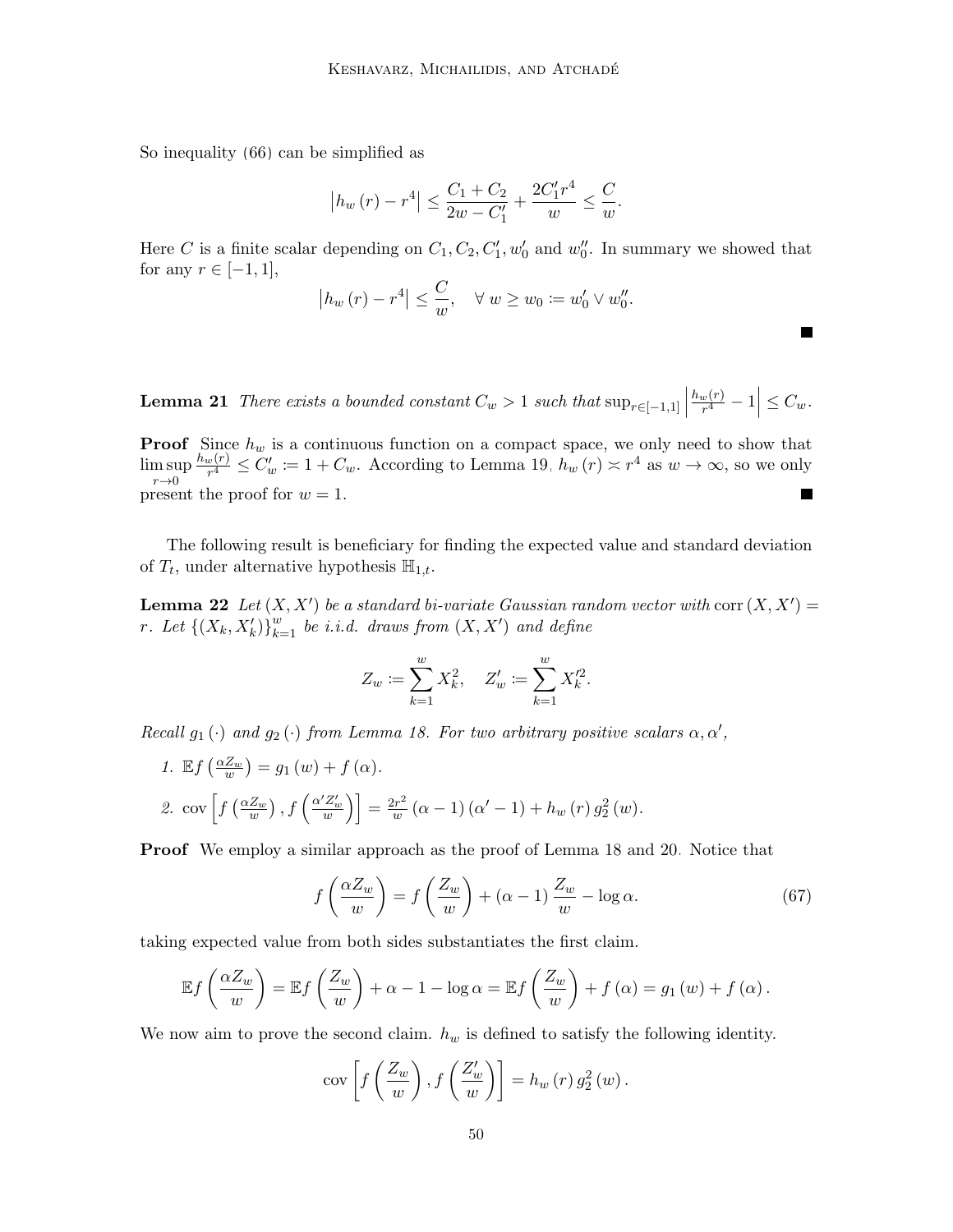So inequality (66) can be simplified as

$$\left|h_w\left(r\right) - r^4\right| \leq \frac{C_1 + C_2}{2w - C_1'} + \frac{2C_1' r^4}{w} \leq \frac{C}{w}.$$

Here $C$ is a finite scalar depending on $C_1, C_2, C_1', w_0'$ and $w_0''$. In summary we showed that for any $r \in [-1, 1]$,

$$\left|h_w\left(r\right) - r^4\right| \leq \frac{C}{w}, \quad \forall\, w \geq w_0 \coloneqq w_0' \vee w_0''.$$

■

**Lemma 21** *There exists a bounded constant $C_w > 1$ such that $\sup_{r\in[-1,1]} \left|\frac{h_w(r)}{r^4} - 1\right| \leq C_w$.*

**Proof** Since $h_w$ is a continuous function on a compact space, we only need to show that $\limsup_{r\to 0} \frac{h_w(r)}{r^4} \leq C_w' \coloneqq 1 + C_w$. According to Lemma 19, $h_w\left(r\right) \asymp r^4$ as $w \to \infty$, so we only present the proof for $w = 1$. ■

The following result is beneficiary for finding the expected value and standard deviation of $T_t$, under alternative hypothesis $\mathbb{H}_{1,t}$.

**Lemma 22** *Let $(X, X')$ be a standard bi-variate Gaussian random vector with $\operatorname{corr}(X, X') = r$. Let $\{(X_k, X_k')\}_{k=1}^w$ be i.i.d. draws from $(X, X')$ and define*

$$Z_w \coloneqq \sum_{k=1}^{w} X_k^2, \quad Z_w' \coloneqq \sum_{k=1}^{w} X_k'^2.$$

*Recall $g_1(\cdot)$ and $g_2(\cdot)$ from Lemma 18. For two arbitrary positive scalars $\alpha, \alpha'$,*

1. $\mathbb{E} f\left(\frac{\alpha Z_w}{w}\right) = g_1\left(w\right) + f\left(\alpha\right)$.
2. $\operatorname{cov}\left[f\left(\frac{\alpha Z_w}{w}\right), f\left(\frac{\alpha' Z_w'}{w}\right)\right] = \frac{2r^2}{w}\left(\alpha - 1\right)\left(\alpha' - 1\right) + h_w\left(r\right) g_2^2\left(w\right)$.

**Proof** We employ a similar approach as the proof of Lemma 18 and 20. Notice that

$$f\left(\frac{\alpha Z_w}{w}\right) = f\left(\frac{Z_w}{w}\right) + \left(\alpha - 1\right)\frac{Z_w}{w} - \log\alpha. \tag{67}$$

taking expected value from both sides substantiates the first claim.

$$\mathbb{E} f\left(\frac{\alpha Z_w}{w}\right) = \mathbb{E} f\left(\frac{Z_w}{w}\right) + \alpha - 1 - \log\alpha = \mathbb{E} f\left(\frac{Z_w}{w}\right) + f\left(\alpha\right) = g_1\left(w\right) + f\left(\alpha\right).$$

We now aim to prove the second claim. $h_w$ is defined to satisfy the following identity.

$$\operatorname{cov}\left[f\left(\frac{Z_w}{w}\right), f\left(\frac{Z_w'}{w}\right)\right] = h_w\left(r\right) g_2^2\left(w\right).$$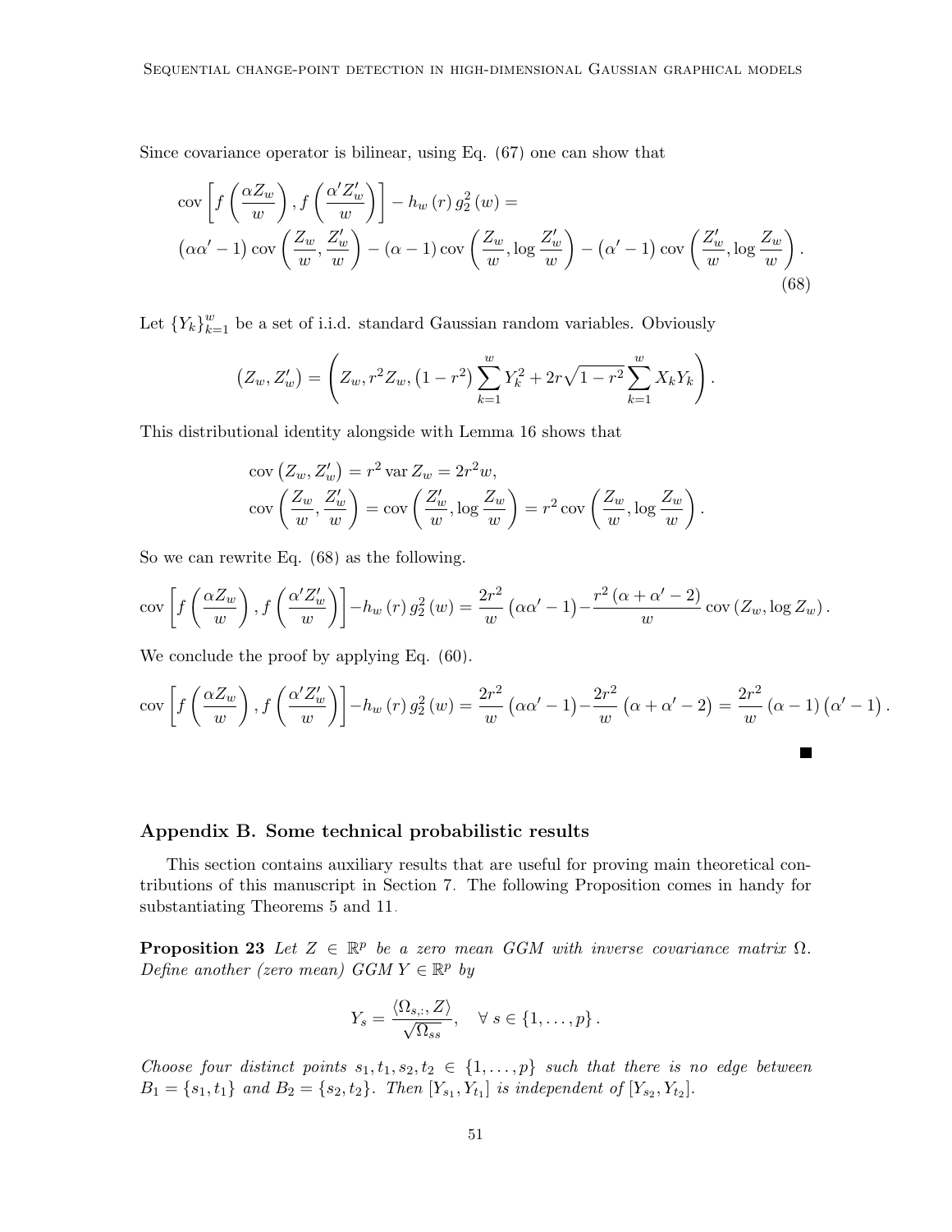Since covariance operator is bilinear, using Eq. (67) one can show that

$$
\begin{aligned}
&\operatorname{cov}\left[f\left(\frac{\alpha Z_w}{w}\right), f\left(\frac{\alpha' Z'_w}{w}\right)\right] - h_w(r)\, g_2^2(w) = \\
&\left(\alpha\alpha' - 1\right)\operatorname{cov}\left(\frac{Z_w}{w}, \frac{Z'_w}{w}\right) - (\alpha - 1)\operatorname{cov}\left(\frac{Z_w}{w}, \log\frac{Z'_w}{w}\right) - \left(\alpha' - 1\right)\operatorname{cov}\left(\frac{Z'_w}{w}, \log\frac{Z_w}{w}\right).
\end{aligned}
\tag{68}
$$

Let $\{Y_k\}_{k=1}^{w}$ be a set of i.i.d. standard Gaussian random variables. Obviously

$$
\left(Z_w, Z'_w\right) = \left(Z_w, r^2 Z_w, \left(1 - r^2\right)\sum_{k=1}^{w} Y_k^2 + 2r\sqrt{1 - r^2}\sum_{k=1}^{w} X_k Y_k\right).
$$

This distributional identity alongside with Lemma 16 shows that

$$
\begin{aligned}
&\operatorname{cov}\left(Z_w, Z'_w\right) = r^2 \operatorname{var} Z_w = 2r^2 w, \\
&\operatorname{cov}\left(\frac{Z_w}{w}, \frac{Z'_w}{w}\right) = \operatorname{cov}\left(\frac{Z'_w}{w}, \log\frac{Z_w}{w}\right) = r^2 \operatorname{cov}\left(\frac{Z_w}{w}, \log\frac{Z_w}{w}\right).
\end{aligned}
$$

So we can rewrite Eq. (68) as the following.

$$
\operatorname{cov}\left[f\left(\frac{\alpha Z_w}{w}\right), f\left(\frac{\alpha' Z'_w}{w}\right)\right] - h_w(r)\, g_2^2(w) = \frac{2r^2}{w}\left(\alpha\alpha' - 1\right) - \frac{r^2\left(\alpha + \alpha' - 2\right)}{w}\operatorname{cov}\left(Z_w, \log Z_w\right).
$$

We conclude the proof by applying Eq. (60).

$$
\operatorname{cov}\left[f\left(\frac{\alpha Z_w}{w}\right), f\left(\frac{\alpha' Z'_w}{w}\right)\right] - h_w(r)\, g_2^2(w) = \frac{2r^2}{w}\left(\alpha\alpha' - 1\right) - \frac{2r^2}{w}\left(\alpha + \alpha' - 2\right) = \frac{2r^2}{w}(\alpha - 1)\left(\alpha' - 1\right).
$$

■

## Appendix B. Some technical probabilistic results

This section contains auxiliary results that are useful for proving main theoretical contributions of this manuscript in Section 7. The following Proposition comes in handy for substantiating Theorems 5 and 11.

**Proposition 23** *Let $Z \in \mathbb{R}^p$ be a zero mean GGM with inverse covariance matrix $\Omega$. Define another (zero mean) GGM $Y \in \mathbb{R}^p$ by*

$$
Y_s = \frac{\langle \Omega_{s,:}, Z\rangle}{\sqrt{\Omega_{ss}}}, \quad \forall\, s \in \{1, \ldots, p\}.
$$

*Choose four distinct points $s_1, t_1, s_2, t_2 \in \{1, \ldots, p\}$ such that there is no edge between $B_1 = \{s_1, t_1\}$ and $B_2 = \{s_2, t_2\}$. Then $[Y_{s_1}, Y_{t_1}]$ is independent of $[Y_{s_2}, Y_{t_2}]$.*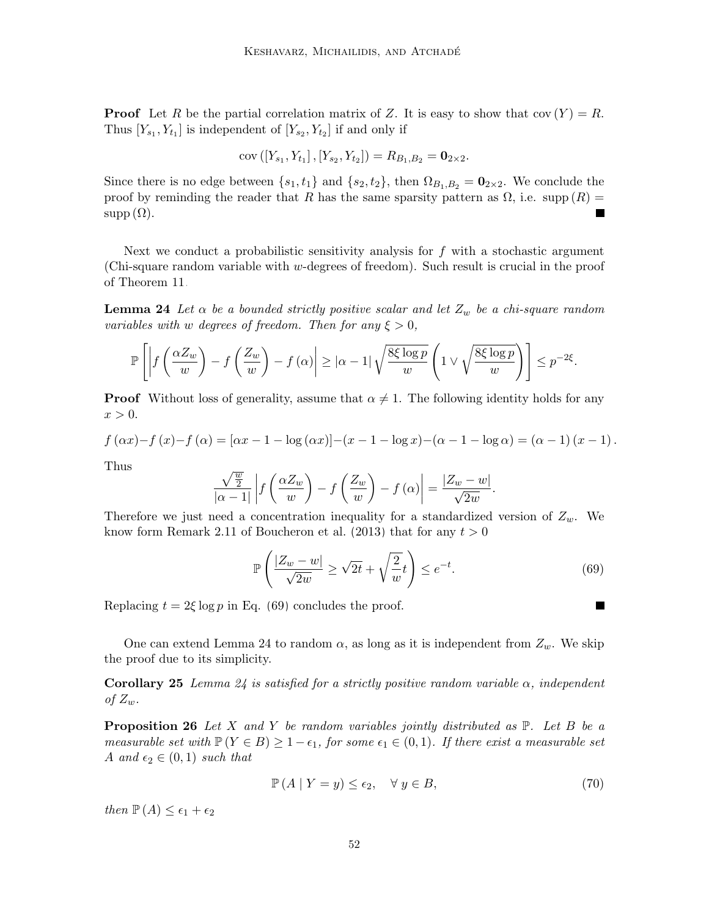**Proof** Let $R$ be the partial correlation matrix of $Z$. It is easy to show that $\text{cov}(Y) = R$. Thus $[Y_{s_1}, Y_{t_1}]$ is independent of $[Y_{s_2}, Y_{t_2}]$ if and only if

$$\text{cov}\left([Y_{s_1}, Y_{t_1}], [Y_{s_2}, Y_{t_2}]\right) = R_{B_1,B_2} = \mathbf{0}_{2\times 2}.$$

Since there is no edge between $\{s_1, t_1\}$ and $\{s_2, t_2\}$, then $\Omega_{B_1,B_2} = \mathbf{0}_{2\times 2}$. We conclude the proof by reminding the reader that $R$ has the same sparsity pattern as $\Omega$, i.e. $\text{supp}(R) = \text{supp}(\Omega)$. ∎

Next we conduct a probabilistic sensitivity analysis for $f$ with a stochastic argument (Chi-square random variable with $w$-degrees of freedom). Such result is crucial in the proof of Theorem 11.

**Lemma 24** *Let $\alpha$ be a bounded strictly positive scalar and let $Z_w$ be a chi-square random variables with $w$ degrees of freedom. Then for any $\xi > 0$,*

$$\mathbb{P}\left[\left|f\left(\frac{\alpha Z_w}{w}\right) - f\left(\frac{Z_w}{w}\right) - f(\alpha)\right| \geq |\alpha - 1|\sqrt{\frac{8\xi \log p}{w}}\left(1 \vee \sqrt{\frac{8\xi \log p}{w}}\right)\right] \leq p^{-2\xi}.$$

**Proof** Without loss of generality, assume that $\alpha \neq 1$. The following identity holds for any $x > 0$.

$$f(\alpha x) - f(x) - f(\alpha) = [\alpha x - 1 - \log(\alpha x)] - (x - 1 - \log x) - (\alpha - 1 - \log \alpha) = (\alpha - 1)(x - 1).$$

Thus

$$\frac{\sqrt{\frac{w}{2}}}{|\alpha - 1|}\left|f\left(\frac{\alpha Z_w}{w}\right) - f\left(\frac{Z_w}{w}\right) - f(\alpha)\right| = \frac{|Z_w - w|}{\sqrt{2w}}.$$

Therefore we just need a concentration inequality for a standardized version of $Z_w$. We know form Remark 2.11 of Boucheron et al. (2013) that for any $t > 0$

$$\mathbb{P}\left(\frac{|Z_w - w|}{\sqrt{2w}} \geq \sqrt{2t} + \sqrt{\frac{2}{w}}t\right) \leq e^{-t}. \tag{69}$$

Replacing $t = 2\xi \log p$ in Eq. (69) concludes the proof. ∎

One can extend Lemma 24 to random $\alpha$, as long as it is independent from $Z_w$. We skip the proof due to its simplicity.

**Corollary 25** *Lemma 24 is satisfied for a strictly positive random variable $\alpha$, independent of $Z_w$.*

**Proposition 26** *Let $X$ and $Y$ be random variables jointly distributed as $\mathbb{P}$. Let $B$ be a measurable set with $\mathbb{P}(Y \in B) \geq 1 - \epsilon_1$, for some $\epsilon_1 \in (0,1)$. If there exist a measurable set $A$ and $\epsilon_2 \in (0,1)$ such that*

$$\mathbb{P}(A \mid Y = y) \leq \epsilon_2, \quad \forall\, y \in B, \tag{70}$$

*then $\mathbb{P}(A) \leq \epsilon_1 + \epsilon_2$*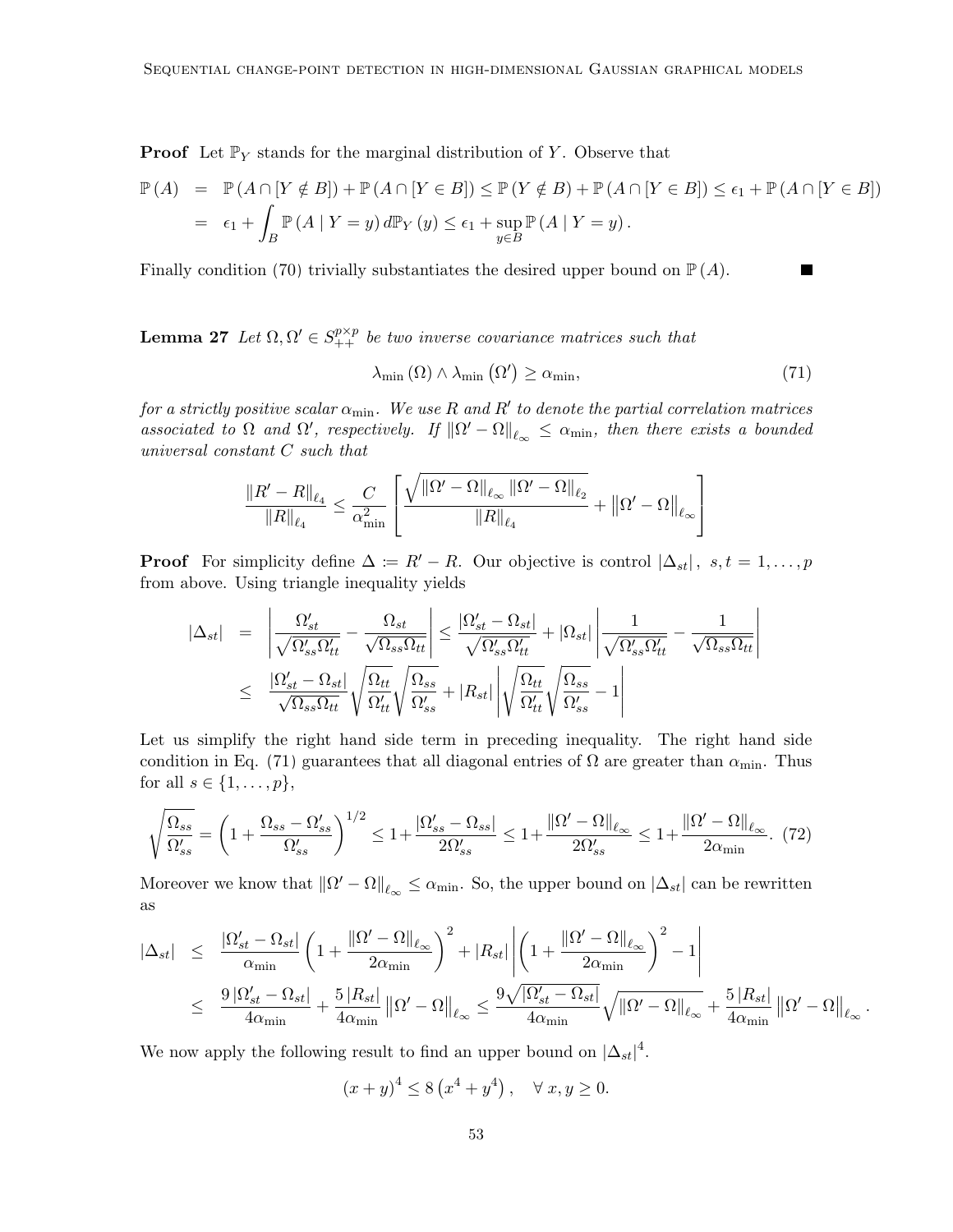**Proof** Let $\mathbb{P}_Y$ stands for the marginal distribution of $Y$. Observe that

$$
\begin{aligned}
\mathbb{P}(A) &= \mathbb{P}(A \cap [Y \notin B]) + \mathbb{P}(A \cap [Y \in B]) \leq \mathbb{P}(Y \notin B) + \mathbb{P}(A \cap [Y \in B]) \leq \epsilon_1 + \mathbb{P}(A \cap [Y \in B]) \\
&= \epsilon_1 + \int_B \mathbb{P}(A \mid Y = y)\, d\mathbb{P}_Y(y) \leq \epsilon_1 + \sup_{y \in B} \mathbb{P}(A \mid Y = y).
\end{aligned}
$$

Finally condition (70) trivially substantiates the desired upper bound on $\mathbb{P}(A)$. ■

**Lemma 27** *Let $\Omega, \Omega' \in S_{++}^{p\times p}$ be two inverse covariance matrices such that*

$$
\lambda_{\min}(\Omega) \wedge \lambda_{\min}(\Omega') \geq \alpha_{\min}, \tag{71}
$$

*for a strictly positive scalar $\alpha_{\min}$. We use $R$ and $R'$ to denote the partial correlation matrices associated to $\Omega$ and $\Omega'$, respectively. If $\|\Omega' - \Omega\|_{\ell_\infty} \leq \alpha_{\min}$, then there exists a bounded universal constant $C$ such that*

$$
\frac{\|R' - R\|_{\ell_4}}{\|R\|_{\ell_4}} \leq \frac{C}{\alpha_{\min}^2}\left[\frac{\sqrt{\|\Omega' - \Omega\|_{\ell_\infty}\|\Omega' - \Omega\|_{\ell_2}}}{\|R\|_{\ell_4}} + \left\|\Omega' - \Omega\right\|_{\ell_\infty}\right]
$$

**Proof** For simplicity define $\Delta := R' - R$. Our objective is control $|\Delta_{st}|$, $s,t = 1,\ldots,p$ from above. Using triangle inequality yields

$$
\begin{aligned}
|\Delta_{st}| &= \left|\frac{\Omega'_{st}}{\sqrt{\Omega'_{ss}\Omega'_{tt}}} - \frac{\Omega_{st}}{\sqrt{\Omega_{ss}\Omega_{tt}}}\right| \leq \frac{|\Omega'_{st} - \Omega_{st}|}{\sqrt{\Omega'_{ss}\Omega'_{tt}}} + |\Omega_{st}|\left|\frac{1}{\sqrt{\Omega'_{ss}\Omega'_{tt}}} - \frac{1}{\sqrt{\Omega_{ss}\Omega_{tt}}}\right| \\
&\leq \frac{|\Omega'_{st} - \Omega_{st}|}{\sqrt{\Omega_{ss}\Omega_{tt}}}\sqrt{\frac{\Omega_{tt}}{\Omega'_{tt}}}\sqrt{\frac{\Omega_{ss}}{\Omega'_{ss}}} + |R_{st}|\left|\sqrt{\frac{\Omega_{tt}}{\Omega'_{tt}}}\sqrt{\frac{\Omega_{ss}}{\Omega'_{ss}}} - 1\right|
\end{aligned}
$$

Let us simplify the right hand side term in preceding inequality. The right hand side condition in Eq. (71) guarantees that all diagonal entries of $\Omega$ are greater than $\alpha_{\min}$. Thus for all $s \in \{1,\ldots,p\}$,

$$
\sqrt{\frac{\Omega_{ss}}{\Omega'_{ss}}} = \left(1 + \frac{\Omega_{ss} - \Omega'_{ss}}{\Omega'_{ss}}\right)^{1/2} \leq 1 + \frac{|\Omega'_{ss} - \Omega_{ss}|}{2\Omega'_{ss}} \leq 1 + \frac{\|\Omega' - \Omega\|_{\ell_\infty}}{2\Omega'_{ss}} \leq 1 + \frac{\|\Omega' - \Omega\|_{\ell_\infty}}{2\alpha_{\min}}. \tag{72}
$$

Moreover we know that $\|\Omega' - \Omega\|_{\ell_\infty} \leq \alpha_{\min}$. So, the upper bound on $|\Delta_{st}|$ can be rewritten as

$$
\begin{aligned}
|\Delta_{st}| &\leq \frac{|\Omega'_{st} - \Omega_{st}|}{\alpha_{\min}}\left(1 + \frac{\|\Omega' - \Omega\|_{\ell_\infty}}{2\alpha_{\min}}\right)^2 + |R_{st}|\left|\left(1 + \frac{\|\Omega' - \Omega\|_{\ell_\infty}}{2\alpha_{\min}}\right)^2 - 1\right| \\
&\leq \frac{9\,|\Omega'_{st} - \Omega_{st}|}{4\alpha_{\min}} + \frac{5\,|R_{st}|}{4\alpha_{\min}}\left\|\Omega' - \Omega\right\|_{\ell_\infty} \leq \frac{9\sqrt{|\Omega'_{st} - \Omega_{st}|}}{4\alpha_{\min}}\sqrt{\|\Omega' - \Omega\|_{\ell_\infty}} + \frac{5\,|R_{st}|}{4\alpha_{\min}}\left\|\Omega' - \Omega\right\|_{\ell_\infty}.
\end{aligned}
$$

We now apply the following result to find an upper bound on $|\Delta_{st}|^4$.

$$
(x+y)^4 \leq 8\left(x^4 + y^4\right), \quad \forall\, x, y \geq 0.
$$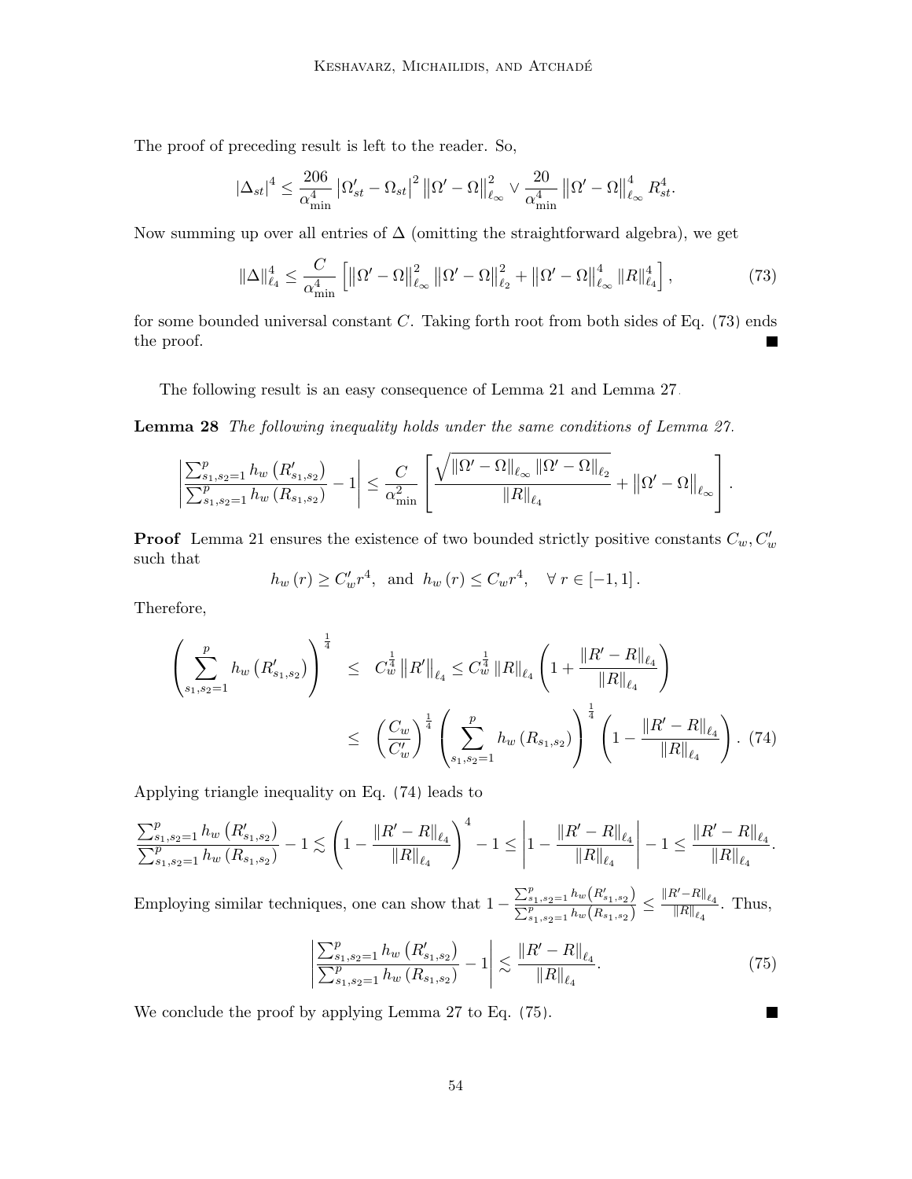The proof of preceding result is left to the reader. So,

$$\left|\Delta_{st}\right|^4 \leq \frac{206}{\alpha_{\min}^4}\left|\Omega'_{st}-\Omega_{st}\right|^2 \left\|\Omega'-\Omega\right\|_{\ell_\infty}^2 \vee \frac{20}{\alpha_{\min}^4}\left\|\Omega'-\Omega\right\|_{\ell_\infty}^4 R_{st}^4.$$

Now summing up over all entries of $\Delta$ (omitting the straightforward algebra), we get

$$\|\Delta\|_{\ell_4}^4 \leq \frac{C}{\alpha_{\min}^4}\left[\left\|\Omega'-\Omega\right\|_{\ell_\infty}^2 \left\|\Omega'-\Omega\right\|_{\ell_2}^2 + \left\|\Omega'-\Omega\right\|_{\ell_\infty}^4 \|R\|_{\ell_4}^4\right], \tag{73}$$

for some bounded universal constant $C$. Taking forth root from both sides of Eq. (73) ends the proof. ■

The following result is an easy consequence of Lemma 21 and Lemma 27.

**Lemma 28** *The following inequality holds under the same conditions of Lemma 27.*

$$\left|\frac{\sum_{s_1,s_2=1}^{p} h_w\left(R'_{s_1,s_2}\right)}{\sum_{s_1,s_2=1}^{p} h_w\left(R_{s_1,s_2}\right)} - 1\right| \leq \frac{C}{\alpha_{\min}^2}\left[\frac{\sqrt{\left\|\Omega'-\Omega\right\|_{\ell_\infty}\left\|\Omega'-\Omega\right\|_{\ell_2}}}{\|R\|_{\ell_4}} + \left\|\Omega'-\Omega\right\|_{\ell_\infty}\right].$$

**Proof** Lemma 21 ensures the existence of two bounded strictly positive constants $C_w, C'_w$ such that

$$h_w(r) \geq C'_w r^4, \text{ and } h_w(r) \leq C_w r^4, \quad \forall\, r \in [-1,1].$$

Therefore,

$$\begin{aligned}
\left(\sum_{s_1,s_2=1}^{p} h_w\left(R'_{s_1,s_2}\right)\right)^{\frac{1}{4}} &\leq C_w^{\frac{1}{4}}\left\|R'\right\|_{\ell_4} \leq C_w^{\frac{1}{4}}\|R\|_{\ell_4}\left(1+\frac{\|R'-R\|_{\ell_4}}{\|R\|_{\ell_4}}\right) \\
&\leq \left(\frac{C_w}{C'_w}\right)^{\frac{1}{4}}\left(\sum_{s_1,s_2=1}^{p} h_w\left(R_{s_1,s_2}\right)\right)^{\frac{1}{4}}\left(1-\frac{\|R'-R\|_{\ell_4}}{\|R\|_{\ell_4}}\right). \quad (74)
\end{aligned}$$

Applying triangle inequality on Eq. (74) leads to

$$\frac{\sum_{s_1,s_2=1}^{p} h_w\left(R'_{s_1,s_2}\right)}{\sum_{s_1,s_2=1}^{p} h_w\left(R_{s_1,s_2}\right)} - 1 \lesssim \left(1-\frac{\|R'-R\|_{\ell_4}}{\|R\|_{\ell_4}}\right)^4 - 1 \leq \left|1-\frac{\|R'-R\|_{\ell_4}}{\|R\|_{\ell_4}}\right| - 1 \leq \frac{\|R'-R\|_{\ell_4}}{\|R\|_{\ell_4}}.$$

Employing similar techniques, one can show that $1-\frac{\sum_{s_1,s_2=1}^{p} h_w\left(R'_{s_1,s_2}\right)}{\sum_{s_1,s_2=1}^{p} h_w\left(R_{s_1,s_2}\right)} \leq \frac{\|R'-R\|_{\ell_4}}{\|R\|_{\ell_4}}$. Thus,

$$\left|\frac{\sum_{s_1,s_2=1}^{p} h_w\left(R'_{s_1,s_2}\right)}{\sum_{s_1,s_2=1}^{p} h_w\left(R_{s_1,s_2}\right)} - 1\right| \lesssim \frac{\|R'-R\|_{\ell_4}}{\|R\|_{\ell_4}}. \tag{75}$$

We conclude the proof by applying Lemma 27 to Eq. (75). ■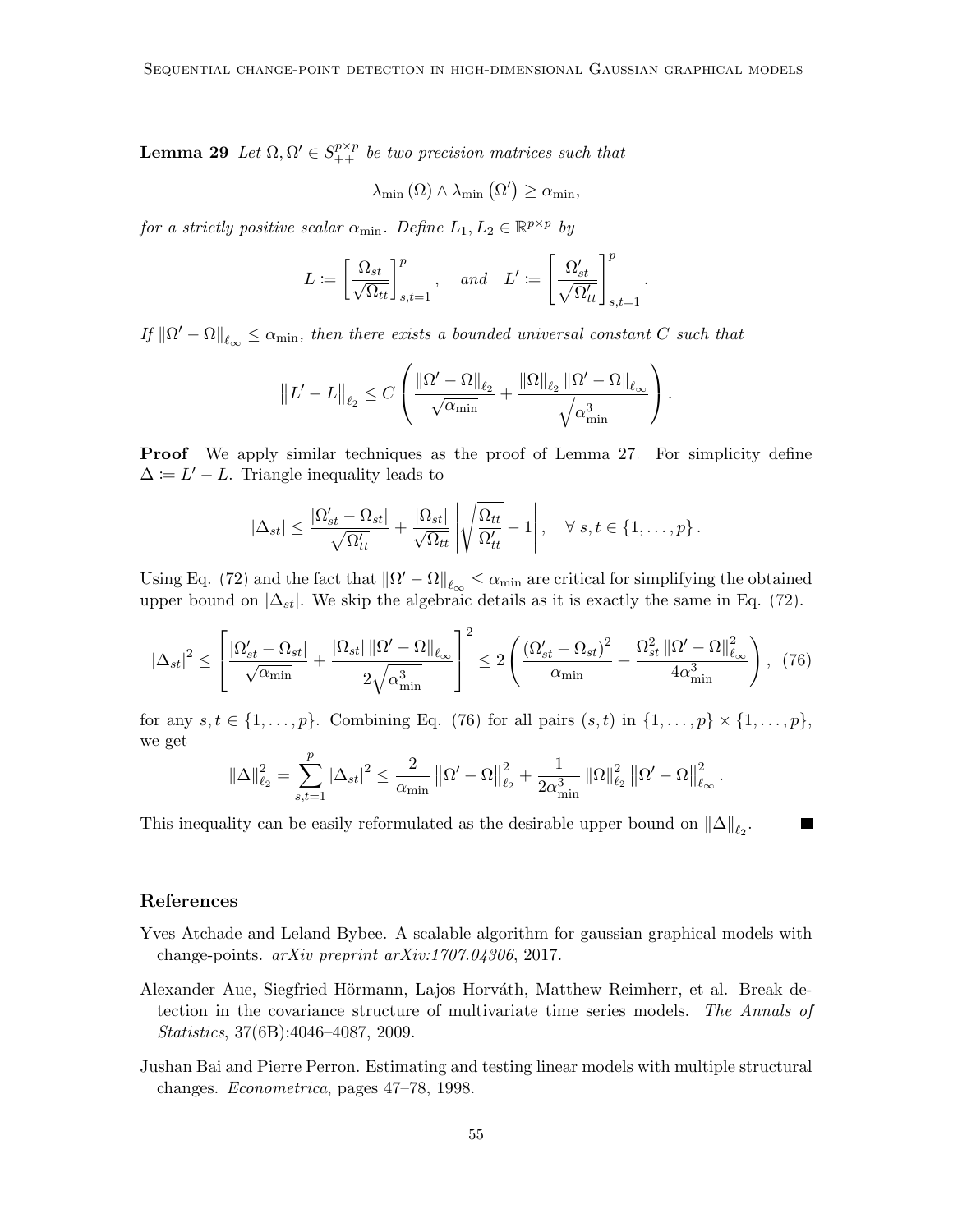**Lemma 29** *Let $\Omega, \Omega' \in S_{++}^{p \times p}$ be two precision matrices such that*

$$\lambda_{\min}(\Omega) \wedge \lambda_{\min}(\Omega') \geq \alpha_{\min},$$

*for a strictly positive scalar $\alpha_{\min}$. Define $L_1, L_2 \in \mathbb{R}^{p \times p}$ by*

$$L := \left[ \frac{\Omega_{st}}{\sqrt{\Omega_{tt}}} \right]_{s,t=1}^{p}, \quad \text{and} \quad L' := \left[ \frac{\Omega'_{st}}{\sqrt{\Omega'_{tt}}} \right]_{s,t=1}^{p}.$$

*If $\|\Omega' - \Omega\|_{\ell_\infty} \leq \alpha_{\min}$, then there exists a bounded universal constant $C$ such that*

$$\|L' - L\|_{\ell_2} \leq C \left( \frac{\|\Omega' - \Omega\|_{\ell_2}}{\sqrt{\alpha_{\min}}} + \frac{\|\Omega\|_{\ell_2} \|\Omega' - \Omega\|_{\ell_\infty}}{\sqrt{\alpha_{\min}^3}} \right).$$

**Proof** We apply similar techniques as the proof of Lemma 27. For simplicity define $\Delta := L' - L$. Triangle inequality leads to

$$|\Delta_{st}| \leq \frac{|\Omega'_{st} - \Omega_{st}|}{\sqrt{\Omega'_{tt}}} + \frac{|\Omega_{st}|}{\sqrt{\Omega_{tt}}} \left| \sqrt{\frac{\Omega_{tt}}{\Omega'_{tt}}} - 1 \right|, \quad \forall\, s, t \in \{1, \ldots, p\}.$$

Using Eq. (72) and the fact that $\|\Omega' - \Omega\|_{\ell_\infty} \leq \alpha_{\min}$ are critical for simplifying the obtained upper bound on $|\Delta_{st}|$. We skip the algebraic details as it is exactly the same in Eq. (72).

$$|\Delta_{st}|^2 \leq \left[ \frac{|\Omega'_{st} - \Omega_{st}|}{\sqrt{\alpha_{\min}}} + \frac{|\Omega_{st}| \|\Omega' - \Omega\|_{\ell_\infty}}{2\sqrt{\alpha_{\min}^3}} \right]^2 \leq 2 \left( \frac{(\Omega'_{st} - \Omega_{st})^2}{\alpha_{\min}} + \frac{\Omega_{st}^2 \|\Omega' - \Omega\|_{\ell_\infty}^2}{4\alpha_{\min}^3} \right), \quad (76)$$

for any $s, t \in \{1, \ldots, p\}$. Combining Eq. (76) for all pairs $(s, t)$ in $\{1, \ldots, p\} \times \{1, \ldots, p\}$, we get

$$\|\Delta\|_{\ell_2}^2 = \sum_{s,t=1}^{p} |\Delta_{st}|^2 \leq \frac{2}{\alpha_{\min}} \|\Omega' - \Omega\|_{\ell_2}^2 + \frac{1}{2\alpha_{\min}^3} \|\Omega\|_{\ell_2}^2 \|\Omega' - \Omega\|_{\ell_\infty}^2.$$

This inequality can be easily reformulated as the desirable upper bound on $\|\Delta\|_{\ell_2}$. ∎

## References

Yves Atchade and Leland Bybee. A scalable algorithm for gaussian graphical models with change-points. *arXiv preprint arXiv:1707.04306*, 2017.

Alexander Aue, Siegfried Hörmann, Lajos Horváth, Matthew Reimherr, et al. Break detection in the covariance structure of multivariate time series models. *The Annals of Statistics*, 37(6B):4046–4087, 2009.

Jushan Bai and Pierre Perron. Estimating and testing linear models with multiple structural changes. *Econometrica*, pages 47–78, 1998.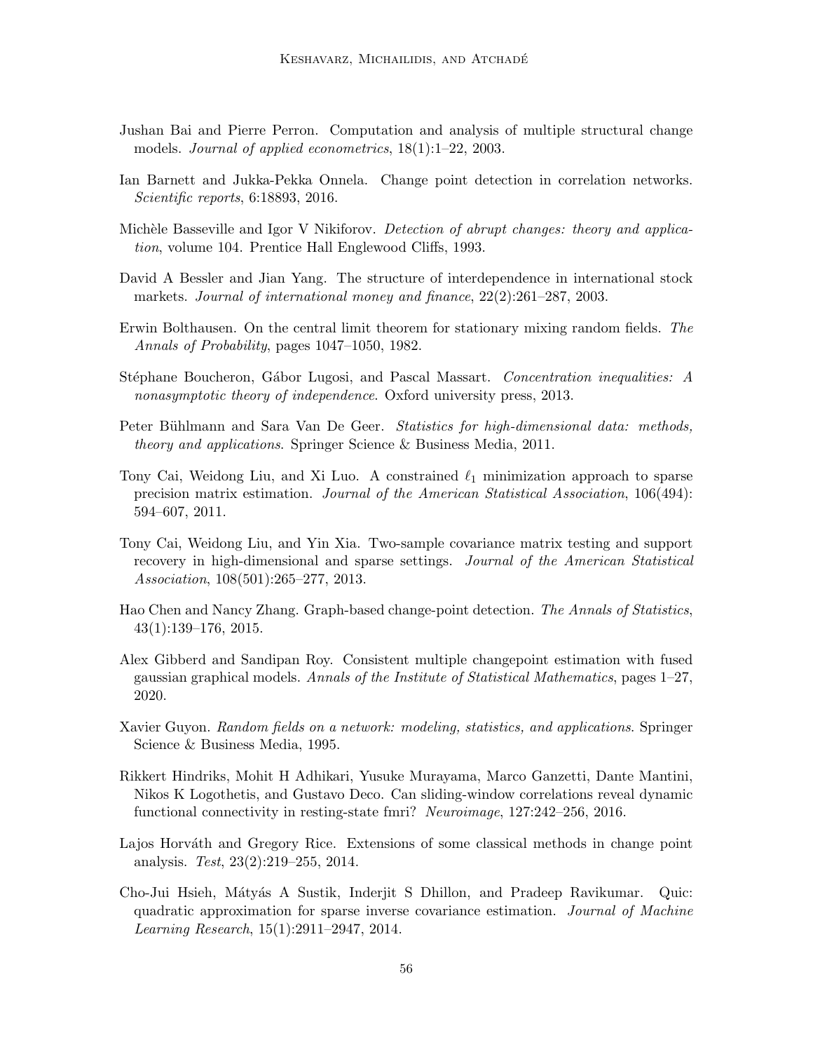Jushan Bai and Pierre Perron. Computation and analysis of multiple structural change models. *Journal of applied econometrics*, 18(1):1–22, 2003.

Ian Barnett and Jukka-Pekka Onnela. Change point detection in correlation networks. *Scientific reports*, 6:18893, 2016.

Michèle Basseville and Igor V Nikiforov. *Detection of abrupt changes: theory and application*, volume 104. Prentice Hall Englewood Cliffs, 1993.

David A Bessler and Jian Yang. The structure of interdependence in international stock markets. *Journal of international money and finance*, 22(2):261–287, 2003.

Erwin Bolthausen. On the central limit theorem for stationary mixing random fields. *The Annals of Probability*, pages 1047–1050, 1982.

Stéphane Boucheron, Gábor Lugosi, and Pascal Massart. *Concentration inequalities: A nonasymptotic theory of independence*. Oxford university press, 2013.

Peter Bühlmann and Sara Van De Geer. *Statistics for high-dimensional data: methods, theory and applications*. Springer Science & Business Media, 2011.

Tony Cai, Weidong Liu, and Xi Luo. A constrained $\ell_1$ minimization approach to sparse precision matrix estimation. *Journal of the American Statistical Association*, 106(494): 594–607, 2011.

Tony Cai, Weidong Liu, and Yin Xia. Two-sample covariance matrix testing and support recovery in high-dimensional and sparse settings. *Journal of the American Statistical Association*, 108(501):265–277, 2013.

Hao Chen and Nancy Zhang. Graph-based change-point detection. *The Annals of Statistics*, 43(1):139–176, 2015.

Alex Gibberd and Sandipan Roy. Consistent multiple changepoint estimation with fused gaussian graphical models. *Annals of the Institute of Statistical Mathematics*, pages 1–27, 2020.

Xavier Guyon. *Random fields on a network: modeling, statistics, and applications*. Springer Science & Business Media, 1995.

Rikkert Hindriks, Mohit H Adhikari, Yusuke Murayama, Marco Ganzetti, Dante Mantini, Nikos K Logothetis, and Gustavo Deco. Can sliding-window correlations reveal dynamic functional connectivity in resting-state fmri? *Neuroimage*, 127:242–256, 2016.

Lajos Horváth and Gregory Rice. Extensions of some classical methods in change point analysis. *Test*, 23(2):219–255, 2014.

Cho-Jui Hsieh, Mátyás A Sustik, Inderjit S Dhillon, and Pradeep Ravikumar. Quic: quadratic approximation for sparse inverse covariance estimation. *Journal of Machine Learning Research*, 15(1):2911–2947, 2014.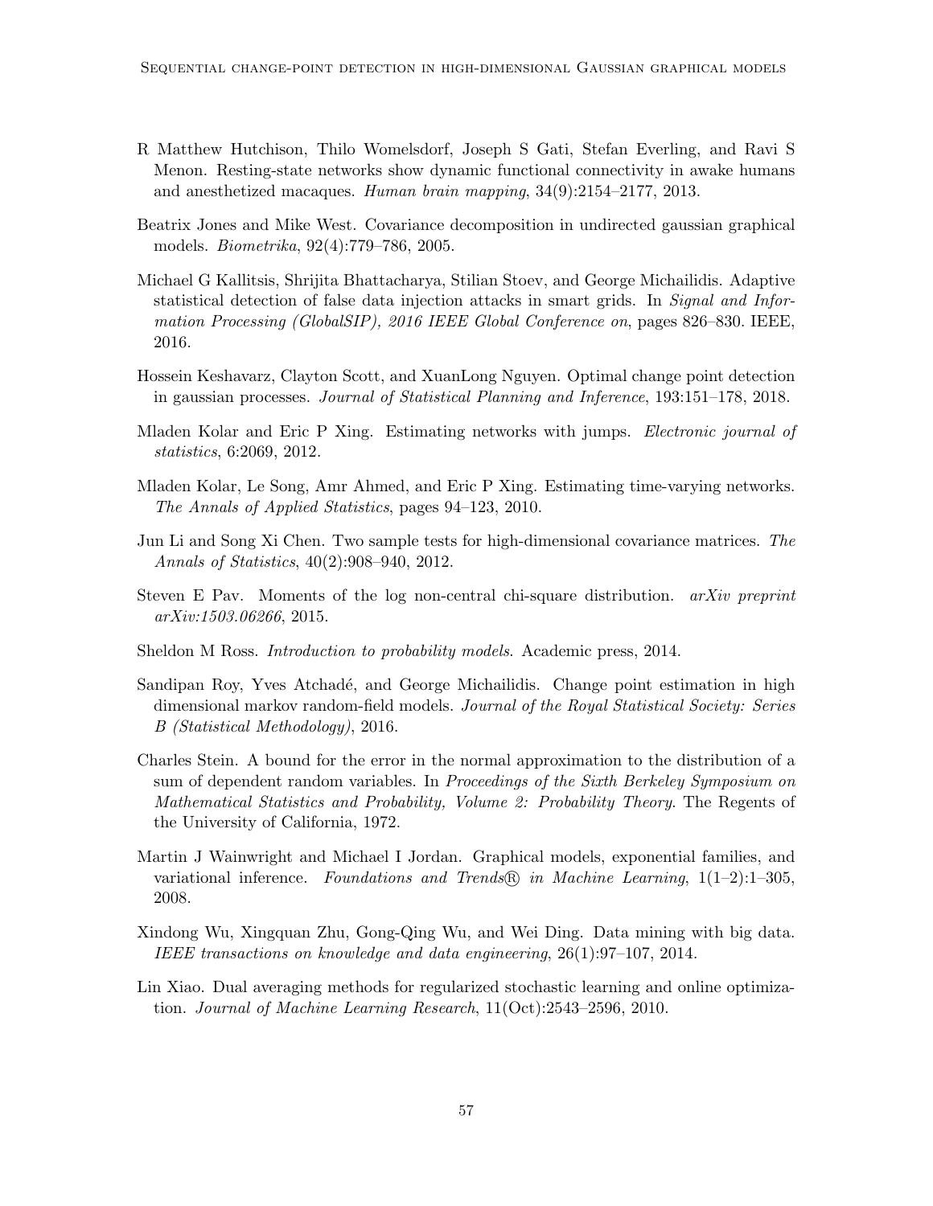R Matthew Hutchison, Thilo Womelsdorf, Joseph S Gati, Stefan Everling, and Ravi S Menon. Resting-state networks show dynamic functional connectivity in awake humans and anesthetized macaques. *Human brain mapping*, 34(9):2154–2177, 2013.

Beatrix Jones and Mike West. Covariance decomposition in undirected gaussian graphical models. *Biometrika*, 92(4):779–786, 2005.

Michael G Kallitsis, Shrijita Bhattacharya, Stilian Stoev, and George Michailidis. Adaptive statistical detection of false data injection attacks in smart grids. In *Signal and Information Processing (GlobalSIP), 2016 IEEE Global Conference on*, pages 826–830. IEEE, 2016.

Hossein Keshavarz, Clayton Scott, and XuanLong Nguyen. Optimal change point detection in gaussian processes. *Journal of Statistical Planning and Inference*, 193:151–178, 2018.

Mladen Kolar and Eric P Xing. Estimating networks with jumps. *Electronic journal of statistics*, 6:2069, 2012.

Mladen Kolar, Le Song, Amr Ahmed, and Eric P Xing. Estimating time-varying networks. *The Annals of Applied Statistics*, pages 94–123, 2010.

Jun Li and Song Xi Chen. Two sample tests for high-dimensional covariance matrices. *The Annals of Statistics*, 40(2):908–940, 2012.

Steven E Pav. Moments of the log non-central chi-square distribution. *arXiv preprint arXiv:1503.06266*, 2015.

Sheldon M Ross. *Introduction to probability models*. Academic press, 2014.

Sandipan Roy, Yves Atchadé, and George Michailidis. Change point estimation in high dimensional markov random-field models. *Journal of the Royal Statistical Society: Series B (Statistical Methodology)*, 2016.

Charles Stein. A bound for the error in the normal approximation to the distribution of a sum of dependent random variables. In *Proceedings of the Sixth Berkeley Symposium on Mathematical Statistics and Probability, Volume 2: Probability Theory*. The Regents of the University of California, 1972.

Martin J Wainwright and Michael I Jordan. Graphical models, exponential families, and variational inference. *Foundations and Trends® in Machine Learning*, 1(1–2):1–305, 2008.

Xindong Wu, Xingquan Zhu, Gong-Qing Wu, and Wei Ding. Data mining with big data. *IEEE transactions on knowledge and data engineering*, 26(1):97–107, 2014.

Lin Xiao. Dual averaging methods for regularized stochastic learning and online optimization. *Journal of Machine Learning Research*, 11(Oct):2543–2596, 2010.